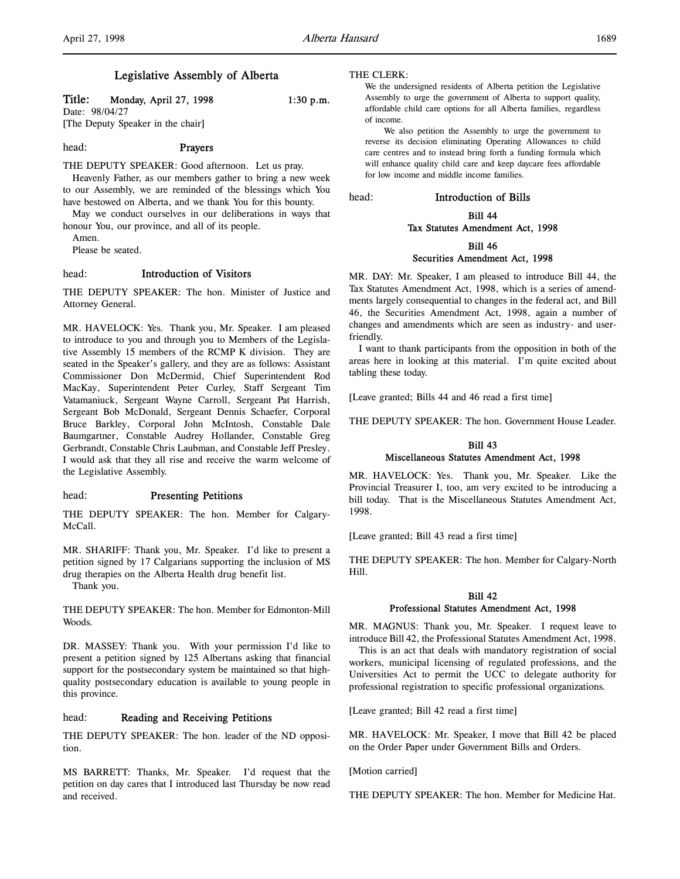# Legislative Assembly of Alberta

**Title: Monday, April 27, 1998 1:30 p.m.**

Date: 98/04/27

[The Deputy Speaker in the chair]

head: **Prayers**

THE DEPUTY SPEAKER: Good afternoon. Let us pray.

Heavenly Father, as our members gather to bring a new week to our Assembly, we are reminded of the blessings which You have bestowed on Alberta, and we thank You for this bounty.

May we conduct ourselves in our deliberations in ways that honour You, our province, and all of its people.

Amen.

Please be seated.

head: **Introduction of Visitors**

THE DEPUTY SPEAKER: The hon. Minister of Justice and Attorney General.

MR. HAVELOCK: Yes. Thank you, Mr. Speaker. I am pleased to introduce to you and through you to Members of the Legislative Assembly 15 members of the RCMP K division. They are seated in the Speaker's gallery, and they are as follows: Assistant Commissioner Don McDermid, Chief Superintendent Rod MacKay, Superintendent Peter Curley, Staff Sergeant Tim Vatamaniuck, Sergeant Wayne Carroll, Sergeant Pat Harrish, Sergeant Bob McDonald, Sergeant Dennis Schaefer, Corporal Bruce Barkley, Corporal John McIntosh, Constable Dale Baumgartner, Constable Audrey Hollander, Constable Greg Gerbrandt, Constable Chris Laubman, and Constable Jeff Presley. I would ask that they all rise and receive the warm welcome of the Legislative Assembly.

head: **Presenting Petitions**

THE DEPUTY SPEAKER: The hon. Member for Calgary-McCall.

MR. SHARIFF: Thank you, Mr. Speaker. I'd like to present a petition signed by 17 Calgarians supporting the inclusion of MS drug therapies on the Alberta Health drug benefit list.

Thank you.

THE DEPUTY SPEAKER: The hon. Member for Edmonton-Mill Woods.

DR. MASSEY: Thank you. With your permission I'd like to present a petition signed by 125 Albertans asking that financial support for the postsecondary system be maintained so that high-quality postsecondary education is available to young people in this province.

head: **Reading and Receiving Petitions**

THE DEPUTY SPEAKER: The hon. leader of the ND opposition.

MS BARRETT: Thanks, Mr. Speaker. I'd request that the petition on day cares that I introduced last Thursday be now read and received.

THE CLERK:

> We the undersigned residents of Alberta petition the Legislative Assembly to urge the government of Alberta to support quality, affordable child care options for all Alberta families, regardless of income.
>
> We also petition the Assembly to urge the government to reverse its decision eliminating Operating Allowances to child care centres and to instead bring forth a funding formula which will enhance quality child care and keep daycare fees affordable for low income and middle income families.

head: **Introduction of Bills**

**Bill 44**
**Tax Statutes Amendment Act, 1998**

**Bill 46**
**Securities Amendment Act, 1998**

MR. DAY: Mr. Speaker, I am pleased to introduce Bill 44, the Tax Statutes Amendment Act, 1998, which is a series of amendments largely consequential to changes in the federal act, and Bill 46, the Securities Amendment Act, 1998, again a number of changes and amendments which are seen as industry- and user-friendly.

I want to thank participants from the opposition in both of the areas here in looking at this material. I'm quite excited about tabling these today.

[Leave granted; Bills 44 and 46 read a first time]

THE DEPUTY SPEAKER: The hon. Government House Leader.

**Bill 43**
**Miscellaneous Statutes Amendment Act, 1998**

MR. HAVELOCK: Yes. Thank you, Mr. Speaker. Like the Provincial Treasurer I, too, am very excited to be introducing a bill today. That is the Miscellaneous Statutes Amendment Act, 1998.

[Leave granted; Bill 43 read a first time]

THE DEPUTY SPEAKER: The hon. Member for Calgary-North Hill.

**Bill 42**
**Professional Statutes Amendment Act, 1998**

MR. MAGNUS: Thank you, Mr. Speaker. I request leave to introduce Bill 42, the Professional Statutes Amendment Act, 1998.

This is an act that deals with mandatory registration of social workers, municipal licensing of regulated professions, and the Universities Act to permit the UCC to delegate authority for professional registration to specific professional organizations.

[Leave granted; Bill 42 read a first time]

MR. HAVELOCK: Mr. Speaker, I move that Bill 42 be placed on the Order Paper under Government Bills and Orders.

[Motion carried]

THE DEPUTY SPEAKER: The hon. Member for Medicine Hat.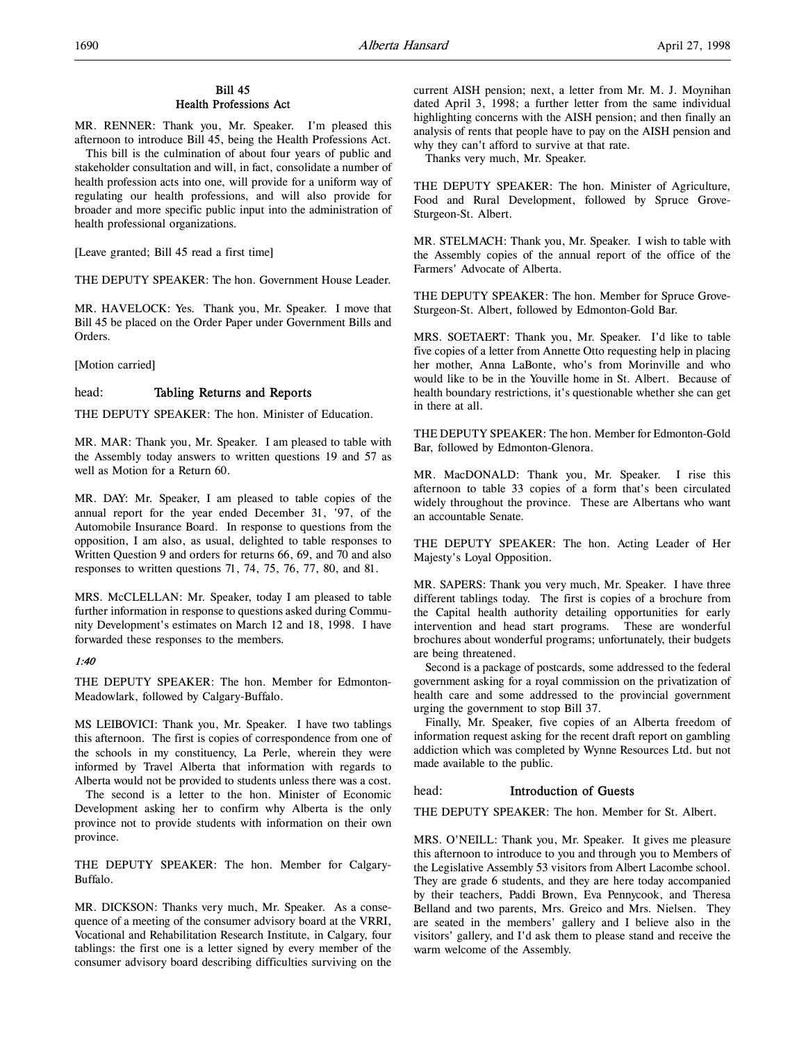### Bill 45
### Health Professions Act

MR. RENNER: Thank you, Mr. Speaker. I'm pleased this afternoon to introduce Bill 45, being the Health Professions Act.

This bill is the culmination of about four years of public and stakeholder consultation and will, in fact, consolidate a number of health profession acts into one, will provide for a uniform way of regulating our health professions, and will also provide for broader and more specific public input into the administration of health professional organizations.

[Leave granted; Bill 45 read a first time]

THE DEPUTY SPEAKER: The hon. Government House Leader.

MR. HAVELOCK: Yes. Thank you, Mr. Speaker. I move that Bill 45 be placed on the Order Paper under Government Bills and Orders.

[Motion carried]

## head: Tabling Returns and Reports

THE DEPUTY SPEAKER: The hon. Minister of Education.

MR. MAR: Thank you, Mr. Speaker. I am pleased to table with the Assembly today answers to written questions 19 and 57 as well as Motion for a Return 60.

MR. DAY: Mr. Speaker, I am pleased to table copies of the annual report for the year ended December 31, '97, of the Automobile Insurance Board. In response to questions from the opposition, I am also, as usual, delighted to table responses to Written Question 9 and orders for returns 66, 69, and 70 and also responses to written questions 71, 74, 75, 76, 77, 80, and 81.

MRS. McCLELLAN: Mr. Speaker, today I am pleased to table further information in response to questions asked during Community Development's estimates on March 12 and 18, 1998. I have forwarded these responses to the members.

*1:40*

THE DEPUTY SPEAKER: The hon. Member for Edmonton-Meadowlark, followed by Calgary-Buffalo.

MS LEIBOVICI: Thank you, Mr. Speaker. I have two tablings this afternoon. The first is copies of correspondence from one of the schools in my constituency, La Perle, wherein they were informed by Travel Alberta that information with regards to Alberta would not be provided to students unless there was a cost.

The second is a letter to the hon. Minister of Economic Development asking her to confirm why Alberta is the only province not to provide students with information on their own province.

THE DEPUTY SPEAKER: The hon. Member for Calgary-Buffalo.

MR. DICKSON: Thanks very much, Mr. Speaker. As a consequence of a meeting of the consumer advisory board at the VRRI, Vocational and Rehabilitation Research Institute, in Calgary, four tablings: the first one is a letter signed by every member of the consumer advisory board describing difficulties surviving on the current AISH pension; next, a letter from Mr. M. J. Moynihan dated April 3, 1998; a further letter from the same individual highlighting concerns with the AISH pension; and then finally an analysis of rents that people have to pay on the AISH pension and why they can't afford to survive at that rate.

Thanks very much, Mr. Speaker.

THE DEPUTY SPEAKER: The hon. Minister of Agriculture, Food and Rural Development, followed by Spruce Grove-Sturgeon-St. Albert.

MR. STELMACH: Thank you, Mr. Speaker. I wish to table with the Assembly copies of the annual report of the office of the Farmers' Advocate of Alberta.

THE DEPUTY SPEAKER: The hon. Member for Spruce Grove-Sturgeon-St. Albert, followed by Edmonton-Gold Bar.

MRS. SOETAERT: Thank you, Mr. Speaker. I'd like to table five copies of a letter from Annette Otto requesting help in placing her mother, Anna LaBonte, who's from Morinville and who would like to be in the Youville home in St. Albert. Because of health boundary restrictions, it's questionable whether she can get in there at all.

THE DEPUTY SPEAKER: The hon. Member for Edmonton-Gold Bar, followed by Edmonton-Glenora.

MR. MacDONALD: Thank you, Mr. Speaker. I rise this afternoon to table 33 copies of a form that's been circulated widely throughout the province. These are Albertans who want an accountable Senate.

THE DEPUTY SPEAKER: The hon. Acting Leader of Her Majesty's Loyal Opposition.

MR. SAPERS: Thank you very much, Mr. Speaker. I have three different tablings today. The first is copies of a brochure from the Capital health authority detailing opportunities for early intervention and head start programs. These are wonderful brochures about wonderful programs; unfortunately, their budgets are being threatened.

Second is a package of postcards, some addressed to the federal government asking for a royal commission on the privatization of health care and some addressed to the provincial government urging the government to stop Bill 37.

Finally, Mr. Speaker, five copies of an Alberta freedom of information request asking for the recent draft report on gambling addiction which was completed by Wynne Resources Ltd. but not made available to the public.

## head: Introduction of Guests

THE DEPUTY SPEAKER: The hon. Member for St. Albert.

MRS. O'NEILL: Thank you, Mr. Speaker. It gives me pleasure this afternoon to introduce to you and through you to Members of the Legislative Assembly 53 visitors from Albert Lacombe school. They are grade 6 students, and they are here today accompanied by their teachers, Paddi Brown, Eva Pennycook, and Theresa Belland and two parents, Mrs. Greico and Mrs. Nielsen. They are seated in the members' gallery and I believe also in the visitors' gallery, and I'd ask them to please stand and receive the warm welcome of the Assembly.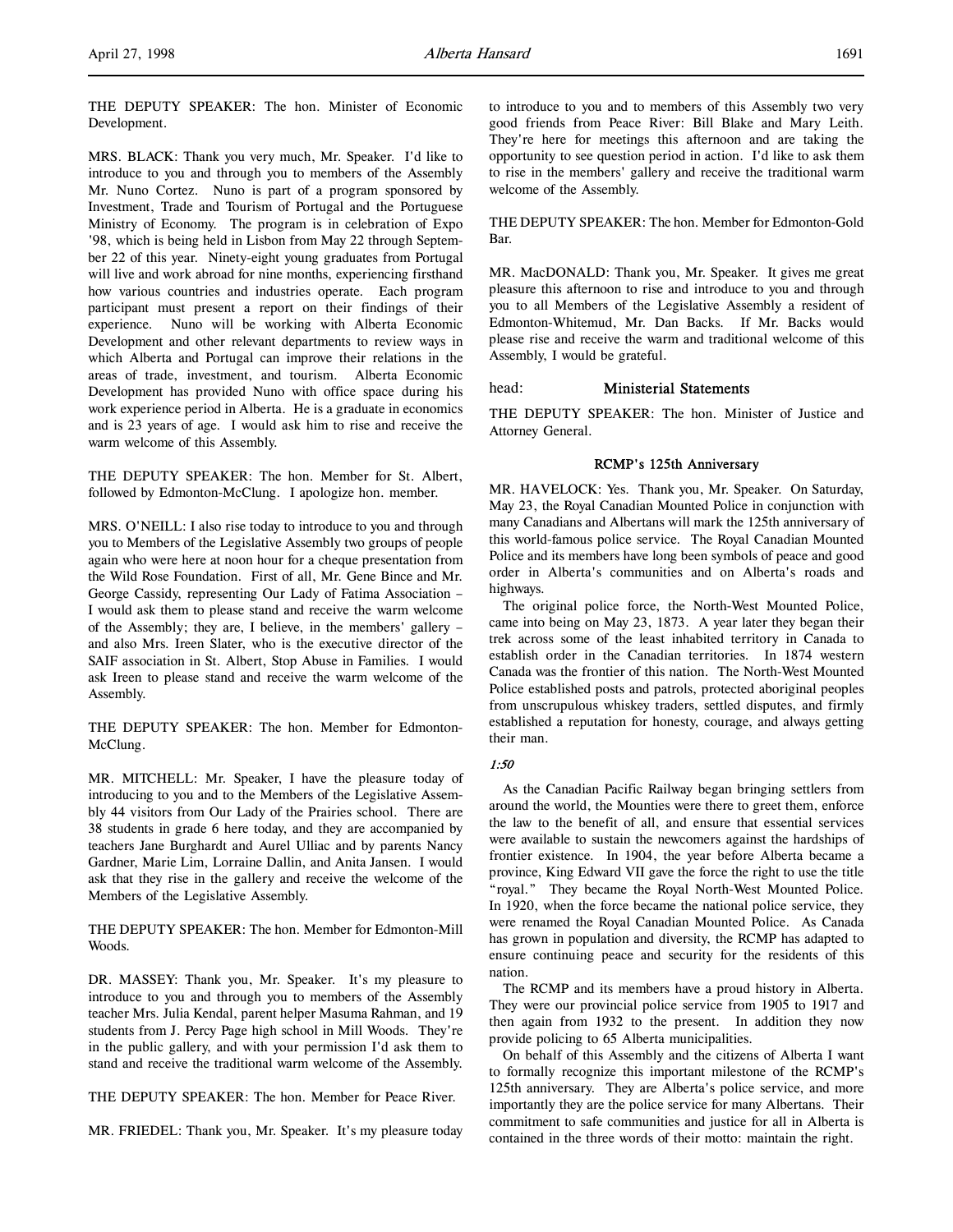THE DEPUTY SPEAKER: The hon. Minister of Economic Development.

MRS. BLACK: Thank you very much, Mr. Speaker. I'd like to introduce to you and through you to members of the Assembly Mr. Nuno Cortez. Nuno is part of a program sponsored by Investment, Trade and Tourism of Portugal and the Portuguese Ministry of Economy. The program is in celebration of Expo '98, which is being held in Lisbon from May 22 through September 22 of this year. Ninety-eight young graduates from Portugal will live and work abroad for nine months, experiencing firsthand how various countries and industries operate. Each program participant must present a report on their findings of their experience. Nuno will be working with Alberta Economic Development and other relevant departments to review ways in which Alberta and Portugal can improve their relations in the areas of trade, investment, and tourism. Alberta Economic Development has provided Nuno with office space during his work experience period in Alberta. He is a graduate in economics and is 23 years of age. I would ask him to rise and receive the warm welcome of this Assembly.

THE DEPUTY SPEAKER: The hon. Member for St. Albert, followed by Edmonton-McClung. I apologize hon. member.

MRS. O'NEILL: I also rise today to introduce to you and through you to Members of the Legislative Assembly two groups of people again who were here at noon hour for a cheque presentation from the Wild Rose Foundation. First of all, Mr. Gene Bince and Mr. George Cassidy, representing Our Lady of Fatima Association – I would ask them to please stand and receive the warm welcome of the Assembly; they are, I believe, in the members' gallery – and also Mrs. Ireen Slater, who is the executive director of the SAIF association in St. Albert, Stop Abuse in Families. I would ask Ireen to please stand and receive the warm welcome of the Assembly.

THE DEPUTY SPEAKER: The hon. Member for Edmonton-McClung.

MR. MITCHELL: Mr. Speaker, I have the pleasure today of introducing to you and to the Members of the Legislative Assembly 44 visitors from Our Lady of the Prairies school. There are 38 students in grade 6 here today, and they are accompanied by teachers Jane Burghardt and Aurel Ulliac and by parents Nancy Gardner, Marie Lim, Lorraine Dallin, and Anita Jansen. I would ask that they rise in the gallery and receive the welcome of the Members of the Legislative Assembly.

THE DEPUTY SPEAKER: The hon. Member for Edmonton-Mill Woods.

DR. MASSEY: Thank you, Mr. Speaker. It's my pleasure to introduce to you and through you to members of the Assembly teacher Mrs. Julia Kendal, parent helper Masuma Rahman, and 19 students from J. Percy Page high school in Mill Woods. They're in the public gallery, and with your permission I'd ask them to stand and receive the traditional warm welcome of the Assembly.

THE DEPUTY SPEAKER: The hon. Member for Peace River.

MR. FRIEDEL: Thank you, Mr. Speaker. It's my pleasure today to introduce to you and to members of this Assembly two very good friends from Peace River: Bill Blake and Mary Leith. They're here for meetings this afternoon and are taking the opportunity to see question period in action. I'd like to ask them to rise in the members' gallery and receive the traditional warm welcome of the Assembly.

THE DEPUTY SPEAKER: The hon. Member for Edmonton-Gold Bar.

MR. MacDONALD: Thank you, Mr. Speaker. It gives me great pleasure this afternoon to rise and introduce to you and through you to all Members of the Legislative Assembly a resident of Edmonton-Whitemud, Mr. Dan Backs. If Mr. Backs would please rise and receive the warm and traditional welcome of this Assembly, I would be grateful.

head: **Ministerial Statements**

THE DEPUTY SPEAKER: The hon. Minister of Justice and Attorney General.

### RCMP's 125th Anniversary

MR. HAVELOCK: Yes. Thank you, Mr. Speaker. On Saturday, May 23, the Royal Canadian Mounted Police in conjunction with many Canadians and Albertans will mark the 125th anniversary of this world-famous police service. The Royal Canadian Mounted Police and its members have long been symbols of peace and good order in Alberta's communities and on Alberta's roads and highways.

The original police force, the North-West Mounted Police, came into being on May 23, 1873. A year later they began their trek across some of the least inhabited territory in Canada to establish order in the Canadian territories. In 1874 western Canada was the frontier of this nation. The North-West Mounted Police established posts and patrols, protected aboriginal peoples from unscrupulous whiskey traders, settled disputes, and firmly established a reputation for honesty, courage, and always getting their man.

*1:50*

As the Canadian Pacific Railway began bringing settlers from around the world, the Mounties were there to greet them, enforce the law to the benefit of all, and ensure that essential services were available to sustain the newcomers against the hardships of frontier existence. In 1904, the year before Alberta became a province, King Edward VII gave the force the right to use the title "royal." They became the Royal North-West Mounted Police. In 1920, when the force became the national police service, they were renamed the Royal Canadian Mounted Police. As Canada has grown in population and diversity, the RCMP has adapted to ensure continuing peace and security for the residents of this nation.

The RCMP and its members have a proud history in Alberta. They were our provincial police service from 1905 to 1917 and then again from 1932 to the present. In addition they now provide policing to 65 Alberta municipalities.

On behalf of this Assembly and the citizens of Alberta I want to formally recognize this important milestone of the RCMP's 125th anniversary. They are Alberta's police service, and more importantly they are the police service for many Albertans. Their commitment to safe communities and justice for all in Alberta is contained in the three words of their motto: maintain the right.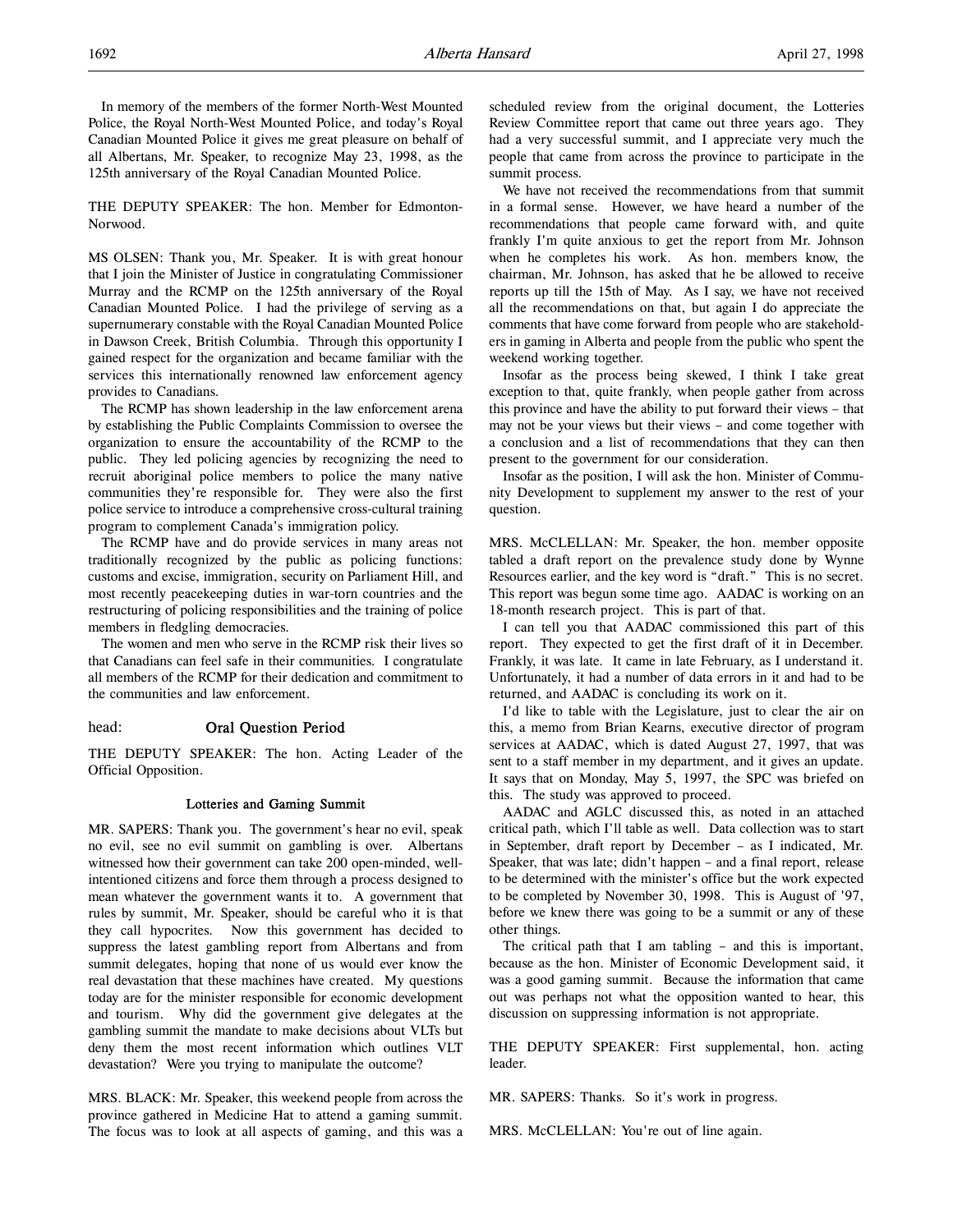In memory of the members of the former North-West Mounted Police, the Royal North-West Mounted Police, and today's Royal Canadian Mounted Police it gives me great pleasure on behalf of all Albertans, Mr. Speaker, to recognize May 23, 1998, as the 125th anniversary of the Royal Canadian Mounted Police.

THE DEPUTY SPEAKER: The hon. Member for Edmonton-Norwood.

MS OLSEN: Thank you, Mr. Speaker. It is with great honour that I join the Minister of Justice in congratulating Commissioner Murray and the RCMP on the 125th anniversary of the Royal Canadian Mounted Police. I had the privilege of serving as a supernumerary constable with the Royal Canadian Mounted Police in Dawson Creek, British Columbia. Through this opportunity I gained respect for the organization and became familiar with the services this internationally renowned law enforcement agency provides to Canadians.

The RCMP has shown leadership in the law enforcement arena by establishing the Public Complaints Commission to oversee the organization to ensure the accountability of the RCMP to the public. They led policing agencies by recognizing the need to recruit aboriginal police members to police the many native communities they're responsible for. They were also the first police service to introduce a comprehensive cross-cultural training program to complement Canada's immigration policy.

The RCMP have and do provide services in many areas not traditionally recognized by the public as policing functions: customs and excise, immigration, security on Parliament Hill, and most recently peacekeeping duties in war-torn countries and the restructuring of policing responsibilities and the training of police members in fledgling democracies.

The women and men who serve in the RCMP risk their lives so that Canadians can feel safe in their communities. I congratulate all members of the RCMP for their dedication and commitment to the communities and law enforcement.

head: **Oral Question Period**

THE DEPUTY SPEAKER: The hon. Acting Leader of the Official Opposition.

### Lotteries and Gaming Summit

MR. SAPERS: Thank you. The government's hear no evil, speak no evil, see no evil summit on gambling is over. Albertans witnessed how their government can take 200 open-minded, well-intentioned citizens and force them through a process designed to mean whatever the government wants it to. A government that rules by summit, Mr. Speaker, should be careful who it is that they call hypocrites. Now this government has decided to suppress the latest gambling report from Albertans and from summit delegates, hoping that none of us would ever know the real devastation that these machines have created. My questions today are for the minister responsible for economic development and tourism. Why did the government give delegates at the gambling summit the mandate to make decisions about VLTs but deny them the most recent information which outlines VLT devastation? Were you trying to manipulate the outcome?

MRS. BLACK: Mr. Speaker, this weekend people from across the province gathered in Medicine Hat to attend a gaming summit. The focus was to look at all aspects of gaming, and this was a scheduled review from the original document, the Lotteries Review Committee report that came out three years ago. They had a very successful summit, and I appreciate very much the people that came from across the province to participate in the summit process.

We have not received the recommendations from that summit in a formal sense. However, we have heard a number of the recommendations that people came forward with, and quite frankly I'm quite anxious to get the report from Mr. Johnson when he completes his work. As hon. members know, the chairman, Mr. Johnson, has asked that he be allowed to receive reports up till the 15th of May. As I say, we have not received all the recommendations on that, but again I do appreciate the comments that have come forward from people who are stakeholders in gaming in Alberta and people from the public who spent the weekend working together.

Insofar as the process being skewed, I think I take great exception to that, quite frankly, when people gather from across this province and have the ability to put forward their views – that may not be your views but their views – and come together with a conclusion and a list of recommendations that they can then present to the government for our consideration.

Insofar as the position, I will ask the hon. Minister of Community Development to supplement my answer to the rest of your question.

MRS. McCLELLAN: Mr. Speaker, the hon. member opposite tabled a draft report on the prevalence study done by Wynne Resources earlier, and the key word is "draft." This is no secret. This report was begun some time ago. AADAC is working on an 18-month research project. This is part of that.

I can tell you that AADAC commissioned this part of this report. They expected to get the first draft of it in December. Frankly, it was late. It came in late February, as I understand it. Unfortunately, it had a number of data errors in it and had to be returned, and AADAC is concluding its work on it.

I'd like to table with the Legislature, just to clear the air on this, a memo from Brian Kearns, executive director of program services at AADAC, which is dated August 27, 1997, that was sent to a staff member in my department, and it gives an update. It says that on Monday, May 5, 1997, the SPC was briefed on this. The study was approved to proceed.

AADAC and AGLC discussed this, as noted in an attached critical path, which I'll table as well. Data collection was to start in September, draft report by December – as I indicated, Mr. Speaker, that was late; didn't happen – and a final report, release to be determined with the minister's office but the work expected to be completed by November 30, 1998. This is August of '97, before we knew there was going to be a summit or any of these other things.

The critical path that I am tabling – and this is important, because as the hon. Minister of Economic Development said, it was a good gaming summit. Because the information that came out was perhaps not what the opposition wanted to hear, this discussion on suppressing information is not appropriate.

THE DEPUTY SPEAKER: First supplemental, hon. acting leader.

MR. SAPERS: Thanks. So it's work in progress.

MRS. McCLELLAN: You're out of line again.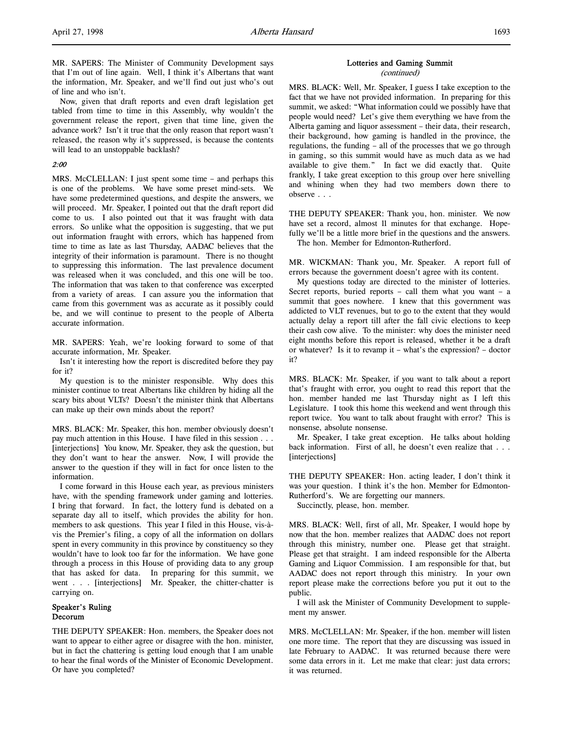MR. SAPERS: The Minister of Community Development says that I'm out of line again. Well, I think it's Albertans that want the information, Mr. Speaker, and we'll find out just who's out of line and who isn't.

Now, given that draft reports and even draft legislation get tabled from time to time in this Assembly, why wouldn't the government release the report, given that time line, given the advance work? Isn't it true that the only reason that report wasn't released, the reason why it's suppressed, is because the contents will lead to an unstoppable backlash?

*2:00*

MRS. McCLELLAN: I just spent some time – and perhaps this is one of the problems. We have some preset mind-sets. We have some predetermined questions, and despite the answers, we will proceed. Mr. Speaker, I pointed out that the draft report did come to us. I also pointed out that it was fraught with data errors. So unlike what the opposition is suggesting, that we put out information fraught with errors, which has happened from time to time as late as last Thursday, AADAC believes that the integrity of their information is paramount. There is no thought to suppressing this information. The last prevalence document was released when it was concluded, and this one will be too. The information that was taken to that conference was excerpted from a variety of areas. I can assure you the information that came from this government was as accurate as it possibly could be, and we will continue to present to the people of Alberta accurate information.

MR. SAPERS: Yeah, we're looking forward to some of that accurate information, Mr. Speaker.

Isn't it interesting how the report is discredited before they pay for it?

My question is to the minister responsible. Why does this minister continue to treat Albertans like children by hiding all the scary bits about VLTs? Doesn't the minister think that Albertans can make up their own minds about the report?

MRS. BLACK: Mr. Speaker, this hon. member obviously doesn't pay much attention in this House. I have filed in this session . . . [interjections] You know, Mr. Speaker, they ask the question, but they don't want to hear the answer. Now, I will provide the answer to the question if they will in fact for once listen to the information.

I come forward in this House each year, as previous ministers have, with the spending framework under gaming and lotteries. I bring that forward. In fact, the lottery fund is debated on a separate day all to itself, which provides the ability for hon. members to ask questions. This year I filed in this House, vis-à-vis the Premier's filing, a copy of all the information on dollars spent in every community in this province by constituency so they wouldn't have to look too far for the information. We have gone through a process in this House of providing data to any group that has asked for data. In preparing for this summit, we went . . . [interjections] Mr. Speaker, the chitter-chatter is carrying on.

### Speaker's Ruling
### Decorum

THE DEPUTY SPEAKER: Hon. members, the Speaker does not want to appear to either agree or disagree with the hon. minister, but in fact the chattering is getting loud enough that I am unable to hear the final words of the Minister of Economic Development. Or have you completed?

## Lotteries and Gaming Summit
*(continued)*

MRS. BLACK: Well, Mr. Speaker, I guess I take exception to the fact that we have not provided information. In preparing for this summit, we asked: "What information could we possibly have that people would need? Let's give them everything we have from the Alberta gaming and liquor assessment – their data, their research, their background, how gaming is handled in the province, the regulations, the funding – all of the processes that we go through in gaming, so this summit would have as much data as we had available to give them." In fact we did exactly that. Quite frankly, I take great exception to this group over here snivelling and whining when they had two members down there to observe . . .

THE DEPUTY SPEAKER: Thank you, hon. minister. We now have set a record, almost 11 minutes for that exchange. Hopefully we'll be a little more brief in the questions and the answers.

The hon. Member for Edmonton-Rutherford.

MR. WICKMAN: Thank you, Mr. Speaker. A report full of errors because the government doesn't agree with its content.

My questions today are directed to the minister of lotteries. Secret reports, buried reports – call them what you want – a summit that goes nowhere. I knew that this government was addicted to VLT revenues, but to go to the extent that they would actually delay a report till after the fall civic elections to keep their cash cow alive. To the minister: why does the minister need eight months before this report is released, whether it be a draft or whatever? Is it to revamp it – what's the expression? – doctor it?

MRS. BLACK: Mr. Speaker, if you want to talk about a report that's fraught with error, you ought to read this report that the hon. member handed me last Thursday night as I left this Legislature. I took this home this weekend and went through this report twice. You want to talk about fraught with error? This is nonsense, absolute nonsense.

Mr. Speaker, I take great exception. He talks about holding back information. First of all, he doesn't even realize that . . . [interjections]

THE DEPUTY SPEAKER: Hon. acting leader, I don't think it was your question. I think it's the hon. Member for Edmonton-Rutherford's. We are forgetting our manners.

Succinctly, please, hon. member.

MRS. BLACK: Well, first of all, Mr. Speaker, I would hope by now that the hon. member realizes that AADAC does not report through this ministry, number one. Please get that straight. Please get that straight. I am indeed responsible for the Alberta Gaming and Liquor Commission. I am responsible for that, but AADAC does not report through this ministry. In your own report please make the corrections before you put it out to the public.

I will ask the Minister of Community Development to supplement my answer.

MRS. McCLELLAN: Mr. Speaker, if the hon. member will listen one more time. The report that they are discussing was issued in late February to AADAC. It was returned because there were some data errors in it. Let me make that clear: just data errors; it was returned.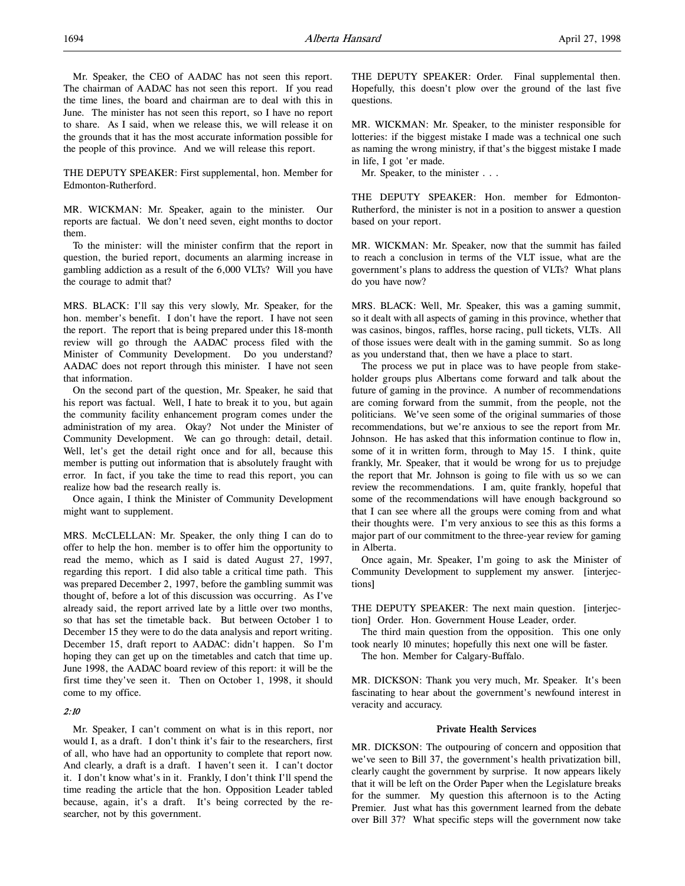Mr. Speaker, the CEO of AADAC has not seen this report. The chairman of AADAC has not seen this report. If you read the time lines, the board and chairman are to deal with this in June. The minister has not seen this report, so I have no report to share. As I said, when we release this, we will release it on the grounds that it has the most accurate information possible for the people of this province. And we will release this report.

THE DEPUTY SPEAKER: First supplemental, hon. Member for Edmonton-Rutherford.

MR. WICKMAN: Mr. Speaker, again to the minister. Our reports are factual. We don't need seven, eight months to doctor them.

To the minister: will the minister confirm that the report in question, the buried report, documents an alarming increase in gambling addiction as a result of the 6,000 VLTs? Will you have the courage to admit that?

MRS. BLACK: I'll say this very slowly, Mr. Speaker, for the hon. member's benefit. I don't have the report. I have not seen the report. The report that is being prepared under this 18-month review will go through the AADAC process filed with the Minister of Community Development. Do you understand? AADAC does not report through this minister. I have not seen that information.

On the second part of the question, Mr. Speaker, he said that his report was factual. Well, I hate to break it to you, but again the community facility enhancement program comes under the administration of my area. Okay? Not under the Minister of Community Development. We can go through: detail, detail. Well, let's get the detail right once and for all, because this member is putting out information that is absolutely fraught with error. In fact, if you take the time to read this report, you can realize how bad the research really is.

Once again, I think the Minister of Community Development might want to supplement.

MRS. McCLELLAN: Mr. Speaker, the only thing I can do to offer to help the hon. member is to offer him the opportunity to read the memo, which as I said is dated August 27, 1997, regarding this report. I did also table a critical time path. This was prepared December 2, 1997, before the gambling summit was thought of, before a lot of this discussion was occurring. As I've already said, the report arrived late by a little over two months, so that has set the timetable back. But between October 1 to December 15 they were to do the data analysis and report writing. December 15, draft report to AADAC: didn't happen. So I'm hoping they can get up on the timetables and catch that time up. June 1998, the AADAC board review of this report: it will be the first time they've seen it. Then on October 1, 1998, it should come to my office.

*2:10*

Mr. Speaker, I can't comment on what is in this report, nor would I, as a draft. I don't think it's fair to the researchers, first of all, who have had an opportunity to complete that report now. And clearly, a draft is a draft. I haven't seen it. I can't doctor it. I don't know what's in it. Frankly, I don't think I'll spend the time reading the article that the hon. Opposition Leader tabled because, again, it's a draft. It's being corrected by the researcher, not by this government.

THE DEPUTY SPEAKER: Order. Final supplemental then. Hopefully, this doesn't plow over the ground of the last five questions.

MR. WICKMAN: Mr. Speaker, to the minister responsible for lotteries: if the biggest mistake I made was a technical one such as naming the wrong ministry, if that's the biggest mistake I made in life, I got 'er made.

Mr. Speaker, to the minister . . .

THE DEPUTY SPEAKER: Hon. member for Edmonton-Rutherford, the minister is not in a position to answer a question based on your report.

MR. WICKMAN: Mr. Speaker, now that the summit has failed to reach a conclusion in terms of the VLT issue, what are the government's plans to address the question of VLTs? What plans do you have now?

MRS. BLACK: Well, Mr. Speaker, this was a gaming summit, so it dealt with all aspects of gaming in this province, whether that was casinos, bingos, raffles, horse racing, pull tickets, VLTs. All of those issues were dealt with in the gaming summit. So as long as you understand that, then we have a place to start.

The process we put in place was to have people from stakeholder groups plus Albertans come forward and talk about the future of gaming in the province. A number of recommendations are coming forward from the summit, from the people, not the politicians. We've seen some of the original summaries of those recommendations, but we're anxious to see the report from Mr. Johnson. He has asked that this information continue to flow in, some of it in written form, through to May 15. I think, quite frankly, Mr. Speaker, that it would be wrong for us to prejudge the report that Mr. Johnson is going to file with us so we can review the recommendations. I am, quite frankly, hopeful that some of the recommendations will have enough background so that I can see where all the groups were coming from and what their thoughts were. I'm very anxious to see this as this forms a major part of our commitment to the three-year review for gaming in Alberta.

Once again, Mr. Speaker, I'm going to ask the Minister of Community Development to supplement my answer. [interjections]

THE DEPUTY SPEAKER: The next main question. [interjection] Order. Hon. Government House Leader, order.

The third main question from the opposition. This one only took nearly 10 minutes; hopefully this next one will be faster.

The hon. Member for Calgary-Buffalo.

MR. DICKSON: Thank you very much, Mr. Speaker. It's been fascinating to hear about the government's newfound interest in veracity and accuracy.

### Private Health Services

MR. DICKSON: The outpouring of concern and opposition that we've seen to Bill 37, the government's health privatization bill, clearly caught the government by surprise. It now appears likely that it will be left on the Order Paper when the Legislature breaks for the summer. My question this afternoon is to the Acting Premier. Just what has this government learned from the debate over Bill 37? What specific steps will the government now take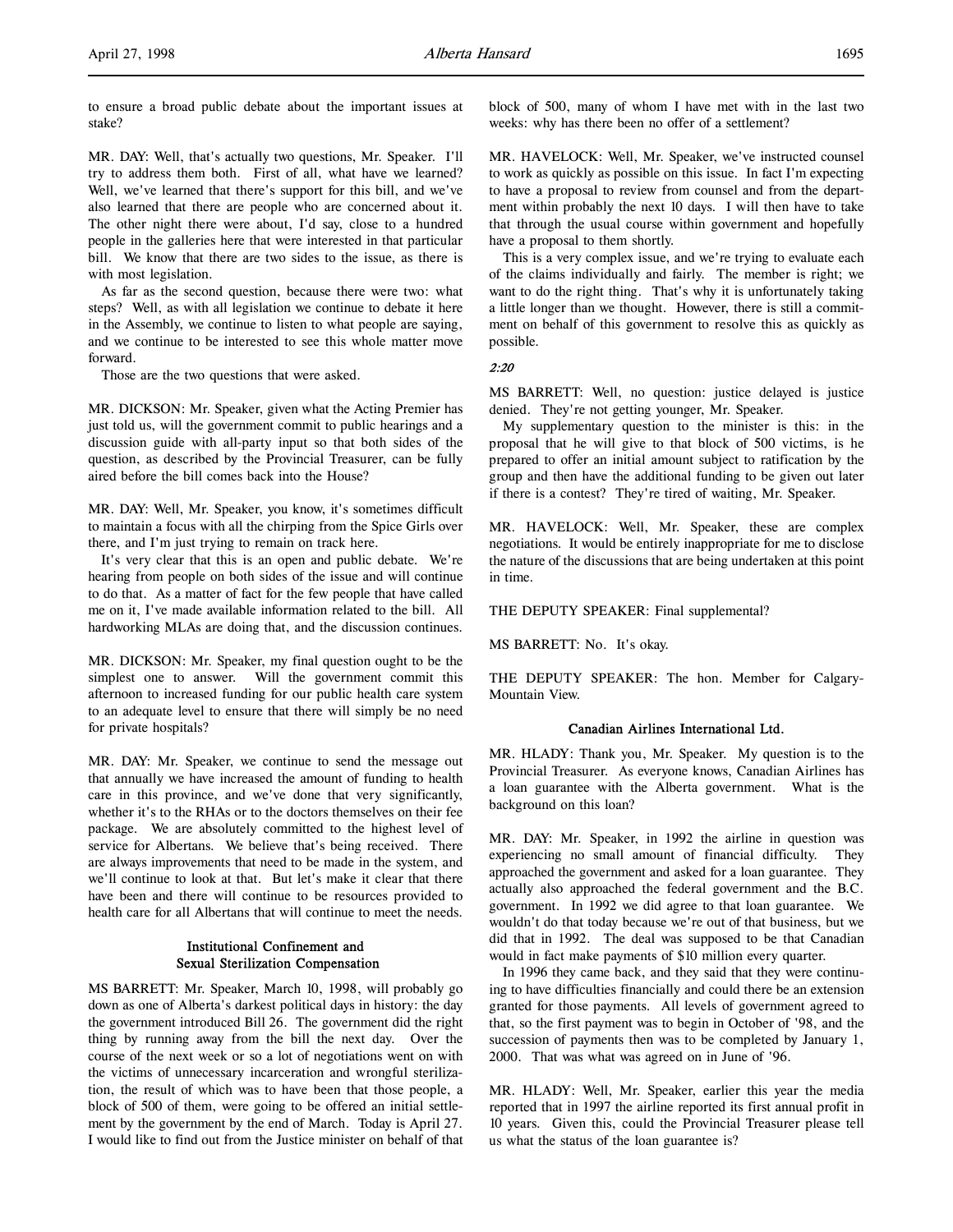to ensure a broad public debate about the important issues at stake?

MR. DAY: Well, that's actually two questions, Mr. Speaker. I'll try to address them both. First of all, what have we learned? Well, we've learned that there's support for this bill, and we've also learned that there are people who are concerned about it. The other night there were about, I'd say, close to a hundred people in the galleries here that were interested in that particular bill. We know that there are two sides to the issue, as there is with most legislation.

As far as the second question, because there were two: what steps? Well, as with all legislation we continue to debate it here in the Assembly, we continue to listen to what people are saying, and we continue to be interested to see this whole matter move forward.

Those are the two questions that were asked.

MR. DICKSON: Mr. Speaker, given what the Acting Premier has just told us, will the government commit to public hearings and a discussion guide with all-party input so that both sides of the question, as described by the Provincial Treasurer, can be fully aired before the bill comes back into the House?

MR. DAY: Well, Mr. Speaker, you know, it's sometimes difficult to maintain a focus with all the chirping from the Spice Girls over there, and I'm just trying to remain on track here.

It's very clear that this is an open and public debate. We're hearing from people on both sides of the issue and will continue to do that. As a matter of fact for the few people that have called me on it, I've made available information related to the bill. All hardworking MLAs are doing that, and the discussion continues.

MR. DICKSON: Mr. Speaker, my final question ought to be the simplest one to answer. Will the government commit this afternoon to increased funding for our public health care system to an adequate level to ensure that there will simply be no need for private hospitals?

MR. DAY: Mr. Speaker, we continue to send the message out that annually we have increased the amount of funding to health care in this province, and we've done that very significantly, whether it's to the RHAs or to the doctors themselves on their fee package. We are absolutely committed to the highest level of service for Albertans. We believe that's being received. There are always improvements that need to be made in the system, and we'll continue to look at that. But let's make it clear that there have been and there will continue to be resources provided to health care for all Albertans that will continue to meet the needs.

### Institutional Confinement and Sexual Sterilization Compensation

MS BARRETT: Mr. Speaker, March 10, 1998, will probably go down as one of Alberta's darkest political days in history: the day the government introduced Bill 26. The government did the right thing by running away from the bill the next day. Over the course of the next week or so a lot of negotiations went on with the victims of unnecessary incarceration and wrongful sterilization, the result of which was to have been that those people, a block of 500 of them, were going to be offered an initial settlement by the government by the end of March. Today is April 27. I would like to find out from the Justice minister on behalf of that block of 500, many of whom I have met with in the last two weeks: why has there been no offer of a settlement?

MR. HAVELOCK: Well, Mr. Speaker, we've instructed counsel to work as quickly as possible on this issue. In fact I'm expecting to have a proposal to review from counsel and from the department within probably the next 10 days. I will then have to take that through the usual course within government and hopefully have a proposal to them shortly.

This is a very complex issue, and we're trying to evaluate each of the claims individually and fairly. The member is right; we want to do the right thing. That's why it is unfortunately taking a little longer than we thought. However, there is still a commitment on behalf of this government to resolve this as quickly as possible.

*2:20*

MS BARRETT: Well, no question: justice delayed is justice denied. They're not getting younger, Mr. Speaker.

My supplementary question to the minister is this: in the proposal that he will give to that block of 500 victims, is he prepared to offer an initial amount subject to ratification by the group and then have the additional funding to be given out later if there is a contest? They're tired of waiting, Mr. Speaker.

MR. HAVELOCK: Well, Mr. Speaker, these are complex negotiations. It would be entirely inappropriate for me to disclose the nature of the discussions that are being undertaken at this point in time.

THE DEPUTY SPEAKER: Final supplemental?

MS BARRETT: No. It's okay.

THE DEPUTY SPEAKER: The hon. Member for Calgary-Mountain View.

### Canadian Airlines International Ltd.

MR. HLADY: Thank you, Mr. Speaker. My question is to the Provincial Treasurer. As everyone knows, Canadian Airlines has a loan guarantee with the Alberta government. What is the background on this loan?

MR. DAY: Mr. Speaker, in 1992 the airline in question was experiencing no small amount of financial difficulty. They approached the government and asked for a loan guarantee. They actually also approached the federal government and the B.C. government. In 1992 we did agree to that loan guarantee. We wouldn't do that today because we're out of that business, but we did that in 1992. The deal was supposed to be that Canadian would in fact make payments of $10 million every quarter.

In 1996 they came back, and they said that they were continuing to have difficulties financially and could there be an extension granted for those payments. All levels of government agreed to that, so the first payment was to begin in October of '98, and the succession of payments then was to be completed by January 1, 2000. That was what was agreed on in June of '96.

MR. HLADY: Well, Mr. Speaker, earlier this year the media reported that in 1997 the airline reported its first annual profit in 10 years. Given this, could the Provincial Treasurer please tell us what the status of the loan guarantee is?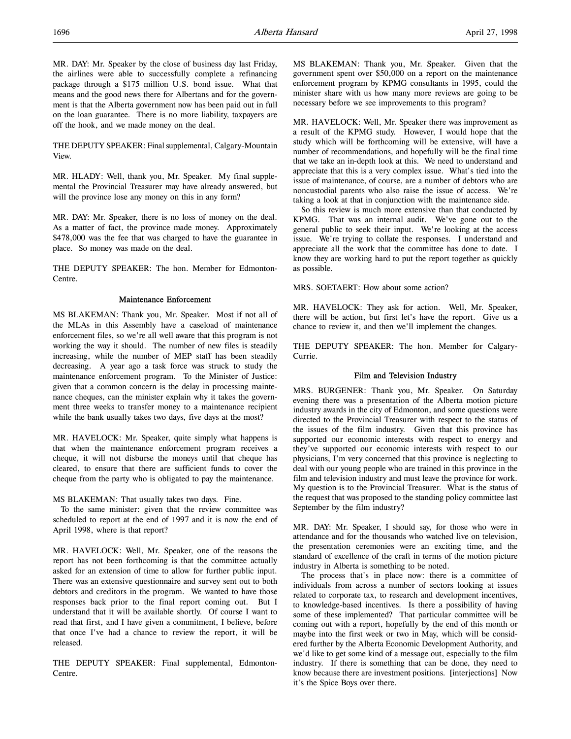MR. DAY: Mr. Speaker by the close of business day last Friday, the airlines were able to successfully complete a refinancing package through a $175 million U.S. bond issue. What that means and the good news there for Albertans and for the government is that the Alberta government now has been paid out in full on the loan guarantee. There is no more liability, taxpayers are off the hook, and we made money on the deal.

THE DEPUTY SPEAKER: Final supplemental, Calgary-Mountain View.

MR. HLADY: Well, thank you, Mr. Speaker. My final supplemental the Provincial Treasurer may have already answered, but will the province lose any money on this in any form?

MR. DAY: Mr. Speaker, there is no loss of money on the deal. As a matter of fact, the province made money. Approximately $478,000 was the fee that was charged to have the guarantee in place. So money was made on the deal.

THE DEPUTY SPEAKER: The hon. Member for Edmonton-Centre.

### Maintenance Enforcement

MS BLAKEMAN: Thank you, Mr. Speaker. Most if not all of the MLAs in this Assembly have a caseload of maintenance enforcement files, so we're all well aware that this program is not working the way it should. The number of new files is steadily increasing, while the number of MEP staff has been steadily decreasing. A year ago a task force was struck to study the maintenance enforcement program. To the Minister of Justice: given that a common concern is the delay in processing maintenance cheques, can the minister explain why it takes the government three weeks to transfer money to a maintenance recipient while the bank usually takes two days, five days at the most?

MR. HAVELOCK: Mr. Speaker, quite simply what happens is that when the maintenance enforcement program receives a cheque, it will not disburse the moneys until that cheque has cleared, to ensure that there are sufficient funds to cover the cheque from the party who is obligated to pay the maintenance.

MS BLAKEMAN: That usually takes two days. Fine.

To the same minister: given that the review committee was scheduled to report at the end of 1997 and it is now the end of April 1998, where is that report?

MR. HAVELOCK: Well, Mr. Speaker, one of the reasons the report has not been forthcoming is that the committee actually asked for an extension of time to allow for further public input. There was an extensive questionnaire and survey sent out to both debtors and creditors in the program. We wanted to have those responses back prior to the final report coming out. But I understand that it will be available shortly. Of course I want to read that first, and I have given a commitment, I believe, before that once I've had a chance to review the report, it will be released.

THE DEPUTY SPEAKER: Final supplemental, Edmonton-Centre.

MS BLAKEMAN: Thank you, Mr. Speaker. Given that the government spent over $50,000 on a report on the maintenance enforcement program by KPMG consultants in 1995, could the minister share with us how many more reviews are going to be necessary before we see improvements to this program?

MR. HAVELOCK: Well, Mr. Speaker there was improvement as a result of the KPMG study. However, I would hope that the study which will be forthcoming will be extensive, will have a number of recommendations, and hopefully will be the final time that we take an in-depth look at this. We need to understand and appreciate that this is a very complex issue. What's tied into the issue of maintenance, of course, are a number of debtors who are noncustodial parents who also raise the issue of access. We're taking a look at that in conjunction with the maintenance side.

So this review is much more extensive than that conducted by KPMG. That was an internal audit. We've gone out to the general public to seek their input. We're looking at the access issue. We're trying to collate the responses. I understand and appreciate all the work that the committee has done to date. I know they are working hard to put the report together as quickly as possible.

MRS. SOETAERT: How about some action?

MR. HAVELOCK: They ask for action. Well, Mr. Speaker, there will be action, but first let's have the report. Give us a chance to review it, and then we'll implement the changes.

THE DEPUTY SPEAKER: The hon. Member for Calgary-Currie.

### Film and Television Industry

MRS. BURGENER: Thank you, Mr. Speaker. On Saturday evening there was a presentation of the Alberta motion picture industry awards in the city of Edmonton, and some questions were directed to the Provincial Treasurer with respect to the status of the issues of the film industry. Given that this province has supported our economic interests with respect to energy and they've supported our economic interests with respect to our physicians, I'm very concerned that this province is neglecting to deal with our young people who are trained in this province in the film and television industry and must leave the province for work. My question is to the Provincial Treasurer. What is the status of the request that was proposed to the standing policy committee last September by the film industry?

MR. DAY: Mr. Speaker, I should say, for those who were in attendance and for the thousands who watched live on television, the presentation ceremonies were an exciting time, and the standard of excellence of the craft in terms of the motion picture industry in Alberta is something to be noted.

The process that's in place now: there is a committee of individuals from across a number of sectors looking at issues related to corporate tax, to research and development incentives, to knowledge-based incentives. Is there a possibility of having some of these implemented? That particular committee will be coming out with a report, hopefully by the end of this month or maybe into the first week or two in May, which will be considered further by the Alberta Economic Development Authority, and we'd like to get some kind of a message out, especially to the film industry. If there is something that can be done, they need to know because there are investment positions. [interjections] Now it's the Spice Boys over there.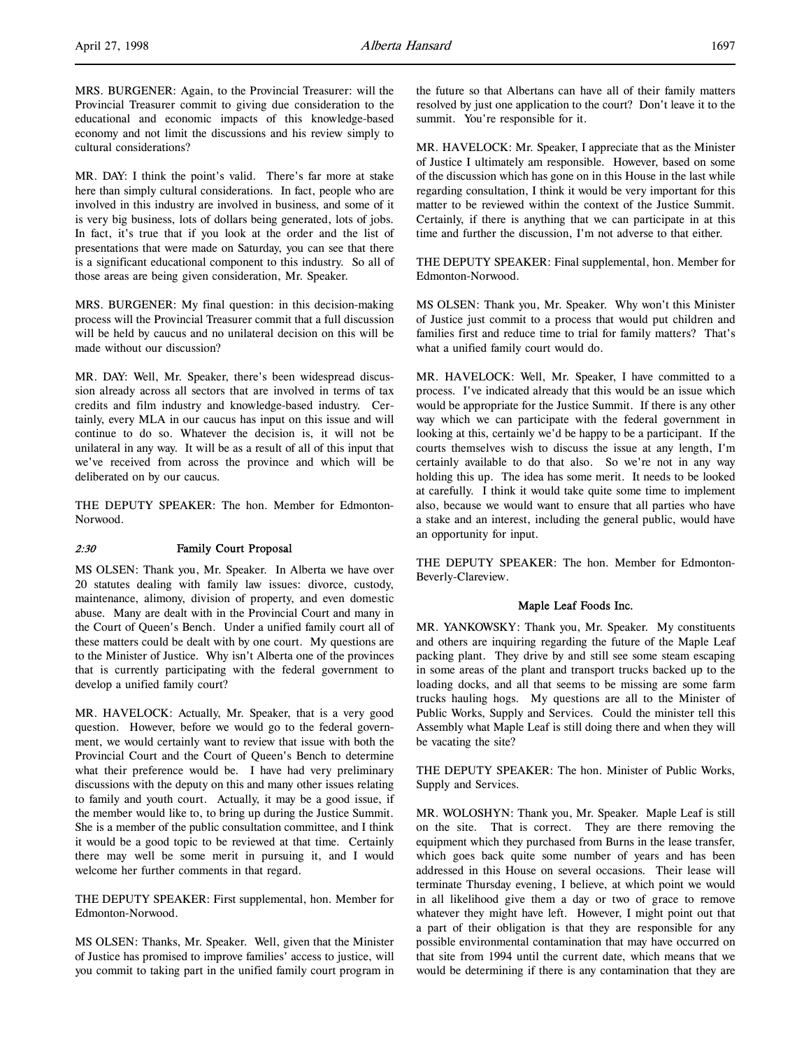MRS. BURGENER: Again, to the Provincial Treasurer: will the Provincial Treasurer commit to giving due consideration to the educational and economic impacts of this knowledge-based economy and not limit the discussions and his review simply to cultural considerations?

MR. DAY: I think the point's valid. There's far more at stake here than simply cultural considerations. In fact, people who are involved in this industry are involved in business, and some of it is very big business, lots of dollars being generated, lots of jobs. In fact, it's true that if you look at the order and the list of presentations that were made on Saturday, you can see that there is a significant educational component to this industry. So all of those areas are being given consideration, Mr. Speaker.

MRS. BURGENER: My final question: in this decision-making process will the Provincial Treasurer commit that a full discussion will be held by caucus and no unilateral decision on this will be made without our discussion?

MR. DAY: Well, Mr. Speaker, there's been widespread discussion already across all sectors that are involved in terms of tax credits and film industry and knowledge-based industry. Certainly, every MLA in our caucus has input on this issue and will continue to do so. Whatever the decision is, it will not be unilateral in any way. It will be as a result of all of this input that we've received from across the province and which will be deliberated on by our caucus.

THE DEPUTY SPEAKER: The hon. Member for Edmonton-Norwood.

*2:30* **Family Court Proposal**

MS OLSEN: Thank you, Mr. Speaker. In Alberta we have over 20 statutes dealing with family law issues: divorce, custody, maintenance, alimony, division of property, and even domestic abuse. Many are dealt with in the Provincial Court and many in the Court of Queen's Bench. Under a unified family court all of these matters could be dealt with by one court. My questions are to the Minister of Justice. Why isn't Alberta one of the provinces that is currently participating with the federal government to develop a unified family court?

MR. HAVELOCK: Actually, Mr. Speaker, that is a very good question. However, before we would go to the federal government, we would certainly want to review that issue with both the Provincial Court and the Court of Queen's Bench to determine what their preference would be. I have had very preliminary discussions with the deputy on this and many other issues relating to family and youth court. Actually, it may be a good issue, if the member would like to, to bring up during the Justice Summit. She is a member of the public consultation committee, and I think it would be a good topic to be reviewed at that time. Certainly there may well be some merit in pursuing it, and I would welcome her further comments in that regard.

THE DEPUTY SPEAKER: First supplemental, hon. Member for Edmonton-Norwood.

MS OLSEN: Thanks, Mr. Speaker. Well, given that the Minister of Justice has promised to improve families' access to justice, will you commit to taking part in the unified family court program in the future so that Albertans can have all of their family matters resolved by just one application to the court? Don't leave it to the summit. You're responsible for it.

MR. HAVELOCK: Mr. Speaker, I appreciate that as the Minister of Justice I ultimately am responsible. However, based on some of the discussion which has gone on in this House in the last while regarding consultation, I think it would be very important for this matter to be reviewed within the context of the Justice Summit. Certainly, if there is anything that we can participate in at this time and further the discussion, I'm not adverse to that either.

THE DEPUTY SPEAKER: Final supplemental, hon. Member for Edmonton-Norwood.

MS OLSEN: Thank you, Mr. Speaker. Why won't this Minister of Justice just commit to a process that would put children and families first and reduce time to trial for family matters? That's what a unified family court would do.

MR. HAVELOCK: Well, Mr. Speaker, I have committed to a process. I've indicated already that this would be an issue which would be appropriate for the Justice Summit. If there is any other way which we can participate with the federal government in looking at this, certainly we'd be happy to be a participant. If the courts themselves wish to discuss the issue at any length, I'm certainly available to do that also. So we're not in any way holding this up. The idea has some merit. It needs to be looked at carefully. I think it would take quite some time to implement also, because we would want to ensure that all parties who have a stake and an interest, including the general public, would have an opportunity for input.

THE DEPUTY SPEAKER: The hon. Member for Edmonton-Beverly-Clareview.

**Maple Leaf Foods Inc.**

MR. YANKOWSKY: Thank you, Mr. Speaker. My constituents and others are inquiring regarding the future of the Maple Leaf packing plant. They drive by and still see some steam escaping in some areas of the plant and transport trucks backed up to the loading docks, and all that seems to be missing are some farm trucks hauling hogs. My questions are all to the Minister of Public Works, Supply and Services. Could the minister tell this Assembly what Maple Leaf is still doing there and when they will be vacating the site?

THE DEPUTY SPEAKER: The hon. Minister of Public Works, Supply and Services.

MR. WOLOSHYN: Thank you, Mr. Speaker. Maple Leaf is still on the site. That is correct. They are there removing the equipment which they purchased from Burns in the lease transfer, which goes back quite some number of years and has been addressed in this House on several occasions. Their lease will terminate Thursday evening, I believe, at which point we would in all likelihood give them a day or two of grace to remove whatever they might have left. However, I might point out that a part of their obligation is that they are responsible for any possible environmental contamination that may have occurred on that site from 1994 until the current date, which means that we would be determining if there is any contamination that they are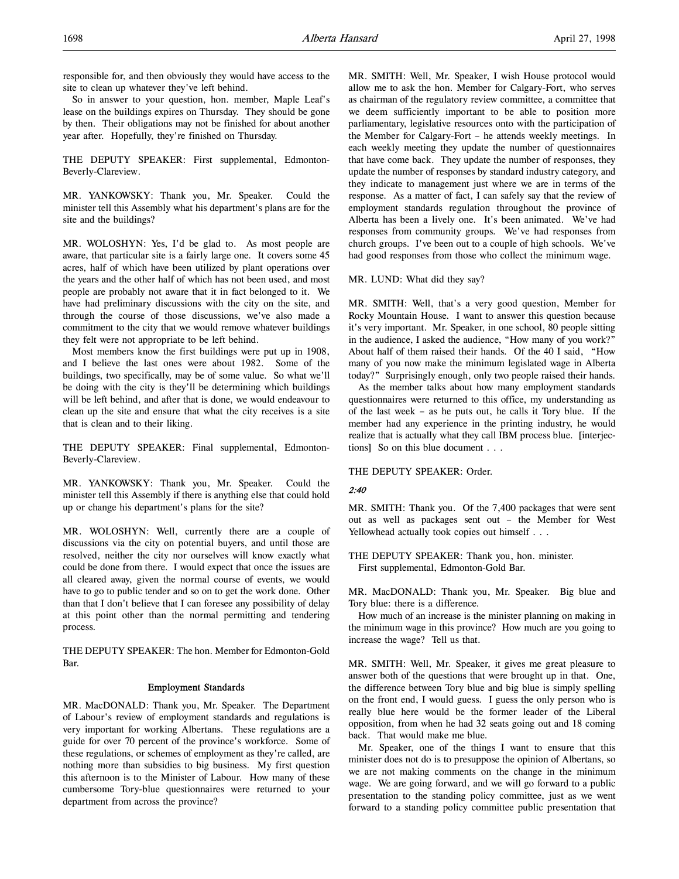responsible for, and then obviously they would have access to the site to clean up whatever they've left behind.

So in answer to your question, hon. member, Maple Leaf's lease on the buildings expires on Thursday. They should be gone by then. Their obligations may not be finished for about another year after. Hopefully, they're finished on Thursday.

THE DEPUTY SPEAKER: First supplemental, Edmonton-Beverly-Clareview.

MR. YANKOWSKY: Thank you, Mr. Speaker. Could the minister tell this Assembly what his department's plans are for the site and the buildings?

MR. WOLOSHYN: Yes, I'd be glad to. As most people are aware, that particular site is a fairly large one. It covers some 45 acres, half of which have been utilized by plant operations over the years and the other half of which has not been used, and most people are probably not aware that it in fact belonged to it. We have had preliminary discussions with the city on the site, and through the course of those discussions, we've also made a commitment to the city that we would remove whatever buildings they felt were not appropriate to be left behind.

Most members know the first buildings were put up in 1908, and I believe the last ones were about 1982. Some of the buildings, two specifically, may be of some value. So what we'll be doing with the city is they'll be determining which buildings will be left behind, and after that is done, we would endeavour to clean up the site and ensure that what the city receives is a site that is clean and to their liking.

THE DEPUTY SPEAKER: Final supplemental, Edmonton-Beverly-Clareview.

MR. YANKOWSKY: Thank you, Mr. Speaker. Could the minister tell this Assembly if there is anything else that could hold up or change his department's plans for the site?

MR. WOLOSHYN: Well, currently there are a couple of discussions via the city on potential buyers, and until those are resolved, neither the city nor ourselves will know exactly what could be done from there. I would expect that once the issues are all cleared away, given the normal course of events, we would have to go to public tender and so on to get the work done. Other than that I don't believe that I can foresee any possibility of delay at this point other than the normal permitting and tendering process.

THE DEPUTY SPEAKER: The hon. Member for Edmonton-Gold Bar.

## Employment Standards

MR. MacDONALD: Thank you, Mr. Speaker. The Department of Labour's review of employment standards and regulations is very important for working Albertans. These regulations are a guide for over 70 percent of the province's workforce. Some of these regulations, or schemes of employment as they're called, are nothing more than subsidies to big business. My first question this afternoon is to the Minister of Labour. How many of these cumbersome Tory-blue questionnaires were returned to your department from across the province?

MR. SMITH: Well, Mr. Speaker, I wish House protocol would allow me to ask the hon. Member for Calgary-Fort, who serves as chairman of the regulatory review committee, a committee that we deem sufficiently important to be able to position more parliamentary, legislative resources onto with the participation of the Member for Calgary-Fort – he attends weekly meetings. In each weekly meeting they update the number of questionnaires that have come back. They update the number of responses, they update the number of responses by standard industry category, and they indicate to management just where we are in terms of the response. As a matter of fact, I can safely say that the review of employment standards regulation throughout the province of Alberta has been a lively one. It's been animated. We've had responses from community groups. We've had responses from church groups. I've been out to a couple of high schools. We've had good responses from those who collect the minimum wage.

MR. LUND: What did they say?

MR. SMITH: Well, that's a very good question, Member for Rocky Mountain House. I want to answer this question because it's very important. Mr. Speaker, in one school, 80 people sitting in the audience, I asked the audience, "How many of you work?" About half of them raised their hands. Of the 40 I said, "How many of you now make the minimum legislated wage in Alberta today?" Surprisingly enough, only two people raised their hands.

As the member talks about how many employment standards questionnaires were returned to this office, my understanding as of the last week – as he puts out, he calls it Tory blue. If the member had any experience in the printing industry, he would realize that is actually what they call IBM process blue. [interjections] So on this blue document . . .

THE DEPUTY SPEAKER: Order.

*2:40*

MR. SMITH: Thank you. Of the 7,400 packages that were sent out as well as packages sent out – the Member for West Yellowhead actually took copies out himself . . .

THE DEPUTY SPEAKER: Thank you, hon. minister.
First supplemental, Edmonton-Gold Bar.

MR. MacDONALD: Thank you, Mr. Speaker. Big blue and Tory blue: there is a difference.

How much of an increase is the minister planning on making in the minimum wage in this province? How much are you going to increase the wage? Tell us that.

MR. SMITH: Well, Mr. Speaker, it gives me great pleasure to answer both of the questions that were brought up in that. One, the difference between Tory blue and big blue is simply spelling on the front end, I would guess. I guess the only person who is really blue here would be the former leader of the Liberal opposition, from when he had 32 seats going out and 18 coming back. That would make me blue.

Mr. Speaker, one of the things I want to ensure that this minister does not do is to presuppose the opinion of Albertans, so we are not making comments on the change in the minimum wage. We are going forward, and we will go forward to a public presentation to the standing policy committee, just as we went forward to a standing policy committee public presentation that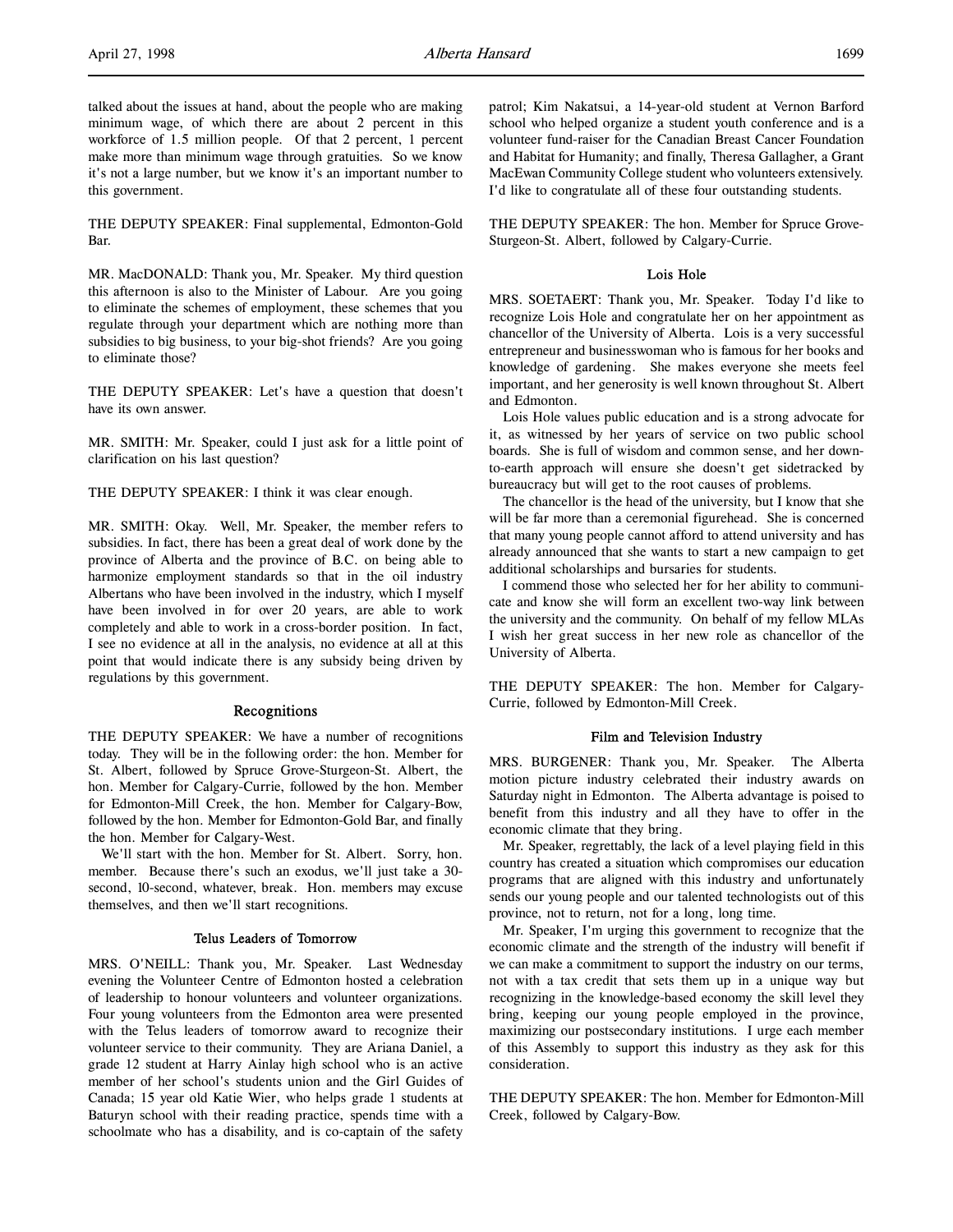talked about the issues at hand, about the people who are making minimum wage, of which there are about 2 percent in this workforce of 1.5 million people. Of that 2 percent, 1 percent make more than minimum wage through gratuities. So we know it's not a large number, but we know it's an important number to this government.

THE DEPUTY SPEAKER: Final supplemental, Edmonton-Gold Bar.

MR. MacDONALD: Thank you, Mr. Speaker. My third question this afternoon is also to the Minister of Labour. Are you going to eliminate the schemes of employment, these schemes that you regulate through your department which are nothing more than subsidies to big business, to your big-shot friends? Are you going to eliminate those?

THE DEPUTY SPEAKER: Let's have a question that doesn't have its own answer.

MR. SMITH: Mr. Speaker, could I just ask for a little point of clarification on his last question?

THE DEPUTY SPEAKER: I think it was clear enough.

MR. SMITH: Okay. Well, Mr. Speaker, the member refers to subsidies. In fact, there has been a great deal of work done by the province of Alberta and the province of B.C. on being able to harmonize employment standards so that in the oil industry Albertans who have been involved in the industry, which I myself have been involved in for over 20 years, are able to work completely and able to work in a cross-border position. In fact, I see no evidence at all in the analysis, no evidence at all at this point that would indicate there is any subsidy being driven by regulations by this government.

## Recognitions

THE DEPUTY SPEAKER: We have a number of recognitions today. They will be in the following order: the hon. Member for St. Albert, followed by Spruce Grove-Sturgeon-St. Albert, the hon. Member for Calgary-Currie, followed by the hon. Member for Edmonton-Mill Creek, the hon. Member for Calgary-Bow, followed by the hon. Member for Edmonton-Gold Bar, and finally the hon. Member for Calgary-West.

We'll start with the hon. Member for St. Albert. Sorry, hon. member. Because there's such an exodus, we'll just take a 30-second, 10-second, whatever, break. Hon. members may excuse themselves, and then we'll start recognitions.

### Telus Leaders of Tomorrow

MRS. O'NEILL: Thank you, Mr. Speaker. Last Wednesday evening the Volunteer Centre of Edmonton hosted a celebration of leadership to honour volunteers and volunteer organizations. Four young volunteers from the Edmonton area were presented with the Telus leaders of tomorrow award to recognize their volunteer service to their community. They are Ariana Daniel, a grade 12 student at Harry Ainlay high school who is an active member of her school's students union and the Girl Guides of Canada; 15 year old Katie Wier, who helps grade 1 students at Baturyn school with their reading practice, spends time with a schoolmate who has a disability, and is co-captain of the safety patrol; Kim Nakatsui, a 14-year-old student at Vernon Barford school who helped organize a student youth conference and is a volunteer fund-raiser for the Canadian Breast Cancer Foundation and Habitat for Humanity; and finally, Theresa Gallagher, a Grant MacEwan Community College student who volunteers extensively. I'd like to congratulate all of these four outstanding students.

THE DEPUTY SPEAKER: The hon. Member for Spruce Grove-Sturgeon-St. Albert, followed by Calgary-Currie.

### Lois Hole

MRS. SOETAERT: Thank you, Mr. Speaker. Today I'd like to recognize Lois Hole and congratulate her on her appointment as chancellor of the University of Alberta. Lois is a very successful entrepreneur and businesswoman who is famous for her books and knowledge of gardening. She makes everyone she meets feel important, and her generosity is well known throughout St. Albert and Edmonton.

Lois Hole values public education and is a strong advocate for it, as witnessed by her years of service on two public school boards. She is full of wisdom and common sense, and her down-to-earth approach will ensure she doesn't get sidetracked by bureaucracy but will get to the root causes of problems.

The chancellor is the head of the university, but I know that she will be far more than a ceremonial figurehead. She is concerned that many young people cannot afford to attend university and has already announced that she wants to start a new campaign to get additional scholarships and bursaries for students.

I commend those who selected her for her ability to communicate and know she will form an excellent two-way link between the university and the community. On behalf of my fellow MLAs I wish her great success in her new role as chancellor of the University of Alberta.

THE DEPUTY SPEAKER: The hon. Member for Calgary-Currie, followed by Edmonton-Mill Creek.

### Film and Television Industry

MRS. BURGENER: Thank you, Mr. Speaker. The Alberta motion picture industry celebrated their industry awards on Saturday night in Edmonton. The Alberta advantage is poised to benefit from this industry and all they have to offer in the economic climate that they bring.

Mr. Speaker, regrettably, the lack of a level playing field in this country has created a situation which compromises our education programs that are aligned with this industry and unfortunately sends our young people and our talented technologists out of this province, not to return, not for a long, long time.

Mr. Speaker, I'm urging this government to recognize that the economic climate and the strength of the industry will benefit if we can make a commitment to support the industry on our terms, not with a tax credit that sets them up in a unique way but recognizing in the knowledge-based economy the skill level they bring, keeping our young people employed in the province, maximizing our postsecondary institutions. I urge each member of this Assembly to support this industry as they ask for this consideration.

THE DEPUTY SPEAKER: The hon. Member for Edmonton-Mill Creek, followed by Calgary-Bow.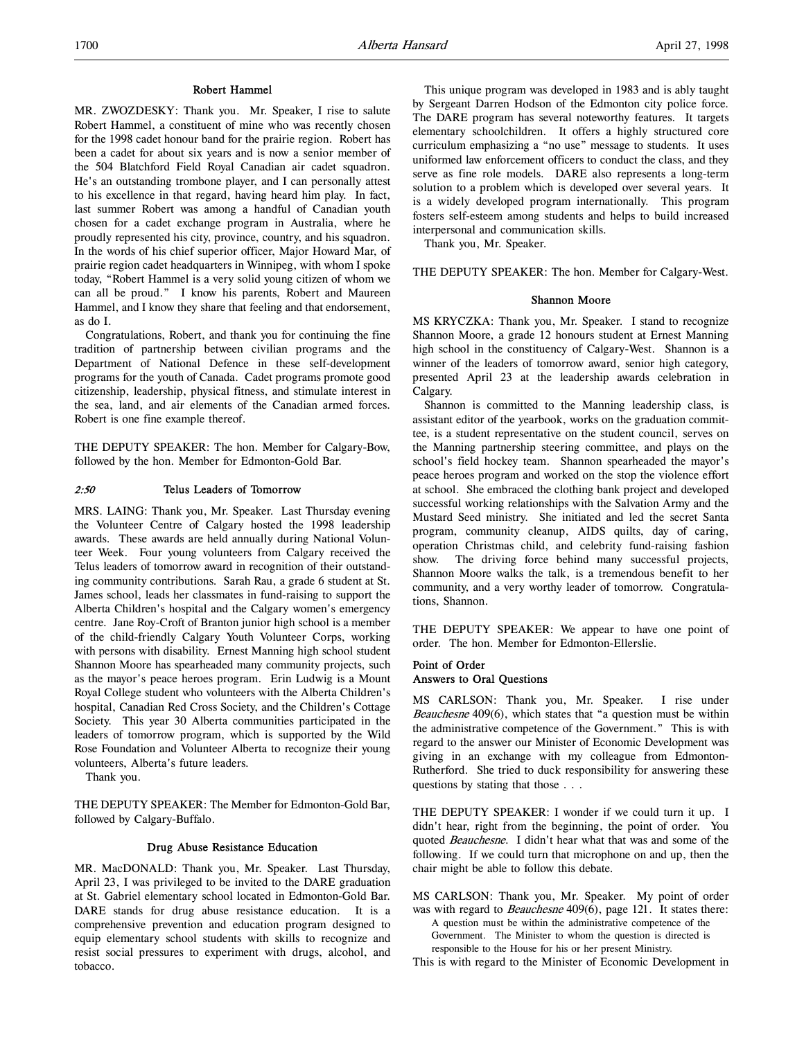### Robert Hammel

MR. ZWOZDESKY: Thank you. Mr. Speaker, I rise to salute Robert Hammel, a constituent of mine who was recently chosen for the 1998 cadet honour band for the prairie region. Robert has been a cadet for about six years and is now a senior member of the 504 Blatchford Field Royal Canadian air cadet squadron. He's an outstanding trombone player, and I can personally attest to his excellence in that regard, having heard him play. In fact, last summer Robert was among a handful of Canadian youth chosen for a cadet exchange program in Australia, where he proudly represented his city, province, country, and his squadron. In the words of his chief superior officer, Major Howard Mar, of prairie region cadet headquarters in Winnipeg, with whom I spoke today, "Robert Hammel is a very solid young citizen of whom we can all be proud." I know his parents, Robert and Maureen Hammel, and I know they share that feeling and that endorsement, as do I.

Congratulations, Robert, and thank you for continuing the fine tradition of partnership between civilian programs and the Department of National Defence in these self-development programs for the youth of Canada. Cadet programs promote good citizenship, leadership, physical fitness, and stimulate interest in the sea, land, and air elements of the Canadian armed forces. Robert is one fine example thereof.

THE DEPUTY SPEAKER: The hon. Member for Calgary-Bow, followed by the hon. Member for Edmonton-Gold Bar.

*2:50*

### Telus Leaders of Tomorrow

MRS. LAING: Thank you, Mr. Speaker. Last Thursday evening the Volunteer Centre of Calgary hosted the 1998 leadership awards. These awards are held annually during National Volunteer Week. Four young volunteers from Calgary received the Telus leaders of tomorrow award in recognition of their outstanding community contributions. Sarah Rau, a grade 6 student at St. James school, leads her classmates in fund-raising to support the Alberta Children's hospital and the Calgary women's emergency centre. Jane Roy-Croft of Branton junior high school is a member of the child-friendly Calgary Youth Volunteer Corps, working with persons with disability. Ernest Manning high school student Shannon Moore has spearheaded many community projects, such as the mayor's peace heroes program. Erin Ludwig is a Mount Royal College student who volunteers with the Alberta Children's hospital, Canadian Red Cross Society, and the Children's Cottage Society. This year 30 Alberta communities participated in the leaders of tomorrow program, which is supported by the Wild Rose Foundation and Volunteer Alberta to recognize their young volunteers, Alberta's future leaders.

Thank you.

THE DEPUTY SPEAKER: The Member for Edmonton-Gold Bar, followed by Calgary-Buffalo.

### Drug Abuse Resistance Education

MR. MacDONALD: Thank you, Mr. Speaker. Last Thursday, April 23, I was privileged to be invited to the DARE graduation at St. Gabriel elementary school located in Edmonton-Gold Bar. DARE stands for drug abuse resistance education. It is a comprehensive prevention and education program designed to equip elementary school students with skills to recognize and resist social pressures to experiment with drugs, alcohol, and tobacco.

This unique program was developed in 1983 and is ably taught by Sergeant Darren Hodson of the Edmonton city police force. The DARE program has several noteworthy features. It targets elementary schoolchildren. It offers a highly structured core curriculum emphasizing a "no use" message to students. It uses uniformed law enforcement officers to conduct the class, and they serve as fine role models. DARE also represents a long-term solution to a problem which is developed over several years. It is a widely developed program internationally. This program fosters self-esteem among students and helps to build increased interpersonal and communication skills.

Thank you, Mr. Speaker.

THE DEPUTY SPEAKER: The hon. Member for Calgary-West.

### Shannon Moore

MS KRYCZKA: Thank you, Mr. Speaker. I stand to recognize Shannon Moore, a grade 12 honours student at Ernest Manning high school in the constituency of Calgary-West. Shannon is a winner of the leaders of tomorrow award, senior high category, presented April 23 at the leadership awards celebration in Calgary.

Shannon is committed to the Manning leadership class, is assistant editor of the yearbook, works on the graduation committee, is a student representative on the student council, serves on the Manning partnership steering committee, and plays on the school's field hockey team. Shannon spearheaded the mayor's peace heroes program and worked on the stop the violence effort at school. She embraced the clothing bank project and developed successful working relationships with the Salvation Army and the Mustard Seed ministry. She initiated and led the secret Santa program, community cleanup, AIDS quilts, day of caring, operation Christmas child, and celebrity fund-raising fashion show. The driving force behind many successful projects, Shannon Moore walks the talk, is a tremendous benefit to her community, and a very worthy leader of tomorrow. Congratulations, Shannon.

THE DEPUTY SPEAKER: We appear to have one point of order. The hon. Member for Edmonton-Ellerslie.

### Point of Order
### Answers to Oral Questions

MS CARLSON: Thank you, Mr. Speaker. I rise under *Beauchesne* 409(6), which states that "a question must be within the administrative competence of the Government." This is with regard to the answer our Minister of Economic Development was giving in an exchange with my colleague from Edmonton-Rutherford. She tried to duck responsibility for answering these questions by stating that those . . .

THE DEPUTY SPEAKER: I wonder if we could turn it up. I didn't hear, right from the beginning, the point of order. You quoted *Beauchesne*. I didn't hear what that was and some of the following. If we could turn that microphone on and up, then the chair might be able to follow this debate.

MS CARLSON: Thank you, Mr. Speaker. My point of order was with regard to *Beauchesne* 409(6), page 121. It states there:

> A question must be within the administrative competence of the Government. The Minister to whom the question is directed is responsible to the House for his or her present Ministry.

This is with regard to the Minister of Economic Development in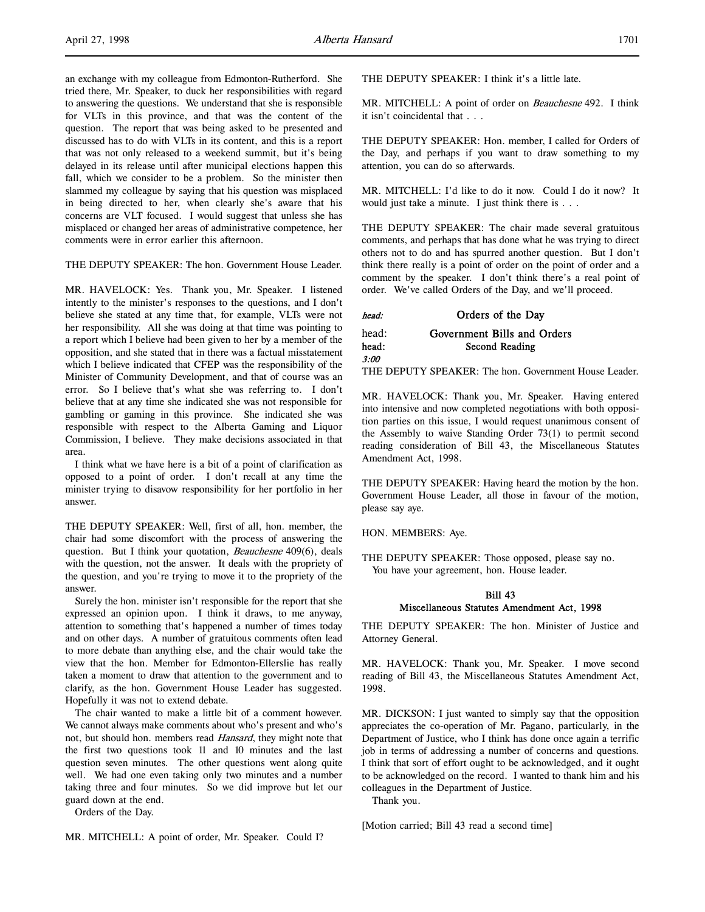an exchange with my colleague from Edmonton-Rutherford. She tried there, Mr. Speaker, to duck her responsibilities with regard to answering the questions. We understand that she is responsible for VLTs in this province, and that was the content of the question. The report that was being asked to be presented and discussed has to do with VLTs in its content, and this is a report that was not only released to a weekend summit, but it's being delayed in its release until after municipal elections happen this fall, which we consider to be a problem. So the minister then slammed my colleague by saying that his question was misplaced in being directed to her, when clearly she's aware that his concerns are VLT focused. I would suggest that unless she has misplaced or changed her areas of administrative competence, her comments were in error earlier this afternoon.

THE DEPUTY SPEAKER: The hon. Government House Leader.

MR. HAVELOCK: Yes. Thank you, Mr. Speaker. I listened intently to the minister's responses to the questions, and I don't believe she stated at any time that, for example, VLTs were not her responsibility. All she was doing at that time was pointing to a report which I believe had been given to her by a member of the opposition, and she stated that in there was a factual misstatement which I believe indicated that CFEP was the responsibility of the Minister of Community Development, and that of course was an error. So I believe that's what she was referring to. I don't believe that at any time she indicated she was not responsible for gambling or gaming in this province. She indicated she was responsible with respect to the Alberta Gaming and Liquor Commission, I believe. They make decisions associated in that area.

I think what we have here is a bit of a point of clarification as opposed to a point of order. I don't recall at any time the minister trying to disavow responsibility for her portfolio in her answer.

THE DEPUTY SPEAKER: Well, first of all, hon. member, the chair had some discomfort with the process of answering the question. But I think your quotation, *Beauchesne* 409(6), deals with the question, not the answer. It deals with the propriety of the question, and you're trying to move it to the propriety of the answer.

Surely the hon. minister isn't responsible for the report that she expressed an opinion upon. I think it draws, to me anyway, attention to something that's happened a number of times today and on other days. A number of gratuitous comments often lead to more debate than anything else, and the chair would take the view that the hon. Member for Edmonton-Ellerslie has really taken a moment to draw that attention to the government and to clarify, as the hon. Government House Leader has suggested. Hopefully it was not to extend debate.

The chair wanted to make a little bit of a comment however. We cannot always make comments about who's present and who's not, but should hon. members read *Hansard*, they might note that the first two questions took 11 and 10 minutes and the last question seven minutes. The other questions went along quite well. We had one even taking only two minutes and a number taking three and four minutes. So we did improve but let our guard down at the end.

Orders of the Day.

MR. MITCHELL: A point of order, Mr. Speaker. Could I?

THE DEPUTY SPEAKER: I think it's a little late.

MR. MITCHELL: A point of order on *Beauchesne* 492. I think it isn't coincidental that . . .

THE DEPUTY SPEAKER: Hon. member, I called for Orders of the Day, and perhaps if you want to draw something to my attention, you can do so afterwards.

MR. MITCHELL: I'd like to do it now. Could I do it now? It would just take a minute. I just think there is . . .

THE DEPUTY SPEAKER: The chair made several gratuitous comments, and perhaps that has done what he was trying to direct others not to do and has spurred another question. But I don't think there really is a point of order on the point of order and a comment by the speaker. I don't think there's a real point of order. We've called Orders of the Day, and we'll proceed.

*head:* **Orders of the Day**

head: **Government Bills and Orders**

**head:** **Second Reading**

*3:00*

THE DEPUTY SPEAKER: The hon. Government House Leader.

MR. HAVELOCK: Thank you, Mr. Speaker. Having entered into intensive and now completed negotiations with both opposition parties on this issue, I would request unanimous consent of the Assembly to waive Standing Order 73(1) to permit second reading consideration of Bill 43, the Miscellaneous Statutes Amendment Act, 1998.

THE DEPUTY SPEAKER: Having heard the motion by the hon. Government House Leader, all those in favour of the motion, please say aye.

HON. MEMBERS: Aye.

THE DEPUTY SPEAKER: Those opposed, please say no.
You have your agreement, hon. House leader.

**Bill 43**
**Miscellaneous Statutes Amendment Act, 1998**

THE DEPUTY SPEAKER: The hon. Minister of Justice and Attorney General.

MR. HAVELOCK: Thank you, Mr. Speaker. I move second reading of Bill 43, the Miscellaneous Statutes Amendment Act, 1998.

MR. DICKSON: I just wanted to simply say that the opposition appreciates the co-operation of Mr. Pagano, particularly, in the Department of Justice, who I think has done once again a terrific job in terms of addressing a number of concerns and questions. I think that sort of effort ought to be acknowledged, and it ought to be acknowledged on the record. I wanted to thank him and his colleagues in the Department of Justice.

Thank you.

[Motion carried; Bill 43 read a second time]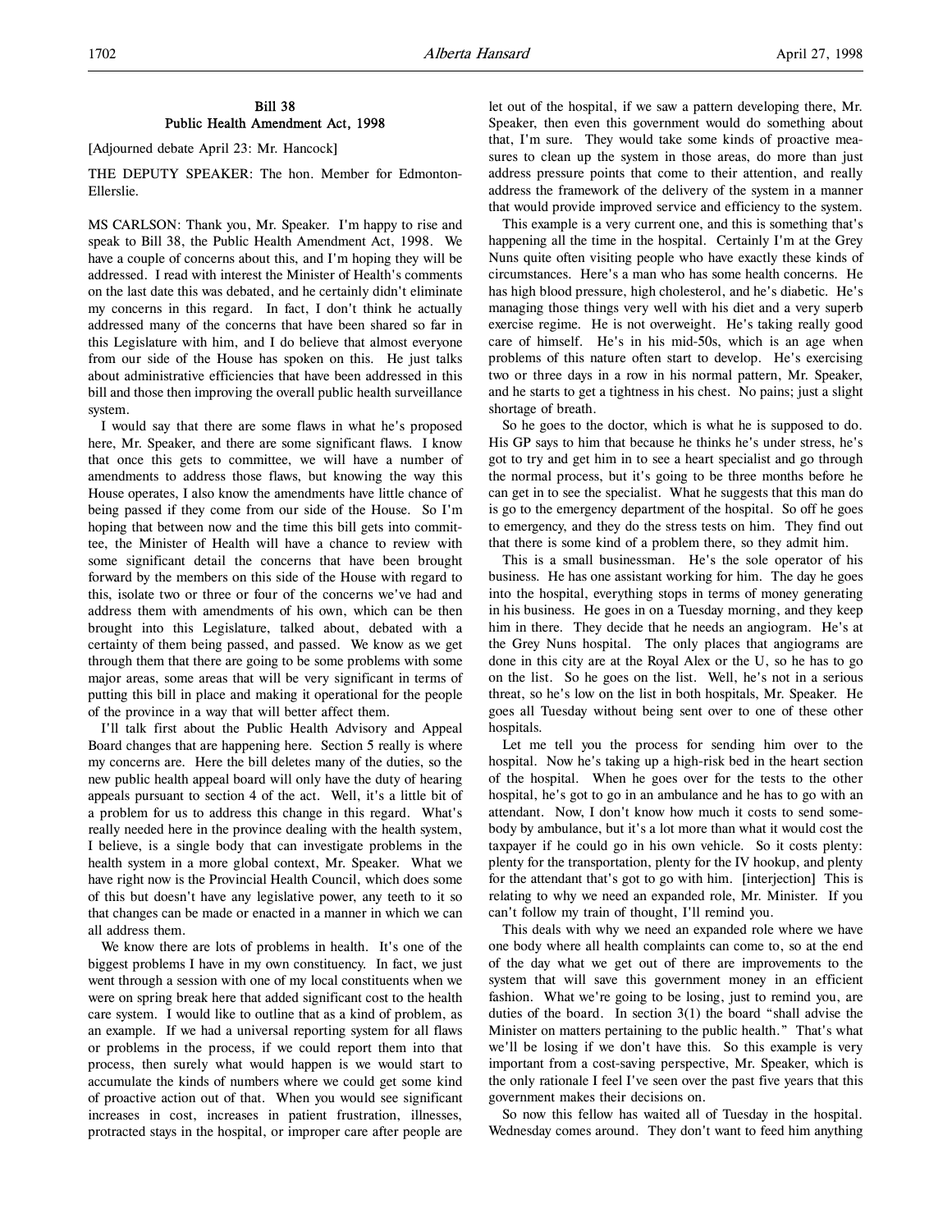## Bill 38
## Public Health Amendment Act, 1998

[Adjourned debate April 23: Mr. Hancock]

THE DEPUTY SPEAKER: The hon. Member for Edmonton-Ellerslie.

MS CARLSON: Thank you, Mr. Speaker. I'm happy to rise and speak to Bill 38, the Public Health Amendment Act, 1998. We have a couple of concerns about this, and I'm hoping they will be addressed. I read with interest the Minister of Health's comments on the last date this was debated, and he certainly didn't eliminate my concerns in this regard. In fact, I don't think he actually addressed many of the concerns that have been shared so far in this Legislature with him, and I do believe that almost everyone from our side of the House has spoken on this. He just talks about administrative efficiencies that have been addressed in this bill and those then improving the overall public health surveillance system.

I would say that there are some flaws in what he's proposed here, Mr. Speaker, and there are some significant flaws. I know that once this gets to committee, we will have a number of amendments to address those flaws, but knowing the way this House operates, I also know the amendments have little chance of being passed if they come from our side of the House. So I'm hoping that between now and the time this bill gets into committee, the Minister of Health will have a chance to review with some significant detail the concerns that have been brought forward by the members on this side of the House with regard to this, isolate two or three or four of the concerns we've had and address them with amendments of his own, which can be then brought into this Legislature, talked about, debated with a certainty of them being passed, and passed. We know as we get through them that there are going to be some problems with some major areas, some areas that will be very significant in terms of putting this bill in place and making it operational for the people of the province in a way that will better affect them.

I'll talk first about the Public Health Advisory and Appeal Board changes that are happening here. Section 5 really is where my concerns are. Here the bill deletes many of the duties, so the new public health appeal board will only have the duty of hearing appeals pursuant to section 4 of the act. Well, it's a little bit of a problem for us to address this change in this regard. What's really needed here in the province dealing with the health system, I believe, is a single body that can investigate problems in the health system in a more global context, Mr. Speaker. What we have right now is the Provincial Health Council, which does some of this but doesn't have any legislative power, any teeth to it so that changes can be made or enacted in a manner in which we can all address them.

We know there are lots of problems in health. It's one of the biggest problems I have in my own constituency. In fact, we just went through a session with one of my local constituents when we were on spring break here that added significant cost to the health care system. I would like to outline that as a kind of problem, as an example. If we had a universal reporting system for all flaws or problems in the process, if we could report them into that process, then surely what would happen is we would start to accumulate the kinds of numbers where we could get some kind of proactive action out of that. When you would see significant increases in cost, increases in patient frustration, illnesses, protracted stays in the hospital, or improper care after people are let out of the hospital, if we saw a pattern developing there, Mr. Speaker, then even this government would do something about that, I'm sure. They would take some kinds of proactive measures to clean up the system in those areas, do more than just address pressure points that come to their attention, and really address the framework of the delivery of the system in a manner that would provide improved service and efficiency to the system.

This example is a very current one, and this is something that's happening all the time in the hospital. Certainly I'm at the Grey Nuns quite often visiting people who have exactly these kinds of circumstances. Here's a man who has some health concerns. He has high blood pressure, high cholesterol, and he's diabetic. He's managing those things very well with his diet and a very superb exercise regime. He is not overweight. He's taking really good care of himself. He's in his mid-50s, which is an age when problems of this nature often start to develop. He's exercising two or three days in a row in his normal pattern, Mr. Speaker, and he starts to get a tightness in his chest. No pains; just a slight shortage of breath.

So he goes to the doctor, which is what he is supposed to do. His GP says to him that because he thinks he's under stress, he's got to try and get him in to see a heart specialist and go through the normal process, but it's going to be three months before he can get in to see the specialist. What he suggests that this man do is go to the emergency department of the hospital. So off he goes to emergency, and they do the stress tests on him. They find out that there is some kind of a problem there, so they admit him.

This is a small businessman. He's the sole operator of his business. He has one assistant working for him. The day he goes into the hospital, everything stops in terms of money generating in his business. He goes in on a Tuesday morning, and they keep him in there. They decide that he needs an angiogram. He's at the Grey Nuns hospital. The only places that angiograms are done in this city are at the Royal Alex or the U, so he has to go on the list. So he goes on the list. Well, he's not in a serious threat, so he's low on the list in both hospitals, Mr. Speaker. He goes all Tuesday without being sent over to one of these other hospitals.

Let me tell you the process for sending him over to the hospital. Now he's taking up a high-risk bed in the heart section of the hospital. When he goes over for the tests to the other hospital, he's got to go in an ambulance and he has to go with an attendant. Now, I don't know how much it costs to send somebody by ambulance, but it's a lot more than what it would cost the taxpayer if he could go in his own vehicle. So it costs plenty: plenty for the transportation, plenty for the IV hookup, and plenty for the attendant that's got to go with him. [interjection] This is relating to why we need an expanded role, Mr. Minister. If you can't follow my train of thought, I'll remind you.

This deals with why we need an expanded role where we have one body where all health complaints can come to, so at the end of the day what we get out of there are improvements to the system that will save this government money in an efficient fashion. What we're going to be losing, just to remind you, are duties of the board. In section 3(1) the board "shall advise the Minister on matters pertaining to the public health." That's what we'll be losing if we don't have this. So this example is very important from a cost-saving perspective, Mr. Speaker, which is the only rationale I feel I've seen over the past five years that this government makes their decisions on.

So now this fellow has waited all of Tuesday in the hospital. Wednesday comes around. They don't want to feed him anything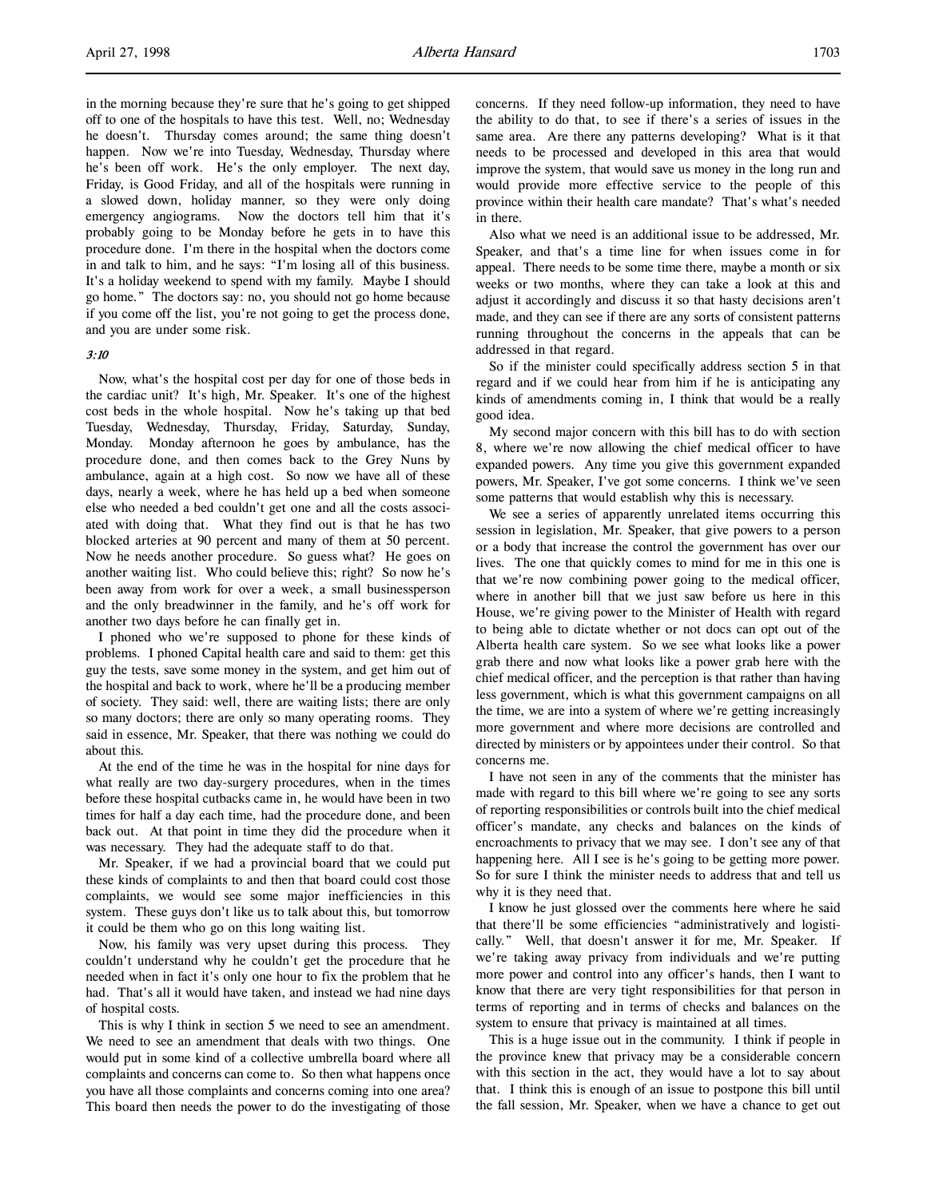in the morning because they're sure that he's going to get shipped off to one of the hospitals to have this test. Well, no; Wednesday he doesn't. Thursday comes around; the same thing doesn't happen. Now we're into Tuesday, Wednesday, Thursday where he's been off work. He's the only employer. The next day, Friday, is Good Friday, and all of the hospitals were running in a slowed down, holiday manner, so they were only doing emergency angiograms. Now the doctors tell him that it's probably going to be Monday before he gets in to have this procedure done. I'm there in the hospital when the doctors come in and talk to him, and he says: "I'm losing all of this business. It's a holiday weekend to spend with my family. Maybe I should go home." The doctors say: no, you should not go home because if you come off the list, you're not going to get the process done, and you are under some risk.

*3:10*

Now, what's the hospital cost per day for one of those beds in the cardiac unit? It's high, Mr. Speaker. It's one of the highest cost beds in the whole hospital. Now he's taking up that bed Tuesday, Wednesday, Thursday, Friday, Saturday, Sunday, Monday. Monday afternoon he goes by ambulance, has the procedure done, and then comes back to the Grey Nuns by ambulance, again at a high cost. So now we have all of these days, nearly a week, where he has held up a bed when someone else who needed a bed couldn't get one and all the costs associated with doing that. What they find out is that he has two blocked arteries at 90 percent and many of them at 50 percent. Now he needs another procedure. So guess what? He goes on another waiting list. Who could believe this; right? So now he's been away from work for over a week, a small businessperson and the only breadwinner in the family, and he's off work for another two days before he can finally get in.

I phoned who we're supposed to phone for these kinds of problems. I phoned Capital health care and said to them: get this guy the tests, save some money in the system, and get him out of the hospital and back to work, where he'll be a producing member of society. They said: well, there are waiting lists; there are only so many doctors; there are only so many operating rooms. They said in essence, Mr. Speaker, that there was nothing we could do about this.

At the end of the time he was in the hospital for nine days for what really are two day-surgery procedures, when in the times before these hospital cutbacks came in, he would have been in two times for half a day each time, had the procedure done, and been back out. At that point in time they did the procedure when it was necessary. They had the adequate staff to do that.

Mr. Speaker, if we had a provincial board that we could put these kinds of complaints to and then that board could cost those complaints, we would see some major inefficiencies in this system. These guys don't like us to talk about this, but tomorrow it could be them who go on this long waiting list.

Now, his family was very upset during this process. They couldn't understand why he couldn't get the procedure that he needed when in fact it's only one hour to fix the problem that he had. That's all it would have taken, and instead we had nine days of hospital costs.

This is why I think in section 5 we need to see an amendment. We need to see an amendment that deals with two things. One would put in some kind of a collective umbrella board where all complaints and concerns can come to. So then what happens once you have all those complaints and concerns coming into one area? This board then needs the power to do the investigating of those concerns. If they need follow-up information, they need to have the ability to do that, to see if there's a series of issues in the same area. Are there any patterns developing? What is it that needs to be processed and developed in this area that would improve the system, that would save us money in the long run and would provide more effective service to the people of this province within their health care mandate? That's what's needed in there.

Also what we need is an additional issue to be addressed, Mr. Speaker, and that's a time line for when issues come in for appeal. There needs to be some time there, maybe a month or six weeks or two months, where they can take a look at this and adjust it accordingly and discuss it so that hasty decisions aren't made, and they can see if there are any sorts of consistent patterns running throughout the concerns in the appeals that can be addressed in that regard.

So if the minister could specifically address section 5 in that regard and if we could hear from him if he is anticipating any kinds of amendments coming in, I think that would be a really good idea.

My second major concern with this bill has to do with section 8, where we're now allowing the chief medical officer to have expanded powers. Any time you give this government expanded powers, Mr. Speaker, I've got some concerns. I think we've seen some patterns that would establish why this is necessary.

We see a series of apparently unrelated items occurring this session in legislation, Mr. Speaker, that give powers to a person or a body that increase the control the government has over our lives. The one that quickly comes to mind for me in this one is that we're now combining power going to the medical officer, where in another bill that we just saw before us here in this House, we're giving power to the Minister of Health with regard to being able to dictate whether or not docs can opt out of the Alberta health care system. So we see what looks like a power grab there and now what looks like a power grab here with the chief medical officer, and the perception is that rather than having less government, which is what this government campaigns on all the time, we are into a system of where we're getting increasingly more government and where more decisions are controlled and directed by ministers or by appointees under their control. So that concerns me.

I have not seen in any of the comments that the minister has made with regard to this bill where we're going to see any sorts of reporting responsibilities or controls built into the chief medical officer's mandate, any checks and balances on the kinds of encroachments to privacy that we may see. I don't see any of that happening here. All I see is he's going to be getting more power. So for sure I think the minister needs to address that and tell us why it is they need that.

I know he just glossed over the comments here where he said that there'll be some efficiencies "administratively and logistically." Well, that doesn't answer it for me, Mr. Speaker. If we're taking away privacy from individuals and we're putting more power and control into any officer's hands, then I want to know that there are very tight responsibilities for that person in terms of reporting and in terms of checks and balances on the system to ensure that privacy is maintained at all times.

This is a huge issue out in the community. I think if people in the province knew that privacy may be a considerable concern with this section in the act, they would have a lot to say about that. I think this is enough of an issue to postpone this bill until the fall session, Mr. Speaker, when we have a chance to get out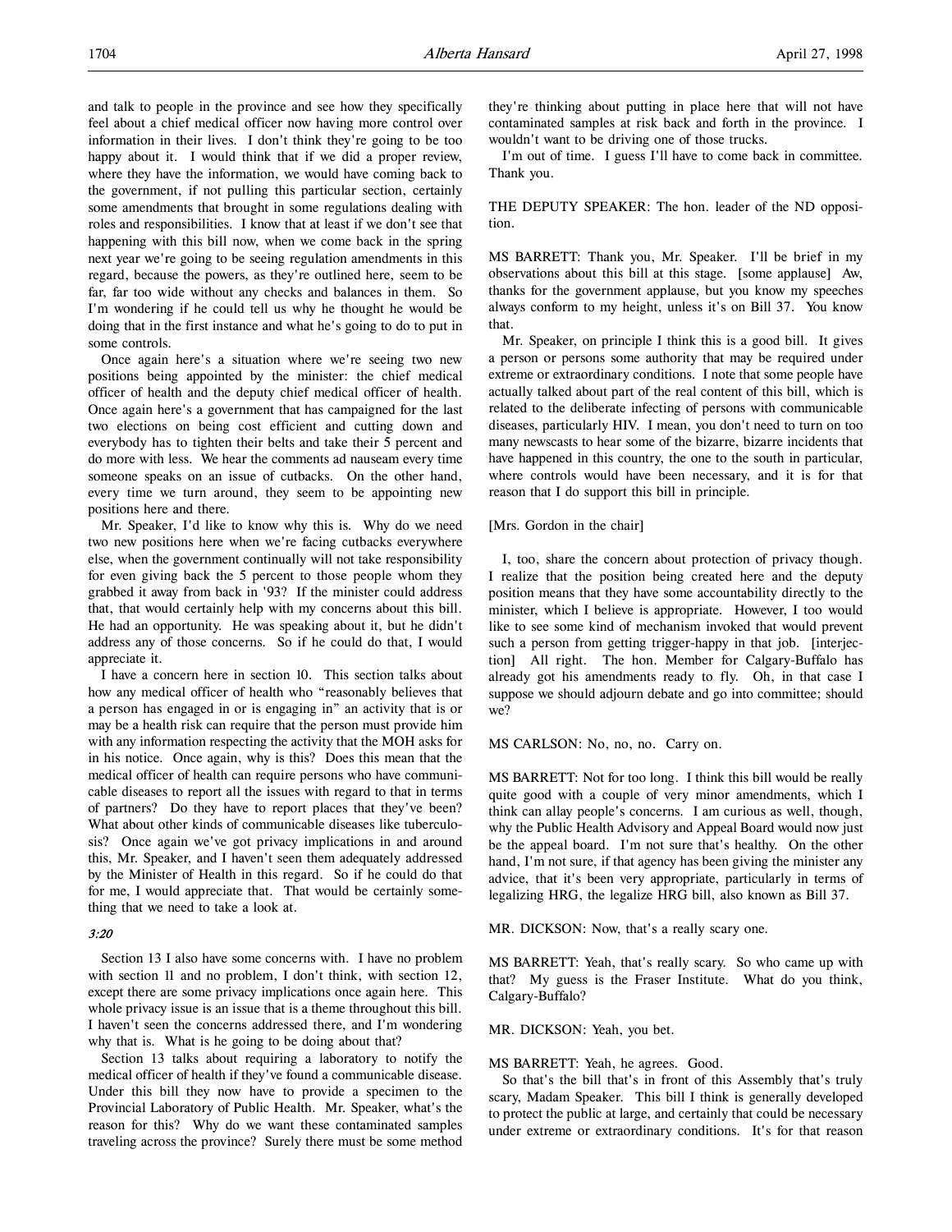and talk to people in the province and see how they specifically feel about a chief medical officer now having more control over information in their lives. I don't think they're going to be too happy about it. I would think that if we did a proper review, where they have the information, we would have coming back to the government, if not pulling this particular section, certainly some amendments that brought in some regulations dealing with roles and responsibilities. I know that at least if we don't see that happening with this bill now, when we come back in the spring next year we're going to be seeing regulation amendments in this regard, because the powers, as they're outlined here, seem to be far, far too wide without any checks and balances in them. So I'm wondering if he could tell us why he thought he would be doing that in the first instance and what he's going to do to put in some controls.

Once again here's a situation where we're seeing two new positions being appointed by the minister: the chief medical officer of health and the deputy chief medical officer of health. Once again here's a government that has campaigned for the last two elections on being cost efficient and cutting down and everybody has to tighten their belts and take their 5 percent and do more with less. We hear the comments ad nauseam every time someone speaks on an issue of cutbacks. On the other hand, every time we turn around, they seem to be appointing new positions here and there.

Mr. Speaker, I'd like to know why this is. Why do we need two new positions here when we're facing cutbacks everywhere else, when the government continually will not take responsibility for even giving back the 5 percent to those people whom they grabbed it away from back in '93? If the minister could address that, that would certainly help with my concerns about this bill. He had an opportunity. He was speaking about it, but he didn't address any of those concerns. So if he could do that, I would appreciate it.

I have a concern here in section 10. This section talks about how any medical officer of health who "reasonably believes that a person has engaged in or is engaging in" an activity that is or may be a health risk can require that the person must provide him with any information respecting the activity that the MOH asks for in his notice. Once again, why is this? Does this mean that the medical officer of health can require persons who have communicable diseases to report all the issues with regard to that in terms of partners? Do they have to report places that they've been? What about other kinds of communicable diseases like tuberculosis? Once again we've got privacy implications in and around this, Mr. Speaker, and I haven't seen them adequately addressed by the Minister of Health in this regard. So if he could do that for me, I would appreciate that. That would be certainly something that we need to take a look at.

*3:20*

Section 13 I also have some concerns with. I have no problem with section 11 and no problem, I don't think, with section 12, except there are some privacy implications once again here. This whole privacy issue is an issue that is a theme throughout this bill. I haven't seen the concerns addressed there, and I'm wondering why that is. What is he going to be doing about that?

Section 13 talks about requiring a laboratory to notify the medical officer of health if they've found a communicable disease. Under this bill they now have to provide a specimen to the Provincial Laboratory of Public Health. Mr. Speaker, what's the reason for this? Why do we want these contaminated samples traveling across the province? Surely there must be some method they're thinking about putting in place here that will not have contaminated samples at risk back and forth in the province. I wouldn't want to be driving one of those trucks.

I'm out of time. I guess I'll have to come back in committee. Thank you.

THE DEPUTY SPEAKER: The hon. leader of the ND opposition.

MS BARRETT: Thank you, Mr. Speaker. I'll be brief in my observations about this bill at this stage. [some applause] Aw, thanks for the government applause, but you know my speeches always conform to my height, unless it's on Bill 37. You know that.

Mr. Speaker, on principle I think this is a good bill. It gives a person or persons some authority that may be required under extreme or extraordinary conditions. I note that some people have actually talked about part of the real content of this bill, which is related to the deliberate infecting of persons with communicable diseases, particularly HIV. I mean, you don't need to turn on too many newscasts to hear some of the bizarre, bizarre incidents that have happened in this country, the one to the south in particular, where controls would have been necessary, and it is for that reason that I do support this bill in principle.

[Mrs. Gordon in the chair]

I, too, share the concern about protection of privacy though. I realize that the position being created here and the deputy position means that they have some accountability directly to the minister, which I believe is appropriate. However, I too would like to see some kind of mechanism invoked that would prevent such a person from getting trigger-happy in that job. [interjection] All right. The hon. Member for Calgary-Buffalo has already got his amendments ready to fly. Oh, in that case I suppose we should adjourn debate and go into committee; should we?

MS CARLSON: No, no, no. Carry on.

MS BARRETT: Not for too long. I think this bill would be really quite good with a couple of very minor amendments, which I think can allay people's concerns. I am curious as well, though, why the Public Health Advisory and Appeal Board would now just be the appeal board. I'm not sure that's healthy. On the other hand, I'm not sure, if that agency has been giving the minister any advice, that it's been very appropriate, particularly in terms of legalizing HRG, the legalize HRG bill, also known as Bill 37.

MR. DICKSON: Now, that's a really scary one.

MS BARRETT: Yeah, that's really scary. So who came up with that? My guess is the Fraser Institute. What do you think, Calgary-Buffalo?

MR. DICKSON: Yeah, you bet.

MS BARRETT: Yeah, he agrees. Good.

So that's the bill that's in front of this Assembly that's truly scary, Madam Speaker. This bill I think is generally developed to protect the public at large, and certainly that could be necessary under extreme or extraordinary conditions. It's for that reason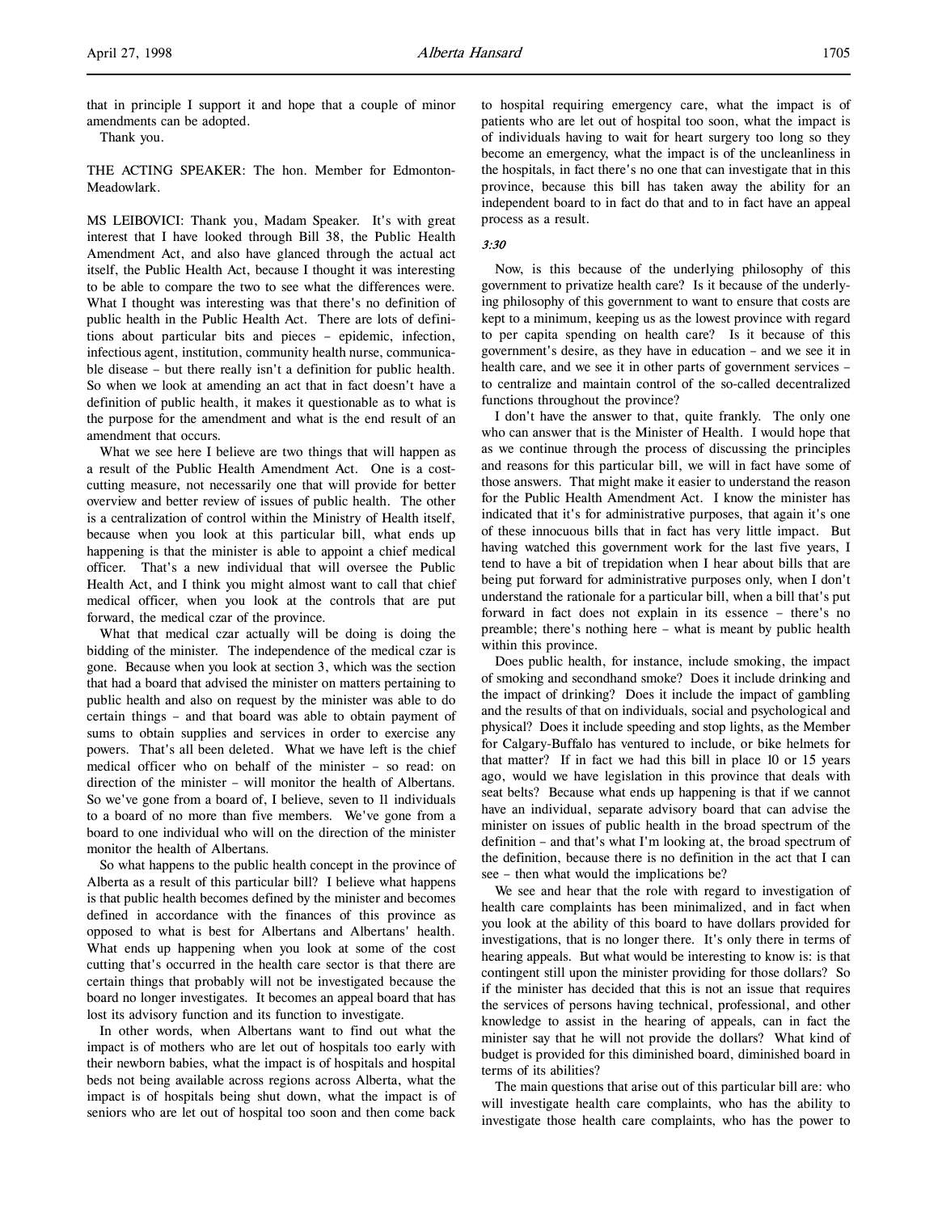that in principle I support it and hope that a couple of minor amendments can be adopted.

Thank you.

THE ACTING SPEAKER: The hon. Member for Edmonton-Meadowlark.

MS LEIBOVICI: Thank you, Madam Speaker. It's with great interest that I have looked through Bill 38, the Public Health Amendment Act, and also have glanced through the actual act itself, the Public Health Act, because I thought it was interesting to be able to compare the two to see what the differences were. What I thought was interesting was that there's no definition of public health in the Public Health Act. There are lots of definitions about particular bits and pieces – epidemic, infection, infectious agent, institution, community health nurse, communicable disease – but there really isn't a definition for public health. So when we look at amending an act that in fact doesn't have a definition of public health, it makes it questionable as to what is the purpose for the amendment and what is the end result of an amendment that occurs.

What we see here I believe are two things that will happen as a result of the Public Health Amendment Act. One is a cost-cutting measure, not necessarily one that will provide for better overview and better review of issues of public health. The other is a centralization of control within the Ministry of Health itself, because when you look at this particular bill, what ends up happening is that the minister is able to appoint a chief medical officer. That's a new individual that will oversee the Public Health Act, and I think you might almost want to call that chief medical officer, when you look at the controls that are put forward, the medical czar of the province.

What that medical czar actually will be doing is doing the bidding of the minister. The independence of the medical czar is gone. Because when you look at section 3, which was the section that had a board that advised the minister on matters pertaining to public health and also on request by the minister was able to do certain things – and that board was able to obtain payment of sums to obtain supplies and services in order to exercise any powers. That's all been deleted. What we have left is the chief medical officer who on behalf of the minister – so read: on direction of the minister – will monitor the health of Albertans. So we've gone from a board of, I believe, seven to 11 individuals to a board of no more than five members. We've gone from a board to one individual who will on the direction of the minister monitor the health of Albertans.

So what happens to the public health concept in the province of Alberta as a result of this particular bill? I believe what happens is that public health becomes defined by the minister and becomes defined in accordance with the finances of this province as opposed to what is best for Albertans and Albertans' health. What ends up happening when you look at some of the cost cutting that's occurred in the health care sector is that there are certain things that probably will not be investigated because the board no longer investigates. It becomes an appeal board that has lost its advisory function and its function to investigate.

In other words, when Albertans want to find out what the impact is of mothers who are let out of hospitals too early with their newborn babies, what the impact is of hospitals and hospital beds not being available across regions across Alberta, what the impact is of hospitals being shut down, what the impact is of seniors who are let out of hospital too soon and then come back to hospital requiring emergency care, what the impact is of patients who are let out of hospital too soon, what the impact is of individuals having to wait for heart surgery too long so they become an emergency, what the impact is of the uncleanliness in the hospitals, in fact there's no one that can investigate that in this province, because this bill has taken away the ability for an independent board to in fact do that and to in fact have an appeal process as a result.

*3:30*

Now, is this because of the underlying philosophy of this government to privatize health care? Is it because of the underlying philosophy of this government to want to ensure that costs are kept to a minimum, keeping us as the lowest province with regard to per capita spending on health care? Is it because of this government's desire, as they have in education – and we see it in health care, and we see it in other parts of government services – to centralize and maintain control of the so-called decentralized functions throughout the province?

I don't have the answer to that, quite frankly. The only one who can answer that is the Minister of Health. I would hope that as we continue through the process of discussing the principles and reasons for this particular bill, we will in fact have some of those answers. That might make it easier to understand the reason for the Public Health Amendment Act. I know the minister has indicated that it's for administrative purposes, that again it's one of these innocuous bills that in fact has very little impact. But having watched this government work for the last five years, I tend to have a bit of trepidation when I hear about bills that are being put forward for administrative purposes only, when I don't understand the rationale for a particular bill, when a bill that's put forward in fact does not explain in its essence – there's no preamble; there's nothing here – what is meant by public health within this province.

Does public health, for instance, include smoking, the impact of smoking and secondhand smoke? Does it include drinking and the impact of drinking? Does it include the impact of gambling and the results of that on individuals, social and psychological and physical? Does it include speeding and stop lights, as the Member for Calgary-Buffalo has ventured to include, or bike helmets for that matter? If in fact we had this bill in place 10 or 15 years ago, would we have legislation in this province that deals with seat belts? Because what ends up happening is that if we cannot have an individual, separate advisory board that can advise the minister on issues of public health in the broad spectrum of the definition – and that's what I'm looking at, the broad spectrum of the definition, because there is no definition in the act that I can see – then what would the implications be?

We see and hear that the role with regard to investigation of health care complaints has been minimalized, and in fact when you look at the ability of this board to have dollars provided for investigations, that is no longer there. It's only there in terms of hearing appeals. But what would be interesting to know is: is that contingent still upon the minister providing for those dollars? So if the minister has decided that this is not an issue that requires the services of persons having technical, professional, and other knowledge to assist in the hearing of appeals, can in fact the minister say that he will not provide the dollars? What kind of budget is provided for this diminished board, diminished board in terms of its abilities?

The main questions that arise out of this particular bill are: who will investigate health care complaints, who has the ability to investigate those health care complaints, who has the power to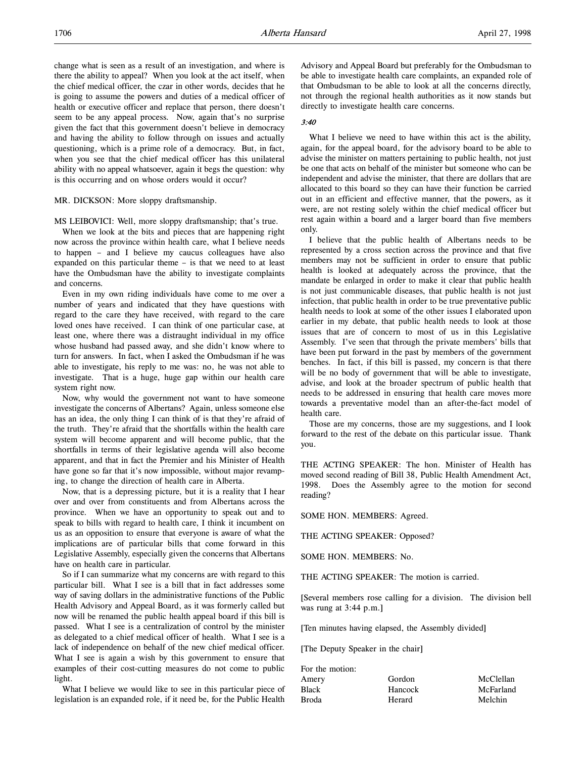change what is seen as a result of an investigation, and where is there the ability to appeal? When you look at the act itself, when the chief medical officer, the czar in other words, decides that he is going to assume the powers and duties of a medical officer of health or executive officer and replace that person, there doesn't seem to be any appeal process. Now, again that's no surprise given the fact that this government doesn't believe in democracy and having the ability to follow through on issues and actually questioning, which is a prime role of a democracy. But, in fact, when you see that the chief medical officer has this unilateral ability with no appeal whatsoever, again it begs the question: why is this occurring and on whose orders would it occur?

MR. DICKSON: More sloppy draftsmanship.

MS LEIBOVICI: Well, more sloppy draftsmanship; that's true.

When we look at the bits and pieces that are happening right now across the province within health care, what I believe needs to happen – and I believe my caucus colleagues have also expanded on this particular theme – is that we need to at least have the Ombudsman have the ability to investigate complaints and concerns.

Even in my own riding individuals have come to me over a number of years and indicated that they have questions with regard to the care they have received, with regard to the care loved ones have received. I can think of one particular case, at least one, where there was a distraught individual in my office whose husband had passed away, and she didn't know where to turn for answers. In fact, when I asked the Ombudsman if he was able to investigate, his reply to me was: no, he was not able to investigate. That is a huge, huge gap within our health care system right now.

Now, why would the government not want to have someone investigate the concerns of Albertans? Again, unless someone else has an idea, the only thing I can think of is that they're afraid of the truth. They're afraid that the shortfalls within the health care system will become apparent and will become public, that the shortfalls in terms of their legislative agenda will also become apparent, and that in fact the Premier and his Minister of Health have gone so far that it's now impossible, without major revamping, to change the direction of health care in Alberta.

Now, that is a depressing picture, but it is a reality that I hear over and over from constituents and from Albertans across the province. When we have an opportunity to speak out and to speak to bills with regard to health care, I think it incumbent on us as an opposition to ensure that everyone is aware of what the implications are of particular bills that come forward in this Legislative Assembly, especially given the concerns that Albertans have on health care in particular.

So if I can summarize what my concerns are with regard to this particular bill. What I see is a bill that in fact addresses some way of saving dollars in the administrative functions of the Public Health Advisory and Appeal Board, as it was formerly called but now will be renamed the public health appeal board if this bill is passed. What I see is a centralization of control by the minister as delegated to a chief medical officer of health. What I see is a lack of independence on behalf of the new chief medical officer. What I see is again a wish by this government to ensure that examples of their cost-cutting measures do not come to public light.

What I believe we would like to see in this particular piece of legislation is an expanded role, if it need be, for the Public Health Advisory and Appeal Board but preferably for the Ombudsman to be able to investigate health care complaints, an expanded role of that Ombudsman to be able to look at all the concerns directly, not through the regional health authorities as it now stands but directly to investigate health care concerns.

*3:40*

What I believe we need to have within this act is the ability, again, for the appeal board, for the advisory board to be able to advise the minister on matters pertaining to public health, not just be one that acts on behalf of the minister but someone who can be independent and advise the minister, that there are dollars that are allocated to this board so they can have their function be carried out in an efficient and effective manner, that the powers, as it were, are not resting solely within the chief medical officer but rest again within a board and a larger board than five members only.

I believe that the public health of Albertans needs to be represented by a cross section across the province and that five members may not be sufficient in order to ensure that public health is looked at adequately across the province, that the mandate be enlarged in order to make it clear that public health is not just communicable diseases, that public health is not just infection, that public health in order to be true preventative public health needs to look at some of the other issues I elaborated upon earlier in my debate, that public health needs to look at those issues that are of concern to most of us in this Legislative Assembly. I've seen that through the private members' bills that have been put forward in the past by members of the government benches. In fact, if this bill is passed, my concern is that there will be no body of government that will be able to investigate, advise, and look at the broader spectrum of public health that needs to be addressed in ensuring that health care moves more towards a preventative model than an after-the-fact model of health care.

Those are my concerns, those are my suggestions, and I look forward to the rest of the debate on this particular issue. Thank you.

THE ACTING SPEAKER: The hon. Minister of Health has moved second reading of Bill 38, Public Health Amendment Act, 1998. Does the Assembly agree to the motion for second reading?

SOME HON. MEMBERS: Agreed.

THE ACTING SPEAKER: Opposed?

SOME HON. MEMBERS: No.

THE ACTING SPEAKER: The motion is carried.

[Several members rose calling for a division. The division bell was rung at 3:44 p.m.]

[Ten minutes having elapsed, the Assembly divided]

[The Deputy Speaker in the chair]

For the motion:

| | | |
|---|---|---|
| Amery | Gordon | McClellan |
| Black | Hancock | McFarland |
| Broda | Herard | Melchin |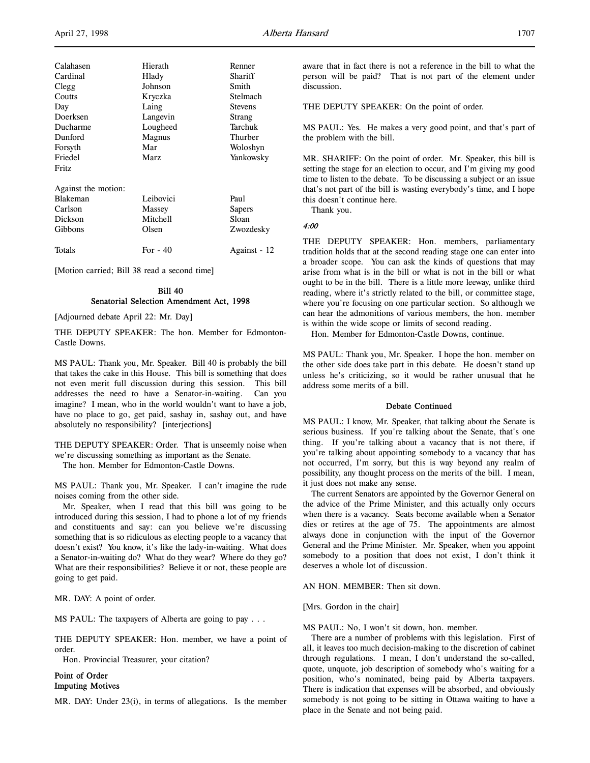| | | |
|---|---|---|
| Calahasen | Hierath | Renner |
| Cardinal | Hlady | Shariff |
| Clegg | Johnson | Smith |
| Coutts | Kryczka | Stelmach |
| Day | Laing | Stevens |
| Doerksen | Langevin | Strang |
| Ducharme | Lougheed | Tarchuk |
| Dunford | Magnus | Thurber |
| Forsyth | Mar | Woloshyn |
| Friedel | Marz | Yankowsky |
| Fritz | | |

Against the motion:

| | | |
|---|---|---|
| Blakeman | Leibovici | Paul |
| Carlson | Massey | Sapers |
| Dickson | Mitchell | Sloan |
| Gibbons | Olsen | Zwozdesky |
| Totals | For - 40 | Against - 12 |

[Motion carried; Bill 38 read a second time]

## Bill 40
## Senatorial Selection Amendment Act, 1998

[Adjourned debate April 22: Mr. Day]

THE DEPUTY SPEAKER: The hon. Member for Edmonton-Castle Downs.

MS PAUL: Thank you, Mr. Speaker. Bill 40 is probably the bill that takes the cake in this House. This bill is something that does not even merit full discussion during this session. This bill addresses the need to have a Senator-in-waiting. Can you imagine? I mean, who in the world wouldn't want to have a job, have no place to go, get paid, sashay in, sashay out, and have absolutely no responsibility? [interjections]

THE DEPUTY SPEAKER: Order. That is unseemly noise when we're discussing something as important as the Senate.

The hon. Member for Edmonton-Castle Downs.

MS PAUL: Thank you, Mr. Speaker. I can't imagine the rude noises coming from the other side.

Mr. Speaker, when I read that this bill was going to be introduced during this session, I had to phone a lot of my friends and constituents and say: can you believe we're discussing something that is so ridiculous as electing people to a vacancy that doesn't exist? You know, it's like the lady-in-waiting. What does a Senator-in-waiting do? What do they wear? Where do they go? What are their responsibilities? Believe it or not, these people are going to get paid.

MR. DAY: A point of order.

MS PAUL: The taxpayers of Alberta are going to pay . . .

THE DEPUTY SPEAKER: Hon. member, we have a point of order.

Hon. Provincial Treasurer, your citation?

### Point of Order
### Imputing Motives

MR. DAY: Under 23(i), in terms of allegations. Is the member aware that in fact there is not a reference in the bill to what the person will be paid? That is not part of the element under discussion.

THE DEPUTY SPEAKER: On the point of order.

MS PAUL: Yes. He makes a very good point, and that's part of the problem with the bill.

MR. SHARIFF: On the point of order. Mr. Speaker, this bill is setting the stage for an election to occur, and I'm giving my good time to listen to the debate. To be discussing a subject or an issue that's not part of the bill is wasting everybody's time, and I hope this doesn't continue here.

Thank you.

*4:00*

THE DEPUTY SPEAKER: Hon. members, parliamentary tradition holds that at the second reading stage one can enter into a broader scope. You can ask the kinds of questions that may arise from what is in the bill or what is not in the bill or what ought to be in the bill. There is a little more leeway, unlike third reading, where it's strictly related to the bill, or committee stage, where you're focusing on one particular section. So although we can hear the admonitions of various members, the hon. member is within the wide scope or limits of second reading.

Hon. Member for Edmonton-Castle Downs, continue.

MS PAUL: Thank you, Mr. Speaker. I hope the hon. member on the other side does take part in this debate. He doesn't stand up unless he's criticizing, so it would be rather unusual that he address some merits of a bill.

### Debate Continued

MS PAUL: I know, Mr. Speaker, that talking about the Senate is serious business. If you're talking about the Senate, that's one thing. If you're talking about a vacancy that is not there, if you're talking about appointing somebody to a vacancy that has not occurred, I'm sorry, but this is way beyond any realm of possibility, any thought process on the merits of the bill. I mean, it just does not make any sense.

The current Senators are appointed by the Governor General on the advice of the Prime Minister, and this actually only occurs when there is a vacancy. Seats become available when a Senator dies or retires at the age of 75. The appointments are almost always done in conjunction with the input of the Governor General and the Prime Minister. Mr. Speaker, when you appoint somebody to a position that does not exist, I don't think it deserves a whole lot of discussion.

AN HON. MEMBER: Then sit down.

[Mrs. Gordon in the chair]

MS PAUL: No, I won't sit down, hon. member.

There are a number of problems with this legislation. First of all, it leaves too much decision-making to the discretion of cabinet through regulations. I mean, I don't understand the so-called, quote, unquote, job description of somebody who's waiting for a position, who's nominated, being paid by Alberta taxpayers. There is indication that expenses will be absorbed, and obviously somebody is not going to be sitting in Ottawa waiting to have a place in the Senate and not being paid.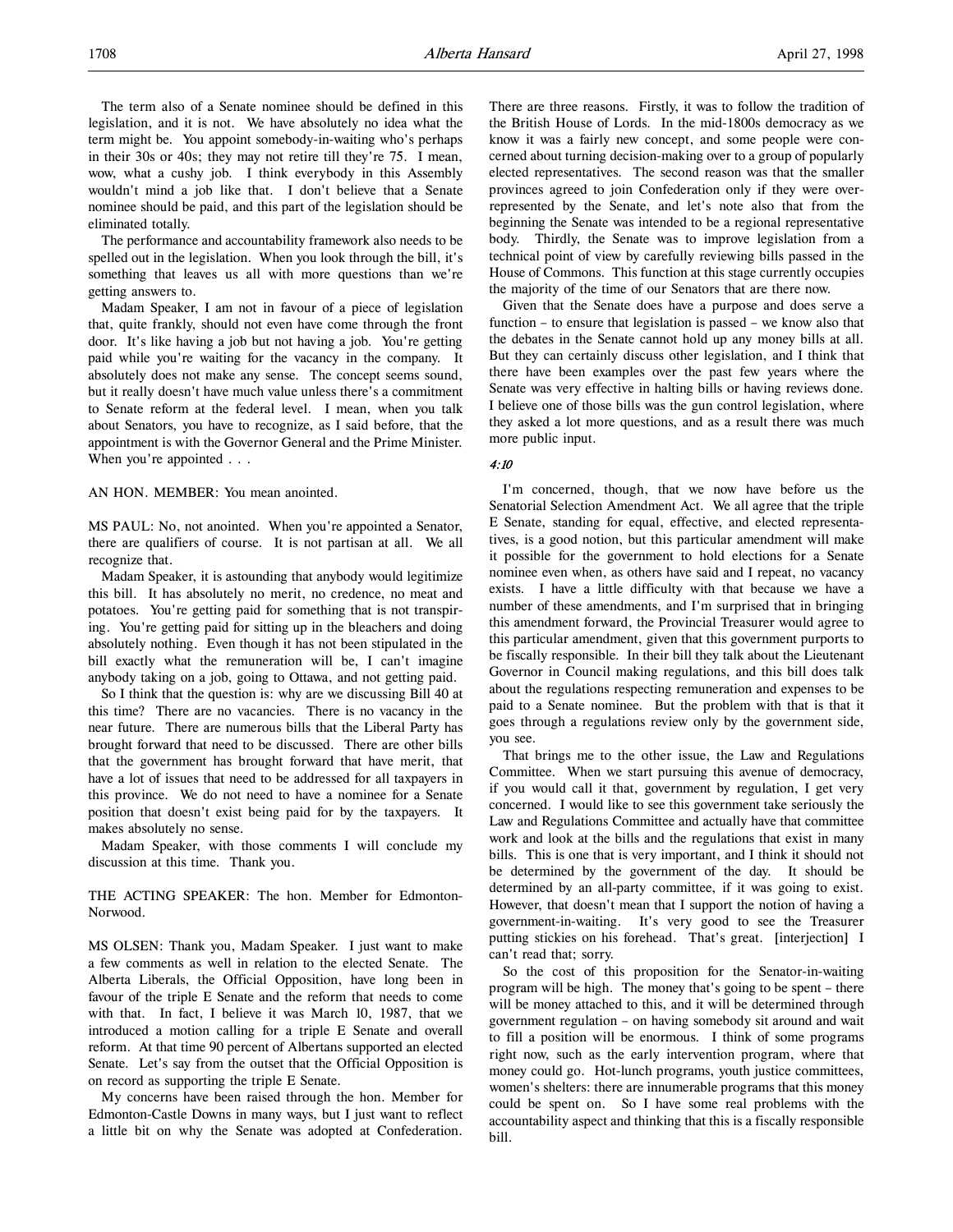The term also of a Senate nominee should be defined in this legislation, and it is not. We have absolutely no idea what the term might be. You appoint somebody-in-waiting who's perhaps in their 30s or 40s; they may not retire till they're 75. I mean, wow, what a cushy job. I think everybody in this Assembly wouldn't mind a job like that. I don't believe that a Senate nominee should be paid, and this part of the legislation should be eliminated totally.

The performance and accountability framework also needs to be spelled out in the legislation. When you look through the bill, it's something that leaves us all with more questions than we're getting answers to.

Madam Speaker, I am not in favour of a piece of legislation that, quite frankly, should not even have come through the front door. It's like having a job but not having a job. You're getting paid while you're waiting for the vacancy in the company. It absolutely does not make any sense. The concept seems sound, but it really doesn't have much value unless there's a commitment to Senate reform at the federal level. I mean, when you talk about Senators, you have to recognize, as I said before, that the appointment is with the Governor General and the Prime Minister. When you're appointed . . .

AN HON. MEMBER: You mean anointed.

MS PAUL: No, not anointed. When you're appointed a Senator, there are qualifiers of course. It is not partisan at all. We all recognize that.

Madam Speaker, it is astounding that anybody would legitimize this bill. It has absolutely no merit, no credence, no meat and potatoes. You're getting paid for something that is not transpiring. You're getting paid for sitting up in the bleachers and doing absolutely nothing. Even though it has not been stipulated in the bill exactly what the remuneration will be, I can't imagine anybody taking on a job, going to Ottawa, and not getting paid.

So I think that the question is: why are we discussing Bill 40 at this time? There are no vacancies. There is no vacancy in the near future. There are numerous bills that the Liberal Party has brought forward that need to be discussed. There are other bills that the government has brought forward that have merit, that have a lot of issues that need to be addressed for all taxpayers in this province. We do not need to have a nominee for a Senate position that doesn't exist being paid for by the taxpayers. It makes absolutely no sense.

Madam Speaker, with those comments I will conclude my discussion at this time. Thank you.

THE ACTING SPEAKER: The hon. Member for Edmonton-Norwood.

MS OLSEN: Thank you, Madam Speaker. I just want to make a few comments as well in relation to the elected Senate. The Alberta Liberals, the Official Opposition, have long been in favour of the triple E Senate and the reform that needs to come with that. In fact, I believe it was March 10, 1987, that we introduced a motion calling for a triple E Senate and overall reform. At that time 90 percent of Albertans supported an elected Senate. Let's say from the outset that the Official Opposition is on record as supporting the triple E Senate.

My concerns have been raised through the hon. Member for Edmonton-Castle Downs in many ways, but I just want to reflect a little bit on why the Senate was adopted at Confederation. There are three reasons. Firstly, it was to follow the tradition of the British House of Lords. In the mid-1800s democracy as we know it was a fairly new concept, and some people were concerned about turning decision-making over to a group of popularly elected representatives. The second reason was that the smaller provinces agreed to join Confederation only if they were overrepresented by the Senate, and let's note also that from the beginning the Senate was intended to be a regional representative body. Thirdly, the Senate was to improve legislation from a technical point of view by carefully reviewing bills passed in the House of Commons. This function at this stage currently occupies the majority of the time of our Senators that are there now.

Given that the Senate does have a purpose and does serve a function – to ensure that legislation is passed – we know also that the debates in the Senate cannot hold up any money bills at all. But they can certainly discuss other legislation, and I think that there have been examples over the past few years where the Senate was very effective in halting bills or having reviews done. I believe one of those bills was the gun control legislation, where they asked a lot more questions, and as a result there was much more public input.

*4:10*

I'm concerned, though, that we now have before us the Senatorial Selection Amendment Act. We all agree that the triple E Senate, standing for equal, effective, and elected representatives, is a good notion, but this particular amendment will make it possible for the government to hold elections for a Senate nominee even when, as others have said and I repeat, no vacancy exists. I have a little difficulty with that because we have a number of these amendments, and I'm surprised that in bringing this amendment forward, the Provincial Treasurer would agree to this particular amendment, given that this government purports to be fiscally responsible. In their bill they talk about the Lieutenant Governor in Council making regulations, and this bill does talk about the regulations respecting remuneration and expenses to be paid to a Senate nominee. But the problem with that is that it goes through a regulations review only by the government side, you see.

That brings me to the other issue, the Law and Regulations Committee. When we start pursuing this avenue of democracy, if you would call it that, government by regulation, I get very concerned. I would like to see this government take seriously the Law and Regulations Committee and actually have that committee work and look at the bills and the regulations that exist in many bills. This is one that is very important, and I think it should not be determined by the government of the day. It should be determined by an all-party committee, if it was going to exist. However, that doesn't mean that I support the notion of having a government-in-waiting. It's very good to see the Treasurer putting stickies on his forehead. That's great. [interjection] I can't read that; sorry.

So the cost of this proposition for the Senator-in-waiting program will be high. The money that's going to be spent – there will be money attached to this, and it will be determined through government regulation – on having somebody sit around and wait to fill a position will be enormous. I think of some programs right now, such as the early intervention program, where that money could go. Hot-lunch programs, youth justice committees, women's shelters: there are innumerable programs that this money could be spent on. So I have some real problems with the accountability aspect and thinking that this is a fiscally responsible bill.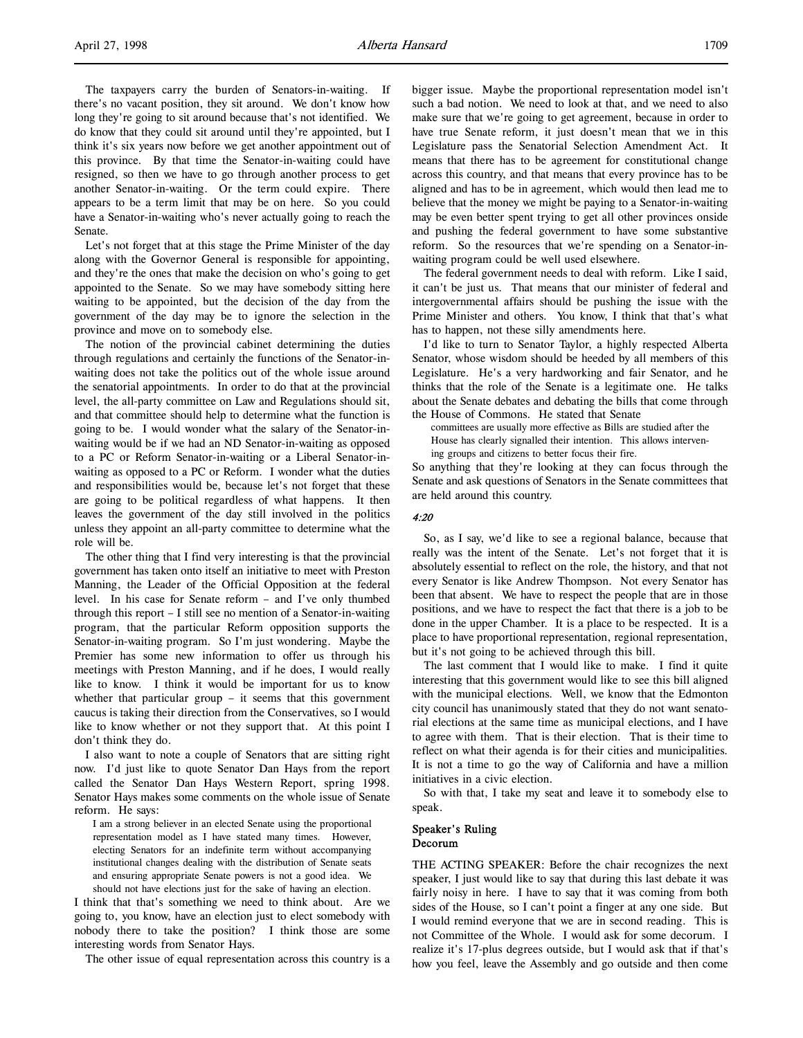The taxpayers carry the burden of Senators-in-waiting. If there's no vacant position, they sit around. We don't know how long they're going to sit around because that's not identified. We do know that they could sit around until they're appointed, but I think it's six years now before we get another appointment out of this province. By that time the Senator-in-waiting could have resigned, so then we have to go through another process to get another Senator-in-waiting. Or the term could expire. There appears to be a term limit that may be on here. So you could have a Senator-in-waiting who's never actually going to reach the Senate.

Let's not forget that at this stage the Prime Minister of the day along with the Governor General is responsible for appointing, and they're the ones that make the decision on who's going to get appointed to the Senate. So we may have somebody sitting here waiting to be appointed, but the decision of the day from the government of the day may be to ignore the selection in the province and move on to somebody else.

The notion of the provincial cabinet determining the duties through regulations and certainly the functions of the Senator-in-waiting does not take the politics out of the whole issue around the senatorial appointments. In order to do that at the provincial level, the all-party committee on Law and Regulations should sit, and that committee should help to determine what the function is going to be. I would wonder what the salary of the Senator-in-waiting would be if we had an ND Senator-in-waiting as opposed to a PC or Reform Senator-in-waiting or a Liberal Senator-in-waiting as opposed to a PC or Reform. I wonder what the duties and responsibilities would be, because let's not forget that these are going to be political regardless of what happens. It then leaves the government of the day still involved in the politics unless they appoint an all-party committee to determine what the role will be.

The other thing that I find very interesting is that the provincial government has taken onto itself an initiative to meet with Preston Manning, the Leader of the Official Opposition at the federal level. In his case for Senate reform – and I've only thumbed through this report – I still see no mention of a Senator-in-waiting program, that the particular Reform opposition supports the Senator-in-waiting program. So I'm just wondering. Maybe the Premier has some new information to offer us through his meetings with Preston Manning, and if he does, I would really like to know. I think it would be important for us to know whether that particular group – it seems that this government caucus is taking their direction from the Conservatives, so I would like to know whether or not they support that. At this point I don't think they do.

I also want to note a couple of Senators that are sitting right now. I'd just like to quote Senator Dan Hays from the report called the Senator Dan Hays Western Report, spring 1998. Senator Hays makes some comments on the whole issue of Senate reform. He says:

> I am a strong believer in an elected Senate using the proportional representation model as I have stated many times. However, electing Senators for an indefinite term without accompanying institutional changes dealing with the distribution of Senate seats and ensuring appropriate Senate powers is not a good idea. We should not have elections just for the sake of having an election.

I think that that's something we need to think about. Are we going to, you know, have an election just to elect somebody with nobody there to take the position? I think those are some interesting words from Senator Hays.

The other issue of equal representation across this country is a bigger issue. Maybe the proportional representation model isn't such a bad notion. We need to look at that, and we need to also make sure that we're going to get agreement, because in order to have true Senate reform, it just doesn't mean that we in this Legislature pass the Senatorial Selection Amendment Act. It means that there has to be agreement for constitutional change across this country, and that means that every province has to be aligned and has to be in agreement, which would then lead me to believe that the money we might be paying to a Senator-in-waiting may be even better spent trying to get all other provinces onside and pushing the federal government to have some substantive reform. So the resources that we're spending on a Senator-in-waiting program could be well used elsewhere.

The federal government needs to deal with reform. Like I said, it can't be just us. That means that our minister of federal and intergovernmental affairs should be pushing the issue with the Prime Minister and others. You know, I think that that's what has to happen, not these silly amendments here.

I'd like to turn to Senator Taylor, a highly respected Alberta Senator, whose wisdom should be heeded by all members of this Legislature. He's a very hardworking and fair Senator, and he thinks that the role of the Senate is a legitimate one. He talks about the Senate debates and debating the bills that come through the House of Commons. He stated that Senate

> committees are usually more effective as Bills are studied after the House has clearly signalled their intention. This allows intervening groups and citizens to better focus their fire.

So anything that they're looking at they can focus through the Senate and ask questions of Senators in the Senate committees that are held around this country.

*4:20*

So, as I say, we'd like to see a regional balance, because that really was the intent of the Senate. Let's not forget that it is absolutely essential to reflect on the role, the history, and that not every Senator is like Andrew Thompson. Not every Senator has been that absent. We have to respect the people that are in those positions, and we have to respect the fact that there is a job to be done in the upper Chamber. It is a place to be respected. It is a place to have proportional representation, regional representation, but it's not going to be achieved through this bill.

The last comment that I would like to make. I find it quite interesting that this government would like to see this bill aligned with the municipal elections. Well, we know that the Edmonton city council has unanimously stated that they do not want senatorial elections at the same time as municipal elections, and I have to agree with them. That is their election. That is their time to reflect on what their agenda is for their cities and municipalities. It is not a time to go the way of California and have a million initiatives in a civic election.

So with that, I take my seat and leave it to somebody else to speak.

## Speaker's Ruling
## Decorum

THE ACTING SPEAKER: Before the chair recognizes the next speaker, I just would like to say that during this last debate it was fairly noisy in here. I have to say that it was coming from both sides of the House, so I can't point a finger at any one side. But I would remind everyone that we are in second reading. This is not Committee of the Whole. I would ask for some decorum. I realize it's 17-plus degrees outside, but I would ask that if that's how you feel, leave the Assembly and go outside and then come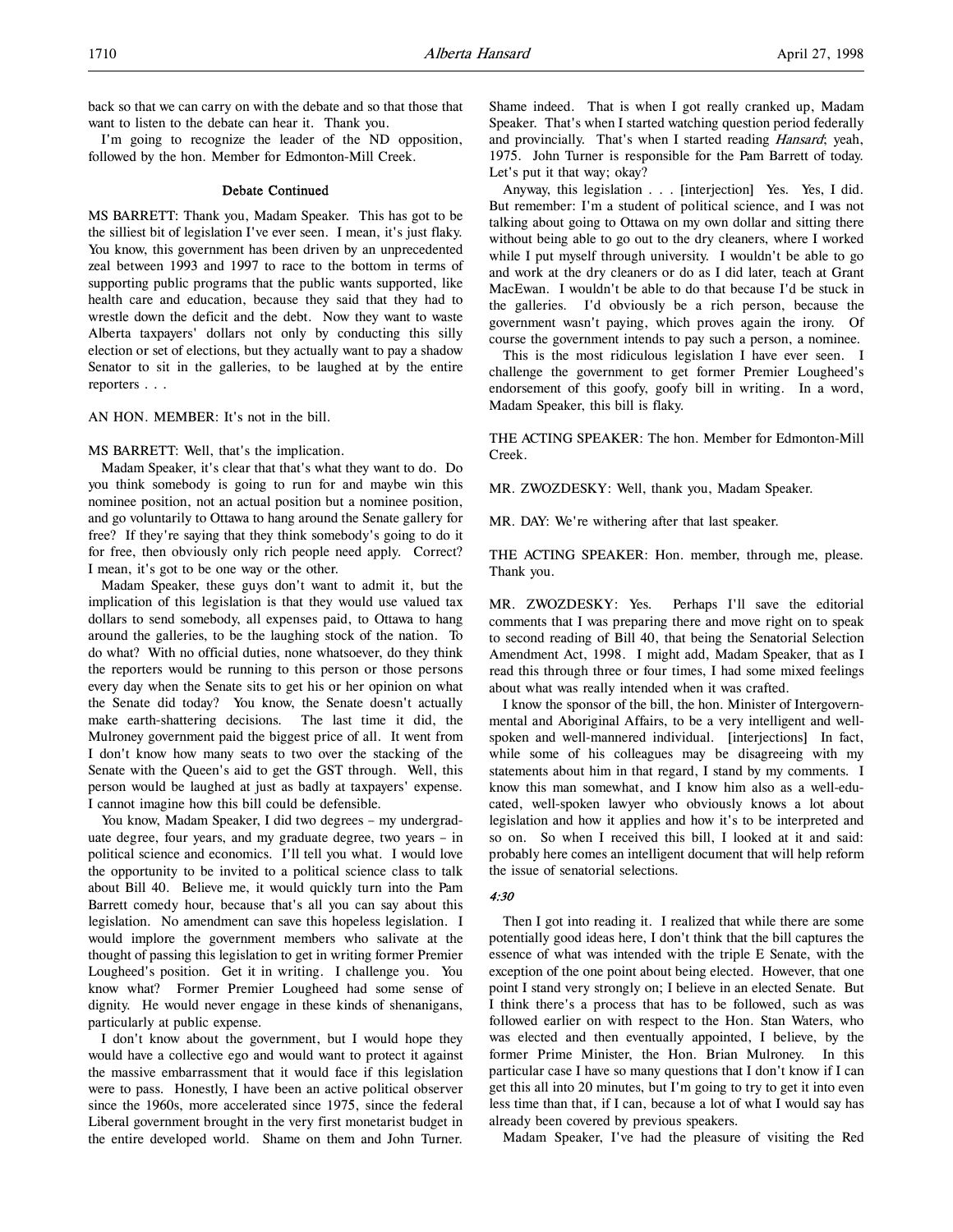back so that we can carry on with the debate and so that those that want to listen to the debate can hear it. Thank you.

I'm going to recognize the leader of the ND opposition, followed by the hon. Member for Edmonton-Mill Creek.

### Debate Continued

MS BARRETT: Thank you, Madam Speaker. This has got to be the silliest bit of legislation I've ever seen. I mean, it's just flaky. You know, this government has been driven by an unprecedented zeal between 1993 and 1997 to race to the bottom in terms of supporting public programs that the public wants supported, like health care and education, because they said that they had to wrestle down the deficit and the debt. Now they want to waste Alberta taxpayers' dollars not only by conducting this silly election or set of elections, but they actually want to pay a shadow Senator to sit in the galleries, to be laughed at by the entire reporters . . .

AN HON. MEMBER: It's not in the bill.

MS BARRETT: Well, that's the implication.

Madam Speaker, it's clear that that's what they want to do. Do you think somebody is going to run for and maybe win this nominee position, not an actual position but a nominee position, and go voluntarily to Ottawa to hang around the Senate gallery for free? If they're saying that they think somebody's going to do it for free, then obviously only rich people need apply. Correct? I mean, it's got to be one way or the other.

Madam Speaker, these guys don't want to admit it, but the implication of this legislation is that they would use valued tax dollars to send somebody, all expenses paid, to Ottawa to hang around the galleries, to be the laughing stock of the nation. To do what? With no official duties, none whatsoever, do they think the reporters would be running to this person or those persons every day when the Senate sits to get his or her opinion on what the Senate did today? You know, the Senate doesn't actually make earth-shattering decisions. The last time it did, the Mulroney government paid the biggest price of all. It went from I don't know how many seats to two over the stacking of the Senate with the Queen's aid to get the GST through. Well, this person would be laughed at just as badly at taxpayers' expense. I cannot imagine how this bill could be defensible.

You know, Madam Speaker, I did two degrees – my undergraduate degree, four years, and my graduate degree, two years – in political science and economics. I'll tell you what. I would love the opportunity to be invited to a political science class to talk about Bill 40. Believe me, it would quickly turn into the Pam Barrett comedy hour, because that's all you can say about this legislation. No amendment can save this hopeless legislation. I would implore the government members who salivate at the thought of passing this legislation to get in writing former Premier Lougheed's position. Get it in writing. I challenge you. You know what? Former Premier Lougheed had some sense of dignity. He would never engage in these kinds of shenanigans, particularly at public expense.

I don't know about the government, but I would hope they would have a collective ego and would want to protect it against the massive embarrassment that it would face if this legislation were to pass. Honestly, I have been an active political observer since the 1960s, more accelerated since 1975, since the federal Liberal government brought in the very first monetarist budget in the entire developed world. Shame on them and John Turner. Shame indeed. That is when I got really cranked up, Madam Speaker. That's when I started watching question period federally and provincially. That's when I started reading *Hansard*; yeah, 1975. John Turner is responsible for the Pam Barrett of today. Let's put it that way; okay?

Anyway, this legislation . . . [interjection] Yes. Yes, I did. But remember: I'm a student of political science, and I was not talking about going to Ottawa on my own dollar and sitting there without being able to go out to the dry cleaners, where I worked while I put myself through university. I wouldn't be able to go and work at the dry cleaners or do as I did later, teach at Grant MacEwan. I wouldn't be able to do that because I'd be stuck in the galleries. I'd obviously be a rich person, because the government wasn't paying, which proves again the irony. Of course the government intends to pay such a person, a nominee.

This is the most ridiculous legislation I have ever seen. I challenge the government to get former Premier Lougheed's endorsement of this goofy, goofy bill in writing. In a word, Madam Speaker, this bill is flaky.

THE ACTING SPEAKER: The hon. Member for Edmonton-Mill Creek.

MR. ZWOZDESKY: Well, thank you, Madam Speaker.

MR. DAY: We're withering after that last speaker.

THE ACTING SPEAKER: Hon. member, through me, please. Thank you.

MR. ZWOZDESKY: Yes. Perhaps I'll save the editorial comments that I was preparing there and move right on to speak to second reading of Bill 40, that being the Senatorial Selection Amendment Act, 1998. I might add, Madam Speaker, that as I read this through three or four times, I had some mixed feelings about what was really intended when it was crafted.

I know the sponsor of the bill, the hon. Minister of Intergovernmental and Aboriginal Affairs, to be a very intelligent and well-spoken and well-mannered individual. [interjections] In fact, while some of his colleagues may be disagreeing with my statements about him in that regard, I stand by my comments. I know this man somewhat, and I know him also as a well-educated, well-spoken lawyer who obviously knows a lot about legislation and how it applies and how it's to be interpreted and so on. So when I received this bill, I looked at it and said: probably here comes an intelligent document that will help reform the issue of senatorial selections.

*4:30*

Then I got into reading it. I realized that while there are some potentially good ideas here, I don't think that the bill captures the essence of what was intended with the triple E Senate, with the exception of the one point about being elected. However, that one point I stand very strongly on; I believe in an elected Senate. But I think there's a process that has to be followed, such as was followed earlier on with respect to the Hon. Stan Waters, who was elected and then eventually appointed, I believe, by the former Prime Minister, the Hon. Brian Mulroney. In this particular case I have so many questions that I don't know if I can get this all into 20 minutes, but I'm going to try to get it into even less time than that, if I can, because a lot of what I would say has already been covered by previous speakers.

Madam Speaker, I've had the pleasure of visiting the Red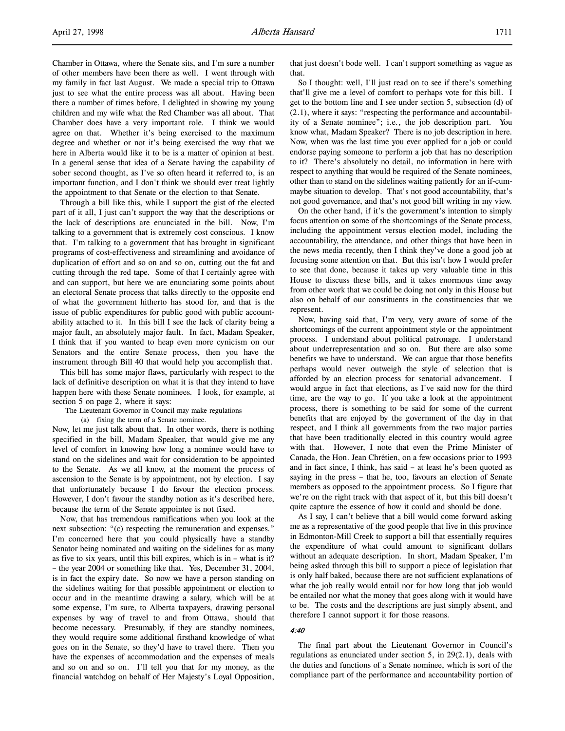Chamber in Ottawa, where the Senate sits, and I'm sure a number of other members have been there as well. I went through with my family in fact last August. We made a special trip to Ottawa just to see what the entire process was all about. Having been there a number of times before, I delighted in showing my young children and my wife what the Red Chamber was all about. That Chamber does have a very important role. I think we would agree on that. Whether it's being exercised to the maximum degree and whether or not it's being exercised the way that we here in Alberta would like it to be is a matter of opinion at best. In a general sense that idea of a Senate having the capability of sober second thought, as I've so often heard it referred to, is an important function, and I don't think we should ever treat lightly the appointment to that Senate or the election to that Senate.

Through a bill like this, while I support the gist of the elected part of it all, I just can't support the way that the descriptions or the lack of descriptions are enunciated in the bill. Now, I'm talking to a government that is extremely cost conscious. I know that. I'm talking to a government that has brought in significant programs of cost-effectiveness and streamlining and avoidance of duplication of effort and so on and so on, cutting out the fat and cutting through the red tape. Some of that I certainly agree with and can support, but here we are enunciating some points about an electoral Senate process that talks directly to the opposite end of what the government hitherto has stood for, and that is the issue of public expenditures for public good with public accountability attached to it. In this bill I see the lack of clarity being a major fault, an absolutely major fault. In fact, Madam Speaker, I think that if you wanted to heap even more cynicism on our Senators and the entire Senate process, then you have the instrument through Bill 40 that would help you accomplish that.

This bill has some major flaws, particularly with respect to the lack of definitive description on what it is that they intend to have happen here with these Senate nominees. I look, for example, at section 5 on page 2, where it says:

> The Lieutenant Governor in Council may make regulations
>
> (a) fixing the term of a Senate nominee.

Now, let me just talk about that. In other words, there is nothing specified in the bill, Madam Speaker, that would give me any level of comfort in knowing how long a nominee would have to stand on the sidelines and wait for consideration to be appointed to the Senate. As we all know, at the moment the process of ascension to the Senate is by appointment, not by election. I say that unfortunately because I do favour the election process. However, I don't favour the standby notion as it's described here, because the term of the Senate appointee is not fixed.

Now, that has tremendous ramifications when you look at the next subsection: "(c) respecting the remuneration and expenses." I'm concerned here that you could physically have a standby Senator being nominated and waiting on the sidelines for as many as five to six years, until this bill expires, which is in – what is it? – the year 2004 or something like that. Yes, December 31, 2004, is in fact the expiry date. So now we have a person standing on the sidelines waiting for that possible appointment or election to occur and in the meantime drawing a salary, which will be at some expense, I'm sure, to Alberta taxpayers, drawing personal expenses by way of travel to and from Ottawa, should that become necessary. Presumably, if they are standby nominees, they would require some additional firsthand knowledge of what goes on in the Senate, so they'd have to travel there. Then you have the expenses of accommodation and the expenses of meals and so on and so on. I'll tell you that for my money, as the financial watchdog on behalf of Her Majesty's Loyal Opposition, that just doesn't bode well. I can't support something as vague as that.

So I thought: well, I'll just read on to see if there's something that'll give me a level of comfort to perhaps vote for this bill. I get to the bottom line and I see under section 5, subsection (d) of (2.1), where it says: "respecting the performance and accountability of a Senate nominee"; i.e., the job description part. You know what, Madam Speaker? There is no job description in here. Now, when was the last time you ever applied for a job or could endorse paying someone to perform a job that has no description to it? There's absolutely no detail, no information in here with respect to anything that would be required of the Senate nominees, other than to stand on the sidelines waiting patiently for an if-cum-maybe situation to develop. That's not good accountability, that's not good governance, and that's not good bill writing in my view.

On the other hand, if it's the government's intention to simply focus attention on some of the shortcomings of the Senate process, including the appointment versus election model, including the accountability, the attendance, and other things that have been in the news media recently, then I think they've done a good job at focusing some attention on that. But this isn't how I would prefer to see that done, because it takes up very valuable time in this House to discuss these bills, and it takes enormous time away from other work that we could be doing not only in this House but also on behalf of our constituents in the constituencies that we represent.

Now, having said that, I'm very, very aware of some of the shortcomings of the current appointment style or the appointment process. I understand about political patronage. I understand about underrepresentation and so on. But there are also some benefits we have to understand. We can argue that those benefits perhaps would never outweigh the style of selection that is afforded by an election process for senatorial advancement. I would argue in fact that elections, as I've said now for the third time, are the way to go. If you take a look at the appointment process, there is something to be said for some of the current benefits that are enjoyed by the government of the day in that respect, and I think all governments from the two major parties that have been traditionally elected in this country would agree with that. However, I note that even the Prime Minister of Canada, the Hon. Jean Chrétien, on a few occasions prior to 1993 and in fact since, I think, has said – at least he's been quoted as saying in the press – that he, too, favours an election of Senate members as opposed to the appointment process. So I figure that we're on the right track with that aspect of it, but this bill doesn't quite capture the essence of how it could and should be done.

As I say, I can't believe that a bill would come forward asking me as a representative of the good people that live in this province in Edmonton-Mill Creek to support a bill that essentially requires the expenditure of what could amount to significant dollars without an adequate description. In short, Madam Speaker, I'm being asked through this bill to support a piece of legislation that is only half baked, because there are not sufficient explanations of what the job really would entail nor for how long that job would be entailed nor what the money that goes along with it would have to be. The costs and the descriptions are just simply absent, and therefore I cannot support it for those reasons.

*4:40*

The final part about the Lieutenant Governor in Council's regulations as enunciated under section 5, in 29(2.1), deals with the duties and functions of a Senate nominee, which is sort of the compliance part of the performance and accountability portion of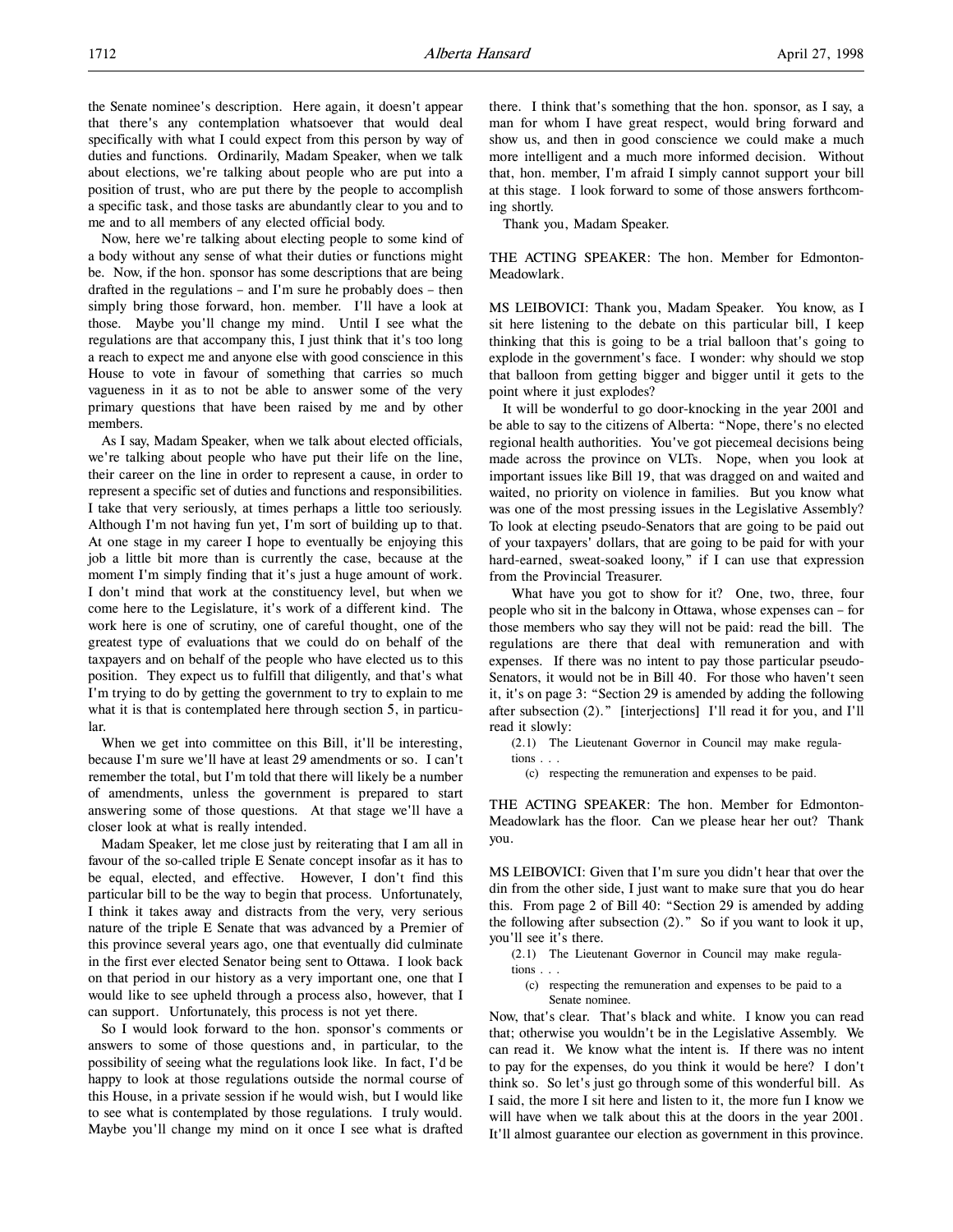the Senate nominee's description. Here again, it doesn't appear that there's any contemplation whatsoever that would deal specifically with what I could expect from this person by way of duties and functions. Ordinarily, Madam Speaker, when we talk about elections, we're talking about people who are put into a position of trust, who are put there by the people to accomplish a specific task, and those tasks are abundantly clear to you and to me and to all members of any elected official body.

Now, here we're talking about electing people to some kind of a body without any sense of what their duties or functions might be. Now, if the hon. sponsor has some descriptions that are being drafted in the regulations – and I'm sure he probably does – then simply bring those forward, hon. member. I'll have a look at those. Maybe you'll change my mind. Until I see what the regulations are that accompany this, I just think that it's too long a reach to expect me and anyone else with good conscience in this House to vote in favour of something that carries so much vagueness in it as to not be able to answer some of the very primary questions that have been raised by me and by other members.

As I say, Madam Speaker, when we talk about elected officials, we're talking about people who have put their life on the line, their career on the line in order to represent a cause, in order to represent a specific set of duties and functions and responsibilities. I take that very seriously, at times perhaps a little too seriously. Although I'm not having fun yet, I'm sort of building up to that. At one stage in my career I hope to eventually be enjoying this job a little bit more than is currently the case, because at the moment I'm simply finding that it's just a huge amount of work. I don't mind that work at the constituency level, but when we come here to the Legislature, it's work of a different kind. The work here is one of scrutiny, one of careful thought, one of the greatest type of evaluations that we could do on behalf of the taxpayers and on behalf of the people who have elected us to this position. They expect us to fulfill that diligently, and that's what I'm trying to do by getting the government to try to explain to me what it is that is contemplated here through section 5, in particular.

When we get into committee on this Bill, it'll be interesting, because I'm sure we'll have at least 29 amendments or so. I can't remember the total, but I'm told that there will likely be a number of amendments, unless the government is prepared to start answering some of those questions. At that stage we'll have a closer look at what is really intended.

Madam Speaker, let me close just by reiterating that I am all in favour of the so-called triple E Senate concept insofar as it has to be equal, elected, and effective. However, I don't find this particular bill to be the way to begin that process. Unfortunately, I think it takes away and distracts from the very, very serious nature of the triple E Senate that was advanced by a Premier of this province several years ago, one that eventually did culminate in the first ever elected Senator being sent to Ottawa. I look back on that period in our history as a very important one, one that I would like to see upheld through a process also, however, that I can support. Unfortunately, this process is not yet there.

So I would look forward to the hon. sponsor's comments or answers to some of those questions and, in particular, to the possibility of seeing what the regulations look like. In fact, I'd be happy to look at those regulations outside the normal course of this House, in a private session if he would wish, but I would like to see what is contemplated by those regulations. I truly would. Maybe you'll change my mind on it once I see what is drafted there. I think that's something that the hon. sponsor, as I say, a man for whom I have great respect, would bring forward and show us, and then in good conscience we could make a much more intelligent and a much more informed decision. Without that, hon. member, I'm afraid I simply cannot support your bill at this stage. I look forward to some of those answers forthcoming shortly.

Thank you, Madam Speaker.

THE ACTING SPEAKER: The hon. Member for Edmonton-Meadowlark.

MS LEIBOVICI: Thank you, Madam Speaker. You know, as I sit here listening to the debate on this particular bill, I keep thinking that this is going to be a trial balloon that's going to explode in the government's face. I wonder: why should we stop that balloon from getting bigger and bigger until it gets to the point where it just explodes?

It will be wonderful to go door-knocking in the year 2001 and be able to say to the citizens of Alberta: "Nope, there's no elected regional health authorities. You've got piecemeal decisions being made across the province on VLTs. Nope, when you look at important issues like Bill 19, that was dragged on and waited and waited, no priority on violence in families. But you know what was one of the most pressing issues in the Legislative Assembly? To look at electing pseudo-Senators that are going to be paid out of your taxpayers' dollars, that are going to be paid for with your hard-earned, sweat-soaked loony," if I can use that expression from the Provincial Treasurer.

What have you got to show for it? One, two, three, four people who sit in the balcony in Ottawa, whose expenses can – for those members who say they will not be paid: read the bill. The regulations are there that deal with remuneration and with expenses. If there was no intent to pay those particular pseudo-Senators, it would not be in Bill 40. For those who haven't seen it, it's on page 3: "Section 29 is amended by adding the following after subsection (2)." [interjections] I'll read it for you, and I'll read it slowly:

> (2.1) The Lieutenant Governor in Council may make regulations . . .
>
> (c) respecting the remuneration and expenses to be paid.

THE ACTING SPEAKER: The hon. Member for Edmonton-Meadowlark has the floor. Can we please hear her out? Thank you.

MS LEIBOVICI: Given that I'm sure you didn't hear that over the din from the other side, I just want to make sure that you do hear this. From page 2 of Bill 40: "Section 29 is amended by adding the following after subsection (2)." So if you want to look it up, you'll see it's there.

> (2.1) The Lieutenant Governor in Council may make regulations . . .
>
> (c) respecting the remuneration and expenses to be paid to a Senate nominee.

Now, that's clear. That's black and white. I know you can read that; otherwise you wouldn't be in the Legislative Assembly. We can read it. We know what the intent is. If there was no intent to pay for the expenses, do you think it would be here? I don't think so. So let's just go through some of this wonderful bill. As I said, the more I sit here and listen to it, the more fun I know we will have when we talk about this at the doors in the year 2001. It'll almost guarantee our election as government in this province.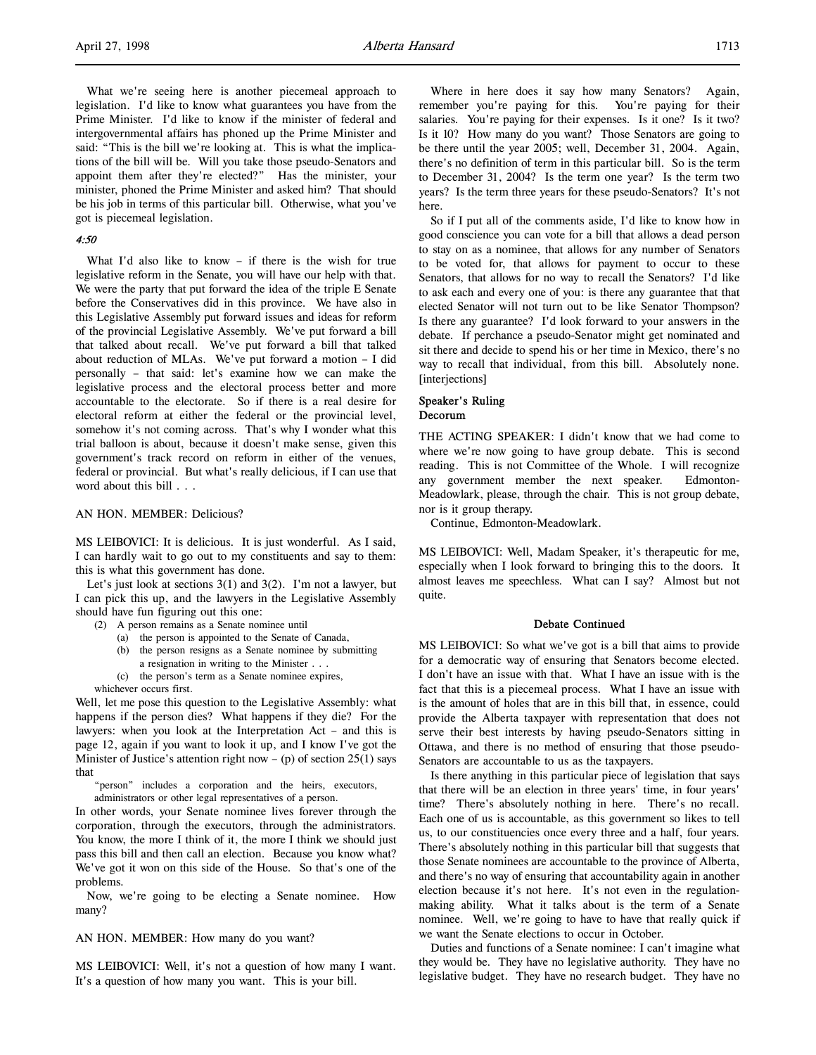What we're seeing here is another piecemeal approach to legislation. I'd like to know what guarantees you have from the Prime Minister. I'd like to know if the minister of federal and intergovernmental affairs has phoned up the Prime Minister and said: "This is the bill we're looking at. This is what the implications of the bill will be. Will you take those pseudo-Senators and appoint them after they're elected?" Has the minister, your minister, phoned the Prime Minister and asked him? That should be his job in terms of this particular bill. Otherwise, what you've got is piecemeal legislation.

*4:50*

What I'd also like to know – if there is the wish for true legislative reform in the Senate, you will have our help with that. We were the party that put forward the idea of the triple E Senate before the Conservatives did in this province. We have also in this Legislative Assembly put forward issues and ideas for reform of the provincial Legislative Assembly. We've put forward a bill that talked about recall. We've put forward a bill that talked about reduction of MLAs. We've put forward a motion – I did personally – that said: let's examine how we can make the legislative process and the electoral process better and more accountable to the electorate. So if there is a real desire for electoral reform at either the federal or the provincial level, somehow it's not coming across. That's why I wonder what this trial balloon is about, because it doesn't make sense, given this government's track record on reform in either of the venues, federal or provincial. But what's really delicious, if I can use that word about this bill . . .

AN HON. MEMBER: Delicious?

MS LEIBOVICI: It is delicious. It is just wonderful. As I said, I can hardly wait to go out to my constituents and say to them: this is what this government has done.

Let's just look at sections 3(1) and 3(2). I'm not a lawyer, but I can pick this up, and the lawyers in the Legislative Assembly should have fun figuring out this one:

> (2) A person remains as a Senate nominee until
> (a) the person is appointed to the Senate of Canada,
> (b) the person resigns as a Senate nominee by submitting a resignation in writing to the Minister . . .
> (c) the person's term as a Senate nominee expires,
> whichever occurs first.

Well, let me pose this question to the Legislative Assembly: what happens if the person dies? What happens if they die? For the lawyers: when you look at the Interpretation Act – and this is page 12, again if you want to look it up, and I know I've got the Minister of Justice's attention right now – (p) of section 25(1) says that

> "person" includes a corporation and the heirs, executors, administrators or other legal representatives of a person.

In other words, your Senate nominee lives forever through the corporation, through the executors, through the administrators. You know, the more I think of it, the more I think we should just pass this bill and then call an election. Because you know what? We've got it won on this side of the House. So that's one of the problems.

Now, we're going to be electing a Senate nominee. How many?

AN HON. MEMBER: How many do you want?

MS LEIBOVICI: Well, it's not a question of how many I want. It's a question of how many you want. This is your bill.

Where in here does it say how many Senators? Again, remember you're paying for this. You're paying for their salaries. You're paying for their expenses. Is it one? Is it two? Is it 10? How many do you want? Those Senators are going to be there until the year 2005; well, December 31, 2004. Again, there's no definition of term in this particular bill. So is the term to December 31, 2004? Is the term one year? Is the term two years? Is the term three years for these pseudo-Senators? It's not here.

So if I put all of the comments aside, I'd like to know how in good conscience you can vote for a bill that allows a dead person to stay on as a nominee, that allows for any number of Senators to be voted for, that allows for payment to occur to these Senators, that allows for no way to recall the Senators? I'd like to ask each and every one of you: is there any guarantee that that elected Senator will not turn out to be like Senator Thompson? Is there any guarantee? I'd look forward to your answers in the debate. If perchance a pseudo-Senator might get nominated and sit there and decide to spend his or her time in Mexico, there's no way to recall that individual, from this bill. Absolutely none. [interjections]

### Speaker's Ruling
### Decorum

THE ACTING SPEAKER: I didn't know that we had come to where we're now going to have group debate. This is second reading. This is not Committee of the Whole. I will recognize any government member the next speaker. Edmonton-Meadowlark, please, through the chair. This is not group debate, nor is it group therapy.

Continue, Edmonton-Meadowlark.

MS LEIBOVICI: Well, Madam Speaker, it's therapeutic for me, especially when I look forward to bringing this to the doors. It almost leaves me speechless. What can I say? Almost but not quite.

### Debate Continued

MS LEIBOVICI: So what we've got is a bill that aims to provide for a democratic way of ensuring that Senators become elected. I don't have an issue with that. What I have an issue with is the fact that this is a piecemeal process. What I have an issue with is the amount of holes that are in this bill that, in essence, could provide the Alberta taxpayer with representation that does not serve their best interests by having pseudo-Senators sitting in Ottawa, and there is no method of ensuring that those pseudo-Senators are accountable to us as the taxpayers.

Is there anything in this particular piece of legislation that says that there will be an election in three years' time, in four years' time? There's absolutely nothing in here. There's no recall. Each one of us is accountable, as this government so likes to tell us, to our constituencies once every three and a half, four years. There's absolutely nothing in this particular bill that suggests that those Senate nominees are accountable to the province of Alberta, and there's no way of ensuring that accountability again in another election because it's not here. It's not even in the regulation-making ability. What it talks about is the term of a Senate nominee. Well, we're going to have to have that really quick if we want the Senate elections to occur in October.

Duties and functions of a Senate nominee: I can't imagine what they would be. They have no legislative authority. They have no legislative budget. They have no research budget. They have no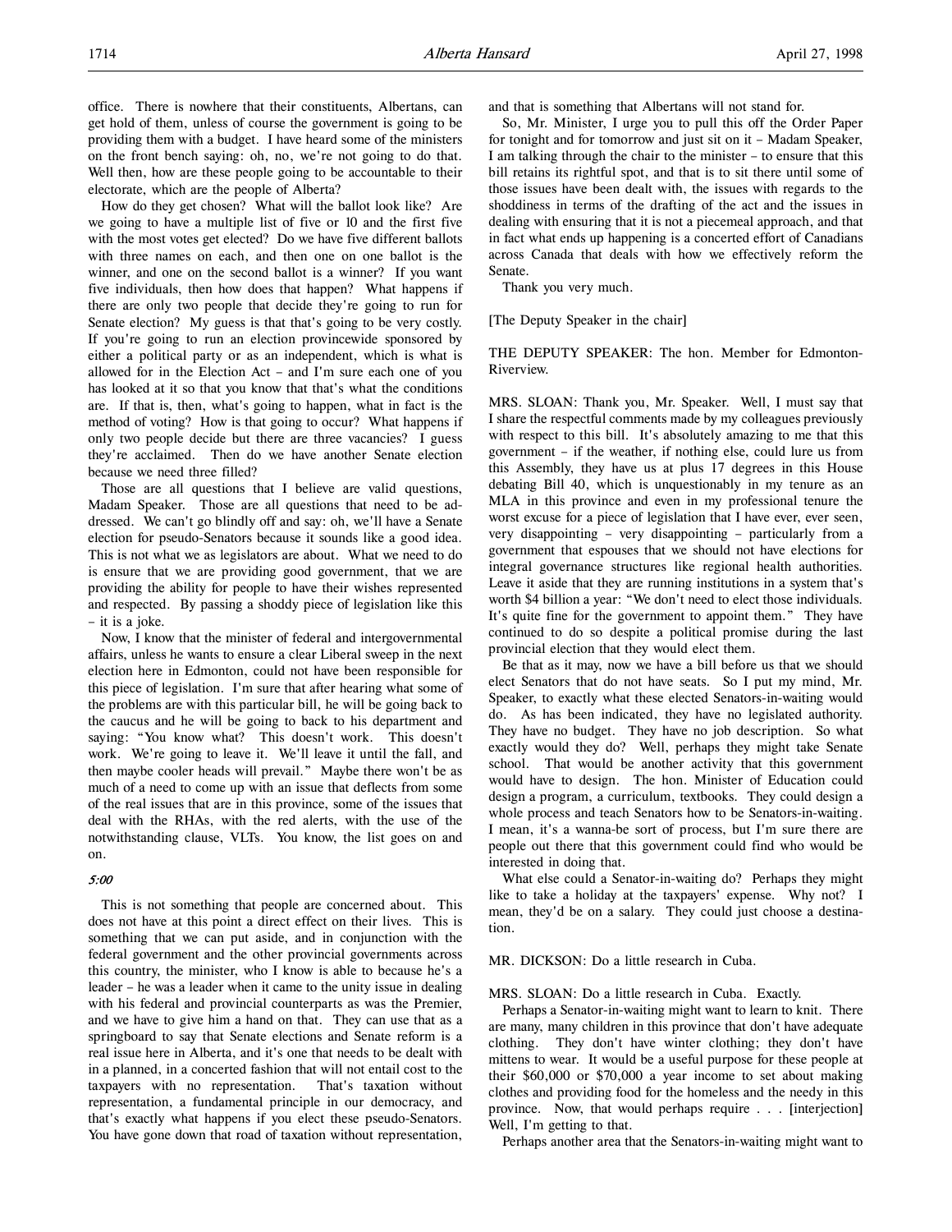office. There is nowhere that their constituents, Albertans, can get hold of them, unless of course the government is going to be providing them with a budget. I have heard some of the ministers on the front bench saying: oh, no, we're not going to do that. Well then, how are these people going to be accountable to their electorate, which are the people of Alberta?

How do they get chosen? What will the ballot look like? Are we going to have a multiple list of five or 10 and the first five with the most votes get elected? Do we have five different ballots with three names on each, and then one on one ballot is the winner, and one on the second ballot is a winner? If you want five individuals, then how does that happen? What happens if there are only two people that decide they're going to run for Senate election? My guess is that that's going to be very costly. If you're going to run an election provincewide sponsored by either a political party or as an independent, which is what is allowed for in the Election Act – and I'm sure each one of you has looked at it so that you know that that's what the conditions are. If that is, then, what's going to happen, what in fact is the method of voting? How is that going to occur? What happens if only two people decide but there are three vacancies? I guess they're acclaimed. Then do we have another Senate election because we need three filled?

Those are all questions that I believe are valid questions, Madam Speaker. Those are all questions that need to be addressed. We can't go blindly off and say: oh, we'll have a Senate election for pseudo-Senators because it sounds like a good idea. This is not what we as legislators are about. What we need to do is ensure that we are providing good government, that we are providing the ability for people to have their wishes represented and respected. By passing a shoddy piece of legislation like this – it is a joke.

Now, I know that the minister of federal and intergovernmental affairs, unless he wants to ensure a clear Liberal sweep in the next election here in Edmonton, could not have been responsible for this piece of legislation. I'm sure that after hearing what some of the problems are with this particular bill, he will be going back to the caucus and he will be going back to his department and saying: "You know what? This doesn't work. This doesn't work. We're going to leave it. We'll leave it until the fall, and then maybe cooler heads will prevail." Maybe there won't be as much of a need to come up with an issue that deflects from some of the real issues that are in this province, some of the issues that deal with the RHAs, with the red alerts, with the use of the notwithstanding clause, VLTs. You know, the list goes on and on.

*5:00*

This is not something that people are concerned about. This does not have at this point a direct effect on their lives. This is something that we can put aside, and in conjunction with the federal government and the other provincial governments across this country, the minister, who I know is able to because he's a leader – he was a leader when it came to the unity issue in dealing with his federal and provincial counterparts as was the Premier, and we have to give him a hand on that. They can use that as a springboard to say that Senate elections and Senate reform is a real issue here in Alberta, and it's one that needs to be dealt with in a planned, in a concerted fashion that will not entail cost to the taxpayers with no representation. That's taxation without representation, a fundamental principle in our democracy, and that's exactly what happens if you elect these pseudo-Senators. You have gone down that road of taxation without representation, and that is something that Albertans will not stand for.

So, Mr. Minister, I urge you to pull this off the Order Paper for tonight and for tomorrow and just sit on it – Madam Speaker, I am talking through the chair to the minister – to ensure that this bill retains its rightful spot, and that is to sit there until some of those issues have been dealt with, the issues with regards to the shoddiness in terms of the drafting of the act and the issues in dealing with ensuring that it is not a piecemeal approach, and that in fact what ends up happening is a concerted effort of Canadians across Canada that deals with how we effectively reform the Senate.

Thank you very much.

[The Deputy Speaker in the chair]

THE DEPUTY SPEAKER: The hon. Member for Edmonton-Riverview.

MRS. SLOAN: Thank you, Mr. Speaker. Well, I must say that I share the respectful comments made by my colleagues previously with respect to this bill. It's absolutely amazing to me that this government – if the weather, if nothing else, could lure us from this Assembly, they have us at plus 17 degrees in this House debating Bill 40, which is unquestionably in my tenure as an MLA in this province and even in my professional tenure the worst excuse for a piece of legislation that I have ever, ever seen, very disappointing – very disappointing – particularly from a government that espouses that we should not have elections for integral governance structures like regional health authorities. Leave it aside that they are running institutions in a system that's worth $4 billion a year: "We don't need to elect those individuals. It's quite fine for the government to appoint them." They have continued to do so despite a political promise during the last provincial election that they would elect them.

Be that as it may, now we have a bill before us that we should elect Senators that do not have seats. So I put my mind, Mr. Speaker, to exactly what these elected Senators-in-waiting would do. As has been indicated, they have no legislated authority. They have no budget. They have no job description. So what exactly would they do? Well, perhaps they might take Senate school. That would be another activity that this government would have to design. The hon. Minister of Education could design a program, a curriculum, textbooks. They could design a whole process and teach Senators how to be Senators-in-waiting. I mean, it's a wanna-be sort of process, but I'm sure there are people out there that this government could find who would be interested in doing that.

What else could a Senator-in-waiting do? Perhaps they might like to take a holiday at the taxpayers' expense. Why not? I mean, they'd be on a salary. They could just choose a destination.

MR. DICKSON: Do a little research in Cuba.

MRS. SLOAN: Do a little research in Cuba. Exactly.

Perhaps a Senator-in-waiting might want to learn to knit. There are many, many children in this province that don't have adequate clothing. They don't have winter clothing; they don't have mittens to wear. It would be a useful purpose for these people at their $60,000 or $70,000 a year income to set about making clothes and providing food for the homeless and the needy in this province. Now, that would perhaps require . . . [interjection] Well, I'm getting to that.

Perhaps another area that the Senators-in-waiting might want to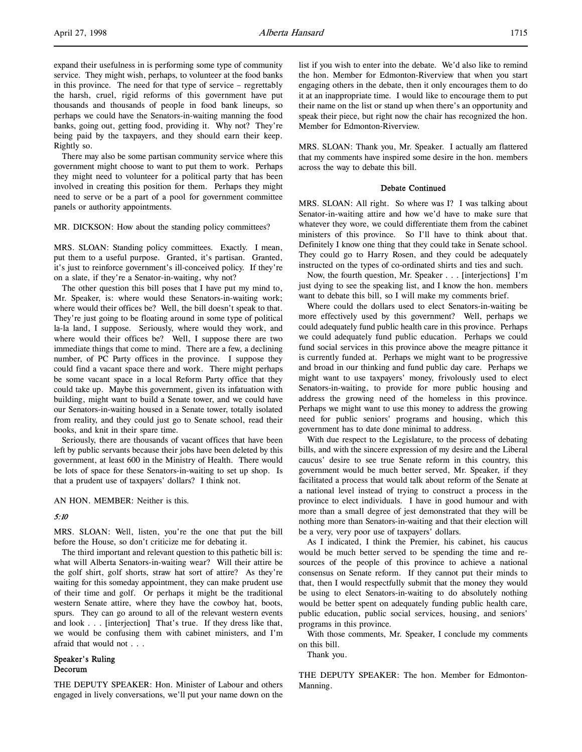expand their usefulness in is performing some type of community service. They might wish, perhaps, to volunteer at the food banks in this province. The need for that type of service – regrettably the harsh, cruel, rigid reforms of this government have put thousands and thousands of people in food bank lineups, so perhaps we could have the Senators-in-waiting manning the food banks, going out, getting food, providing it. Why not? They're being paid by the taxpayers, and they should earn their keep. Rightly so.

There may also be some partisan community service where this government might choose to want to put them to work. Perhaps they might need to volunteer for a political party that has been involved in creating this position for them. Perhaps they might need to serve or be a part of a pool for government committee panels or authority appointments.

MR. DICKSON: How about the standing policy committees?

MRS. SLOAN: Standing policy committees. Exactly. I mean, put them to a useful purpose. Granted, it's partisan. Granted, it's just to reinforce government's ill-conceived policy. If they're on a slate, if they're a Senator-in-waiting, why not?

The other question this bill poses that I have put my mind to, Mr. Speaker, is: where would these Senators-in-waiting work; where would their offices be? Well, the bill doesn't speak to that. They're just going to be floating around in some type of political la-la land, I suppose. Seriously, where would they work, and where would their offices be? Well, I suppose there are two immediate things that come to mind. There are a few, a declining number, of PC Party offices in the province. I suppose they could find a vacant space there and work. There might perhaps be some vacant space in a local Reform Party office that they could take up. Maybe this government, given its infatuation with building, might want to build a Senate tower, and we could have our Senators-in-waiting housed in a Senate tower, totally isolated from reality, and they could just go to Senate school, read their books, and knit in their spare time.

Seriously, there are thousands of vacant offices that have been left by public servants because their jobs have been deleted by this government, at least 600 in the Ministry of Health. There would be lots of space for these Senators-in-waiting to set up shop. Is that a prudent use of taxpayers' dollars? I think not.

AN HON. MEMBER: Neither is this.

*5:10*

MRS. SLOAN: Well, listen, you're the one that put the bill before the House, so don't criticize me for debating it.

The third important and relevant question to this pathetic bill is: what will Alberta Senators-in-waiting wear? Will their attire be the golf shirt, golf shorts, straw hat sort of attire? As they're waiting for this someday appointment, they can make prudent use of their time and golf. Or perhaps it might be the traditional western Senate attire, where they have the cowboy hat, boots, spurs. They can go around to all of the relevant western events and look . . . [interjection] That's true. If they dress like that, we would be confusing them with cabinet ministers, and I'm afraid that would not . . .

**Speaker's Ruling**
**Decorum**

THE DEPUTY SPEAKER: Hon. Minister of Labour and others engaged in lively conversations, we'll put your name down on the list if you wish to enter into the debate. We'd also like to remind the hon. Member for Edmonton-Riverview that when you start engaging others in the debate, then it only encourages them to do it at an inappropriate time. I would like to encourage them to put their name on the list or stand up when there's an opportunity and speak their piece, but right now the chair has recognized the hon. Member for Edmonton-Riverview.

MRS. SLOAN: Thank you, Mr. Speaker. I actually am flattered that my comments have inspired some desire in the hon. members across the way to debate this bill.

**Debate Continued**

MRS. SLOAN: All right. So where was I? I was talking about Senator-in-waiting attire and how we'd have to make sure that whatever they wore, we could differentiate them from the cabinet ministers of this province. So I'll have to think about that. Definitely I know one thing that they could take in Senate school. They could go to Harry Rosen, and they could be adequately instructed on the types of co-ordinated shirts and ties and such.

Now, the fourth question, Mr. Speaker . . . [interjections] I'm just dying to see the speaking list, and I know the hon. members want to debate this bill, so I will make my comments brief.

Where could the dollars used to elect Senators-in-waiting be more effectively used by this government? Well, perhaps we could adequately fund public health care in this province. Perhaps we could adequately fund public education. Perhaps we could fund social services in this province above the meagre pittance it is currently funded at. Perhaps we might want to be progressive and broad in our thinking and fund public day care. Perhaps we might want to use taxpayers' money, frivolously used to elect Senators-in-waiting, to provide for more public housing and address the growing need of the homeless in this province. Perhaps we might want to use this money to address the growing need for public seniors' programs and housing, which this government has to date done minimal to address.

With due respect to the Legislature, to the process of debating bills, and with the sincere expression of my desire and the Liberal caucus' desire to see true Senate reform in this country, this government would be much better served, Mr. Speaker, if they facilitated a process that would talk about reform of the Senate at a national level instead of trying to construct a process in the province to elect individuals. I have in good humour and with more than a small degree of jest demonstrated that they will be nothing more than Senators-in-waiting and that their election will be a very, very poor use of taxpayers' dollars.

As I indicated, I think the Premier, his cabinet, his caucus would be much better served to be spending the time and resources of the people of this province to achieve a national consensus on Senate reform. If they cannot put their minds to that, then I would respectfully submit that the money they would be using to elect Senators-in-waiting to do absolutely nothing would be better spent on adequately funding public health care, public education, public social services, housing, and seniors' programs in this province.

With those comments, Mr. Speaker, I conclude my comments on this bill.

Thank you.

THE DEPUTY SPEAKER: The hon. Member for Edmonton-Manning.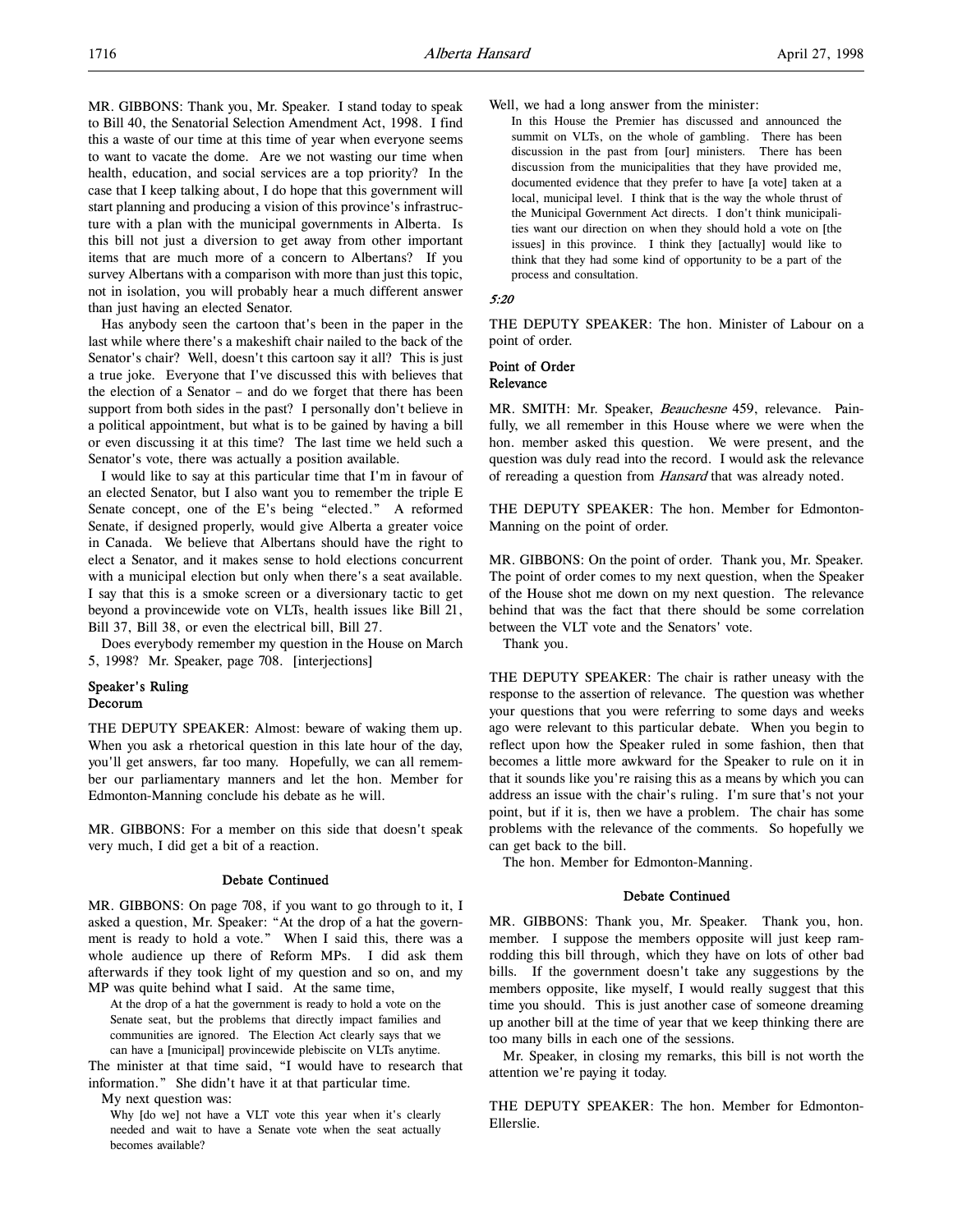MR. GIBBONS: Thank you, Mr. Speaker. I stand today to speak to Bill 40, the Senatorial Selection Amendment Act, 1998. I find this a waste of our time at this time of year when everyone seems to want to vacate the dome. Are we not wasting our time when health, education, and social services are a top priority? In the case that I keep talking about, I do hope that this government will start planning and producing a vision of this province's infrastructure with a plan with the municipal governments in Alberta. Is this bill not just a diversion to get away from other important items that are much more of a concern to Albertans? If you survey Albertans with a comparison with more than just this topic, not in isolation, you will probably hear a much different answer than just having an elected Senator.

Has anybody seen the cartoon that's been in the paper in the last while where there's a makeshift chair nailed to the back of the Senator's chair? Well, doesn't this cartoon say it all? This is just a true joke. Everyone that I've discussed this with believes that the election of a Senator – and do we forget that there has been support from both sides in the past? I personally don't believe in a political appointment, but what is to be gained by having a bill or even discussing it at this time? The last time we held such a Senator's vote, there was actually a position available.

I would like to say at this particular time that I'm in favour of an elected Senator, but I also want you to remember the triple E Senate concept, one of the E's being "elected." A reformed Senate, if designed properly, would give Alberta a greater voice in Canada. We believe that Albertans should have the right to elect a Senator, and it makes sense to hold elections concurrent with a municipal election but only when there's a seat available. I say that this is a smoke screen or a diversionary tactic to get beyond a provincewide vote on VLTs, health issues like Bill 21, Bill 37, Bill 38, or even the electrical bill, Bill 27.

Does everybody remember my question in the House on March 5, 1998? Mr. Speaker, page 708. [interjections]

**Speaker's Ruling**
**Decorum**

THE DEPUTY SPEAKER: Almost: beware of waking them up. When you ask a rhetorical question in this late hour of the day, you'll get answers, far too many. Hopefully, we can all remember our parliamentary manners and let the hon. Member for Edmonton-Manning conclude his debate as he will.

MR. GIBBONS: For a member on this side that doesn't speak very much, I did get a bit of a reaction.

**Debate Continued**

MR. GIBBONS: On page 708, if you want to go through to it, I asked a question, Mr. Speaker: "At the drop of a hat the government is ready to hold a vote." When I said this, there was a whole audience up there of Reform MPs. I did ask them afterwards if they took light of my question and so on, and my MP was quite behind what I said. At the same time,

> At the drop of a hat the government is ready to hold a vote on the Senate seat, but the problems that directly impact families and communities are ignored. The Election Act clearly says that we can have a [municipal] provincewide plebiscite on VLTs anytime.

The minister at that time said, "I would have to research that information." She didn't have it at that particular time.

My next question was:

> Why [do we] not have a VLT vote this year when it's clearly needed and wait to have a Senate vote when the seat actually becomes available?

Well, we had a long answer from the minister:

> In this House the Premier has discussed and announced the summit on VLTs, on the whole of gambling. There has been discussion in the past from [our] ministers. There has been discussion from the municipalities that they have provided me, documented evidence that they prefer to have [a vote] taken at a local, municipal level. I think that is the way the whole thrust of the Municipal Government Act directs. I don't think municipalities want our direction on when they should hold a vote on [the issues] in this province. I think they [actually] would like to think that they had some kind of opportunity to be a part of the process and consultation.

*5:20*

THE DEPUTY SPEAKER: The hon. Minister of Labour on a point of order.

**Point of Order**
**Relevance**

MR. SMITH: Mr. Speaker, *Beauchesne* 459, relevance. Painfully, we all remember in this House where we were when the hon. member asked this question. We were present, and the question was duly read into the record. I would ask the relevance of rereading a question from *Hansard* that was already noted.

THE DEPUTY SPEAKER: The hon. Member for Edmonton-Manning on the point of order.

MR. GIBBONS: On the point of order. Thank you, Mr. Speaker. The point of order comes to my next question, when the Speaker of the House shot me down on my next question. The relevance behind that was the fact that there should be some correlation between the VLT vote and the Senators' vote.

Thank you.

THE DEPUTY SPEAKER: The chair is rather uneasy with the response to the assertion of relevance. The question was whether your questions that you were referring to some days and weeks ago were relevant to this particular debate. When you begin to reflect upon how the Speaker ruled in some fashion, then that becomes a little more awkward for the Speaker to rule on it in that it sounds like you're raising this as a means by which you can address an issue with the chair's ruling. I'm sure that's not your point, but if it is, then we have a problem. The chair has some problems with the relevance of the comments. So hopefully we can get back to the bill.

The hon. Member for Edmonton-Manning.

**Debate Continued**

MR. GIBBONS: Thank you, Mr. Speaker. Thank you, hon. member. I suppose the members opposite will just keep ramrodding this bill through, which they have on lots of other bad bills. If the government doesn't take any suggestions by the members opposite, like myself, I would really suggest that this time you should. This is just another case of someone dreaming up another bill at the time of year that we keep thinking there are too many bills in each one of the sessions.

Mr. Speaker, in closing my remarks, this bill is not worth the attention we're paying it today.

THE DEPUTY SPEAKER: The hon. Member for Edmonton-Ellerslie.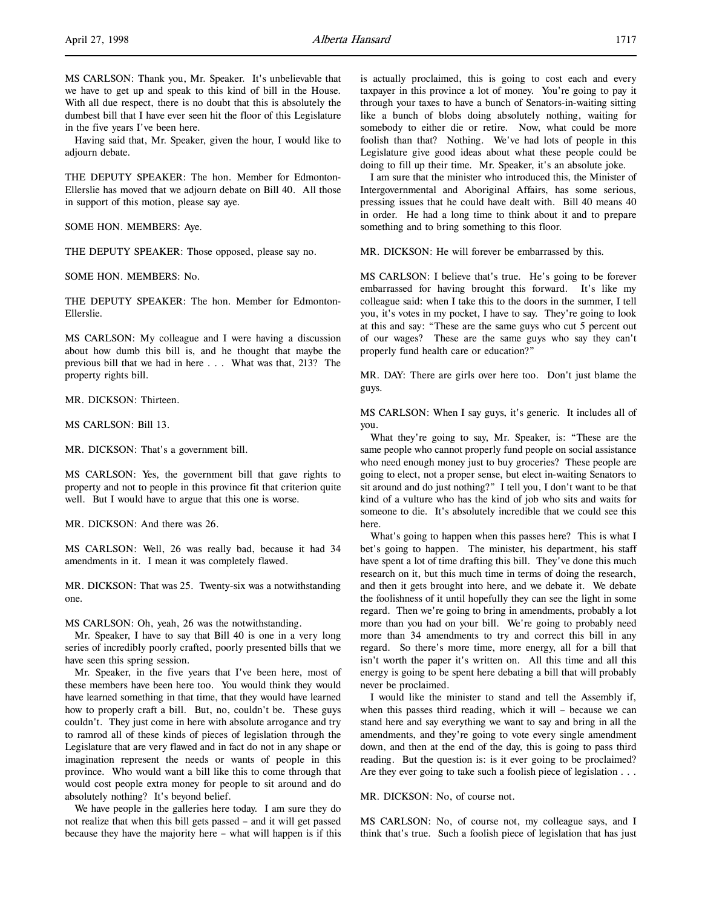MS CARLSON: Thank you, Mr. Speaker. It's unbelievable that we have to get up and speak to this kind of bill in the House. With all due respect, there is no doubt that this is absolutely the dumbest bill that I have ever seen hit the floor of this Legislature in the five years I've been here.

Having said that, Mr. Speaker, given the hour, I would like to adjourn debate.

THE DEPUTY SPEAKER: The hon. Member for Edmonton-Ellerslie has moved that we adjourn debate on Bill 40. All those in support of this motion, please say aye.

SOME HON. MEMBERS: Aye.

THE DEPUTY SPEAKER: Those opposed, please say no.

SOME HON. MEMBERS: No.

THE DEPUTY SPEAKER: The hon. Member for Edmonton-Ellerslie.

MS CARLSON: My colleague and I were having a discussion about how dumb this bill is, and he thought that maybe the previous bill that we had in here . . . What was that, 213? The property rights bill.

MR. DICKSON: Thirteen.

MS CARLSON: Bill 13.

MR. DICKSON: That's a government bill.

MS CARLSON: Yes, the government bill that gave rights to property and not to people in this province fit that criterion quite well. But I would have to argue that this one is worse.

MR. DICKSON: And there was 26.

MS CARLSON: Well, 26 was really bad, because it had 34 amendments in it. I mean it was completely flawed.

MR. DICKSON: That was 25. Twenty-six was a notwithstanding one.

MS CARLSON: Oh, yeah, 26 was the notwithstanding.

Mr. Speaker, I have to say that Bill 40 is one in a very long series of incredibly poorly crafted, poorly presented bills that we have seen this spring session.

Mr. Speaker, in the five years that I've been here, most of these members have been here too. You would think they would have learned something in that time, that they would have learned how to properly craft a bill. But, no, couldn't be. These guys couldn't. They just come in here with absolute arrogance and try to ramrod all of these kinds of pieces of legislation through the Legislature that are very flawed and in fact do not in any shape or imagination represent the needs or wants of people in this province. Who would want a bill like this to come through that would cost people extra money for people to sit around and do absolutely nothing? It's beyond belief.

We have people in the galleries here today. I am sure they do not realize that when this bill gets passed – and it will get passed because they have the majority here – what will happen is if this is actually proclaimed, this is going to cost each and every taxpayer in this province a lot of money. You're going to pay it through your taxes to have a bunch of Senators-in-waiting sitting like a bunch of blobs doing absolutely nothing, waiting for somebody to either die or retire. Now, what could be more foolish than that? Nothing. We've had lots of people in this Legislature give good ideas about what these people could be doing to fill up their time. Mr. Speaker, it's an absolute joke.

I am sure that the minister who introduced this, the Minister of Intergovernmental and Aboriginal Affairs, has some serious, pressing issues that he could have dealt with. Bill 40 means 40 in order. He had a long time to think about it and to prepare something and to bring something to this floor.

MR. DICKSON: He will forever be embarrassed by this.

MS CARLSON: I believe that's true. He's going to be forever embarrassed for having brought this forward. It's like my colleague said: when I take this to the doors in the summer, I tell you, it's votes in my pocket, I have to say. They're going to look at this and say: "These are the same guys who cut 5 percent out of our wages? These are the same guys who say they can't properly fund health care or education?"

MR. DAY: There are girls over here too. Don't just blame the guys.

MS CARLSON: When I say guys, it's generic. It includes all of you.

What they're going to say, Mr. Speaker, is: "These are the same people who cannot properly fund people on social assistance who need enough money just to buy groceries? These people are going to elect, not a proper sense, but elect in-waiting Senators to sit around and do just nothing?" I tell you, I don't want to be that kind of a vulture who has the kind of job who sits and waits for someone to die. It's absolutely incredible that we could see this here.

What's going to happen when this passes here? This is what I bet's going to happen. The minister, his department, his staff have spent a lot of time drafting this bill. They've done this much research on it, but this much time in terms of doing the research, and then it gets brought into here, and we debate it. We debate the foolishness of it until hopefully they can see the light in some regard. Then we're going to bring in amendments, probably a lot more than you had on your bill. We're going to probably need more than 34 amendments to try and correct this bill in any regard. So there's more time, more energy, all for a bill that isn't worth the paper it's written on. All this time and all this energy is going to be spent here debating a bill that will probably never be proclaimed.

I would like the minister to stand and tell the Assembly if, when this passes third reading, which it will – because we can stand here and say everything we want to say and bring in all the amendments, and they're going to vote every single amendment down, and then at the end of the day, this is going to pass third reading. But the question is: is it ever going to be proclaimed? Are they ever going to take such a foolish piece of legislation . . .

MR. DICKSON: No, of course not.

MS CARLSON: No, of course not, my colleague says, and I think that's true. Such a foolish piece of legislation that has just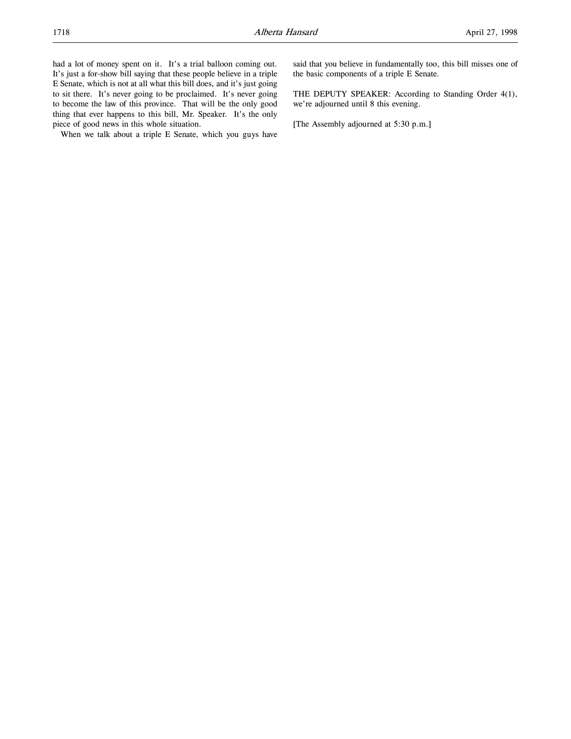had a lot of money spent on it. It's a trial balloon coming out. It's just a for-show bill saying that these people believe in a triple E Senate, which is not at all what this bill does, and it's just going to sit there. It's never going to be proclaimed. It's never going to become the law of this province. That will be the only good thing that ever happens to this bill, Mr. Speaker. It's the only piece of good news in this whole situation.

When we talk about a triple E Senate, which you guys have said that you believe in fundamentally too, this bill misses one of the basic components of a triple E Senate.

THE DEPUTY SPEAKER: According to Standing Order 4(1), we're adjourned until 8 this evening.

[The Assembly adjourned at 5:30 p.m.]